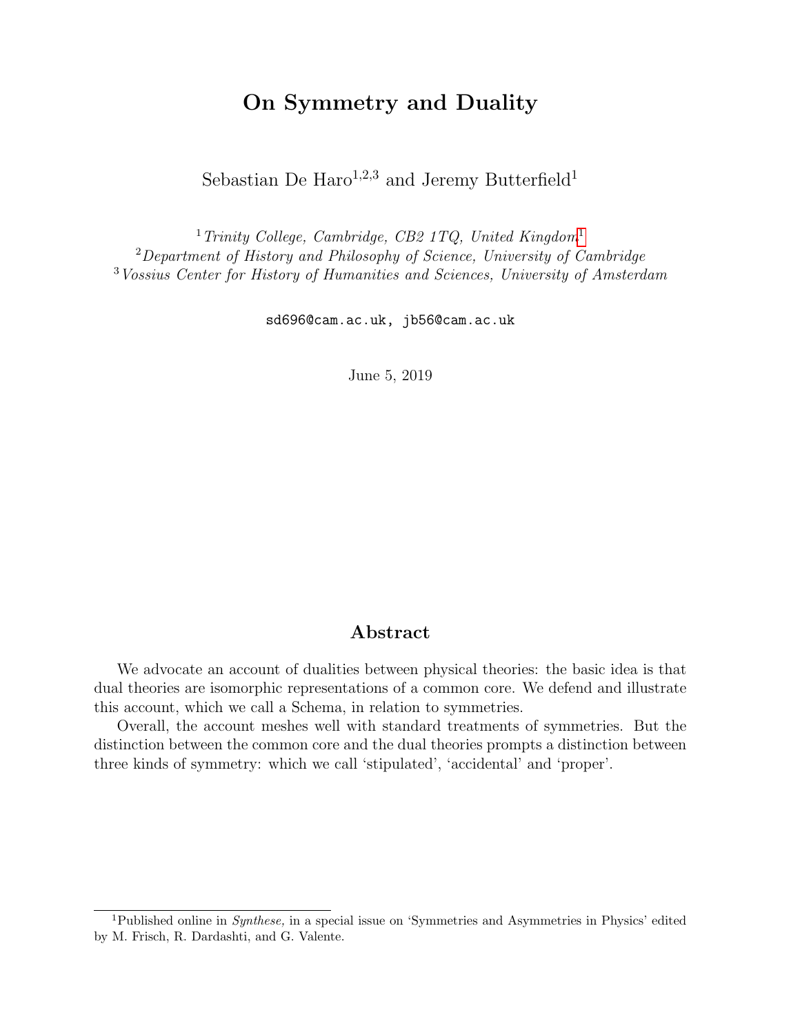# On Symmetry and Duality

Sebastian De Haro[1,2,3] and Jeremy Butterfield[1]

[1] *Trinity College, Cambridge, CB2 1TQ, United Kingdom*[1]
[2] *Department of History and Philosophy of Science, University of Cambridge*
[3] *Vossius Center for History of Humanities and Sciences, University of Amsterdam*

sd696@cam.ac.uk, jb56@cam.ac.uk

June 5, 2019

## Abstract

We advocate an account of dualities between physical theories: the basic idea is that dual theories are isomorphic representations of a common core. We defend and illustrate this account, which we call a Schema, in relation to symmetries.

Overall, the account meshes well with standard treatments of symmetries. But the distinction between the common core and the dual theories prompts a distinction between three kinds of symmetry: which we call 'stipulated', 'accidental' and 'proper'.

---

[1] Published online in *Synthese,* in a special issue on 'Symmetries and Asymmetries in Physics' edited by M. Frisch, R. Dardashti, and G. Valente.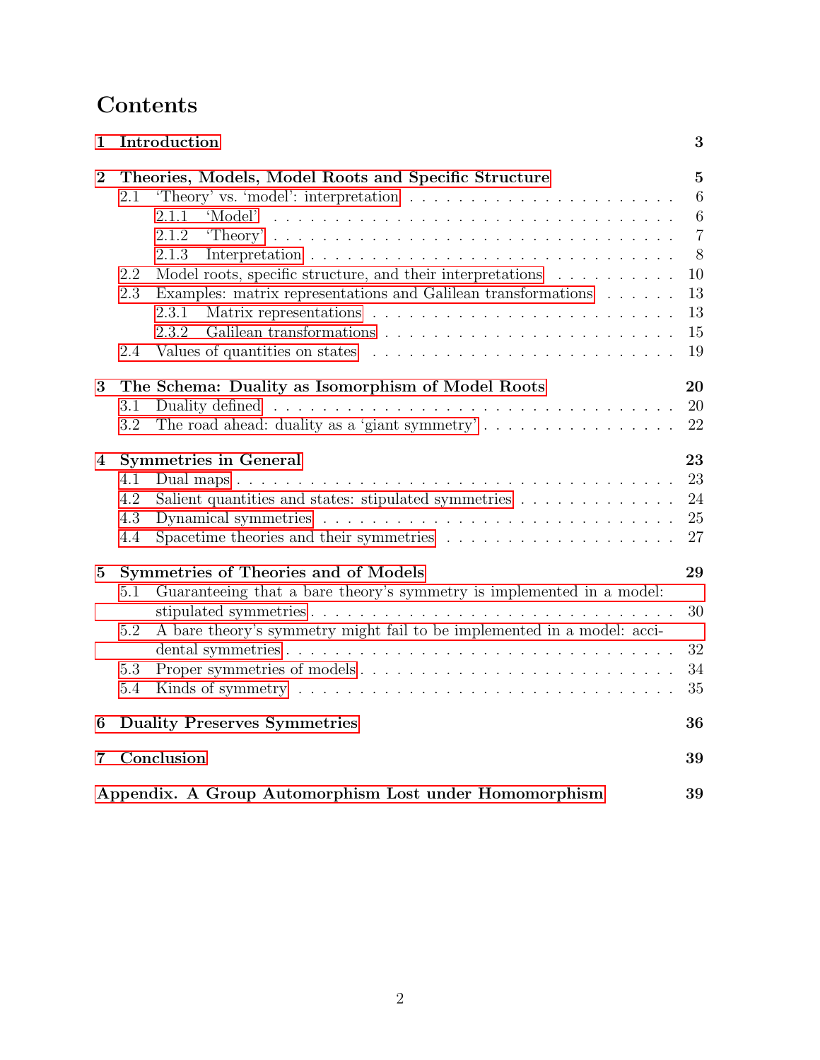# Contents

1 Introduction 3

2 Theories, Models, Model Roots and Specific Structure 5
- 2.1 'Theory' vs. 'model': interpretation 6
  - 2.1.1 'Model' 6
  - 2.1.2 'Theory' 7
  - 2.1.3 Interpretation 8
- 2.2 Model roots, specific structure, and their interpretations 10
- 2.3 Examples: matrix representations and Galilean transformations 13
  - 2.3.1 Matrix representations 13
  - 2.3.2 Galilean transformations 15
- 2.4 Values of quantities on states 19

3 The Schema: Duality as Isomorphism of Model Roots 20
- 3.1 Duality defined 20
- 3.2 The road ahead: duality as a 'giant symmetry' 22

4 Symmetries in General 23
- 4.1 Dual maps 23
- 4.2 Salient quantities and states: stipulated symmetries 24
- 4.3 Dynamical symmetries 25
- 4.4 Spacetime theories and their symmetries 27

5 Symmetries of Theories and of Models 29
- 5.1 Guaranteeing that a bare theory's symmetry is implemented in a model: stipulated symmetries 30
- 5.2 A bare theory's symmetry might fail to be implemented in a model: accidental symmetries 32
- 5.3 Proper symmetries of models 34
- 5.4 Kinds of symmetry 35

6 Duality Preserves Symmetries 36

7 Conclusion 39

Appendix. A Group Automorphism Lost under Homomorphism 39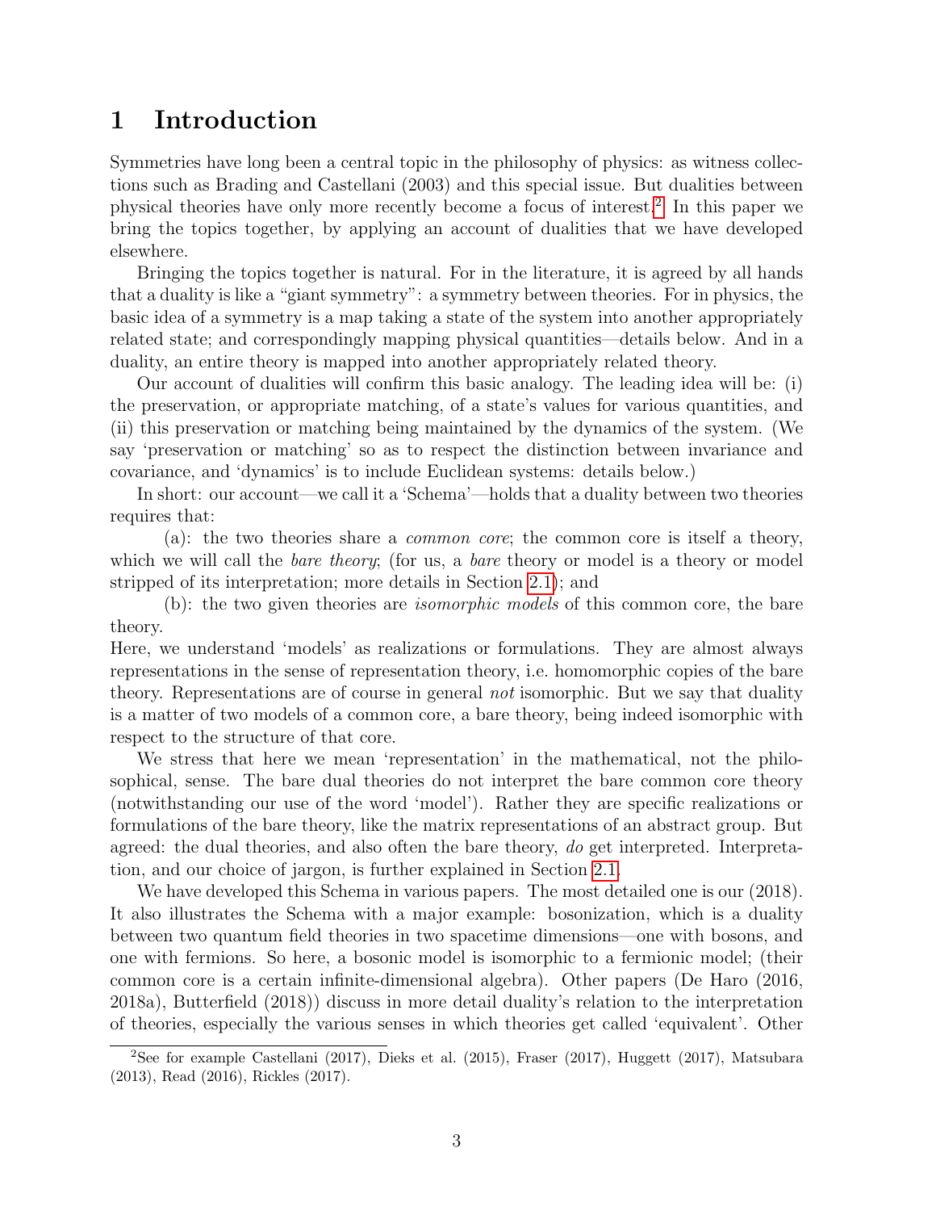# 1 Introduction

Symmetries have long been a central topic in the philosophy of physics: as witness collections such as Brading and Castellani (2003) and this special issue. But dualities between physical theories have only more recently become a focus of interest.[2] In this paper we bring the topics together, by applying an account of dualities that we have developed elsewhere.

Bringing the topics together is natural. For in the literature, it is agreed by all hands that a duality is like a "giant symmetry": a symmetry between theories. For in physics, the basic idea of a symmetry is a map taking a state of the system into another appropriately related state; and correspondingly mapping physical quantities—details below. And in a duality, an entire theory is mapped into another appropriately related theory.

Our account of dualities will confirm this basic analogy. The leading idea will be: (i) the preservation, or appropriate matching, of a state's values for various quantities, and (ii) this preservation or matching being maintained by the dynamics of the system. (We say 'preservation or matching' so as to respect the distinction between invariance and covariance, and 'dynamics' is to include Euclidean systems: details below.)

In short: our account—we call it a 'Schema'—holds that a duality between two theories requires that:

(a): the two theories share a *common core*; the common core is itself a theory, which we will call the *bare theory*; (for us, a *bare* theory or model is a theory or model stripped of its interpretation; more details in Section 2.1); and

(b): the two given theories are *isomorphic models* of this common core, the bare theory.

Here, we understand 'models' as realizations or formulations. They are almost always representations in the sense of representation theory, i.e. homomorphic copies of the bare theory. Representations are of course in general *not* isomorphic. But we say that duality is a matter of two models of a common core, a bare theory, being indeed isomorphic with respect to the structure of that core.

We stress that here we mean 'representation' in the mathematical, not the philosophical, sense. The bare dual theories do not interpret the bare common core theory (notwithstanding our use of the word 'model'). Rather they are specific realizations or formulations of the bare theory, like the matrix representations of an abstract group. But agreed: the dual theories, and also often the bare theory, *do* get interpreted. Interpretation, and our choice of jargon, is further explained in Section 2.1.

We have developed this Schema in various papers. The most detailed one is our (2018). It also illustrates the Schema with a major example: bosonization, which is a duality between two quantum field theories in two spacetime dimensions—one with bosons, and one with fermions. So here, a bosonic model is isomorphic to a fermionic model; (their common core is a certain infinite-dimensional algebra). Other papers (De Haro (2016, 2018a), Butterfield (2018)) discuss in more detail duality's relation to the interpretation of theories, especially the various senses in which theories get called 'equivalent'. Other

[2] See for example Castellani (2017), Dieks et al. (2015), Fraser (2017), Huggett (2017), Matsubara (2013), Read (2016), Rickles (2017).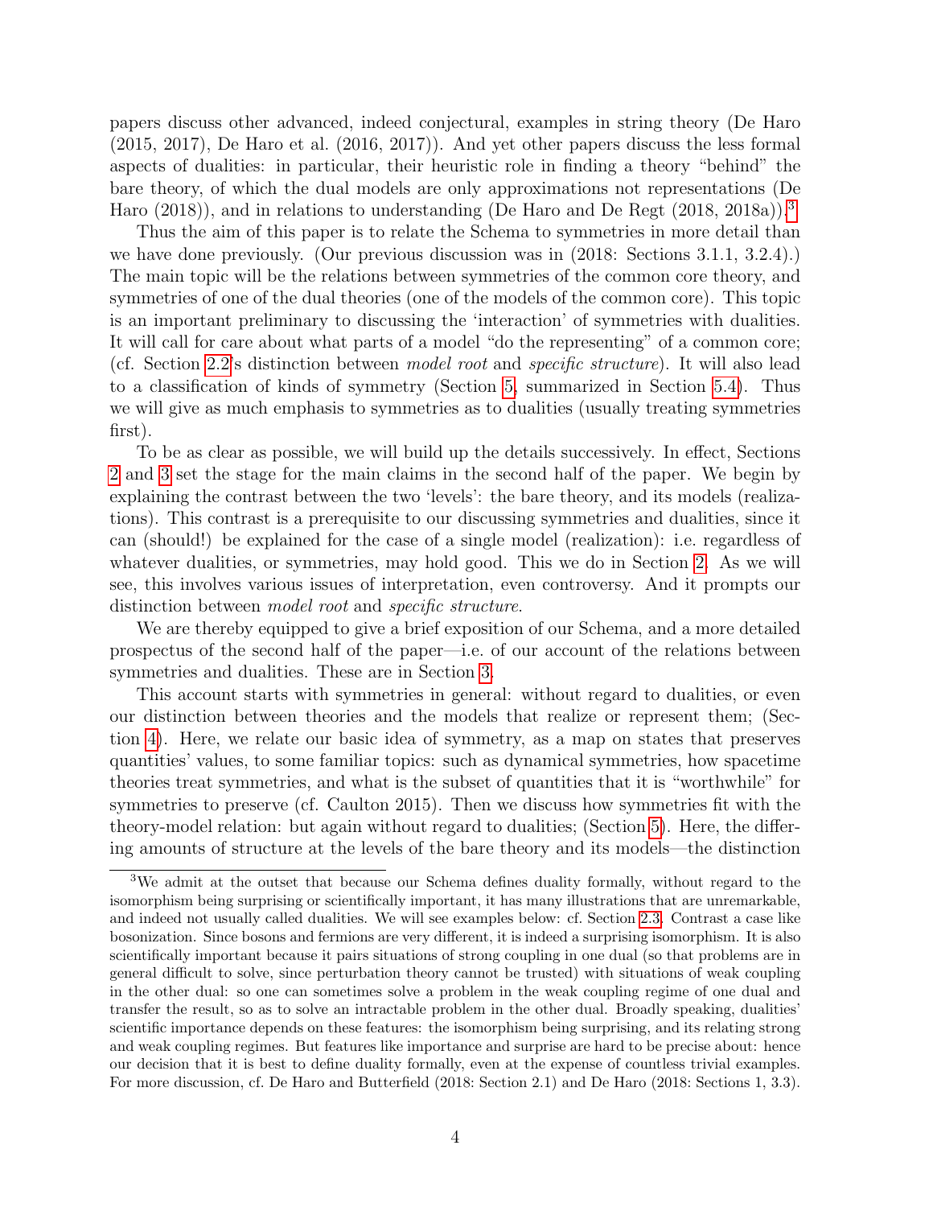papers discuss other advanced, indeed conjectural, examples in string theory (De Haro (2015, 2017), De Haro et al. (2016, 2017)). And yet other papers discuss the less formal aspects of dualities: in particular, their heuristic role in finding a theory "behind" the bare theory, of which the dual models are only approximations not representations (De Haro (2018)), and in relations to understanding (De Haro and De Regt (2018, 2018a)).[3]

Thus the aim of this paper is to relate the Schema to symmetries in more detail than we have done previously. (Our previous discussion was in (2018: Sections 3.1.1, 3.2.4).) The main topic will be the relations between symmetries of the common core theory, and symmetries of one of the dual theories (one of the models of the common core). This topic is an important preliminary to discussing the 'interaction' of symmetries with dualities. It will call for care about what parts of a model "do the representing" of a common core; (cf. Section 2.2's distinction between *model root* and *specific structure*). It will also lead to a classification of kinds of symmetry (Section 5, summarized in Section 5.4). Thus we will give as much emphasis to symmetries as to dualities (usually treating symmetries first).

To be as clear as possible, we will build up the details successively. In effect, Sections 2 and 3 set the stage for the main claims in the second half of the paper. We begin by explaining the contrast between the two 'levels': the bare theory, and its models (realizations). This contrast is a prerequisite to our discussing symmetries and dualities, since it can (should!) be explained for the case of a single model (realization): i.e. regardless of whatever dualities, or symmetries, may hold good. This we do in Section 2. As we will see, this involves various issues of interpretation, even controversy. And it prompts our distinction between *model root* and *specific structure*.

We are thereby equipped to give a brief exposition of our Schema, and a more detailed prospectus of the second half of the paper—i.e. of our account of the relations between symmetries and dualities. These are in Section 3.

This account starts with symmetries in general: without regard to dualities, or even our distinction between theories and the models that realize or represent them; (Section 4). Here, we relate our basic idea of symmetry, as a map on states that preserves quantities' values, to some familiar topics: such as dynamical symmetries, how spacetime theories treat symmetries, and what is the subset of quantities that it is "worthwhile" for symmetries to preserve (cf. Caulton 2015). Then we discuss how symmetries fit with the theory-model relation: but again without regard to dualities; (Section 5). Here, the differing amounts of structure at the levels of the bare theory and its models—the distinction

---

[3] We admit at the outset that because our Schema defines duality formally, without regard to the isomorphism being surprising or scientifically important, it has many illustrations that are unremarkable, and indeed not usually called dualities. We will see examples below: cf. Section 2.3. Contrast a case like bosonization. Since bosons and fermions are very different, it is indeed a surprising isomorphism. It is also scientifically important because it pairs situations of strong coupling in one dual (so that problems are in general difficult to solve, since perturbation theory cannot be trusted) with situations of weak coupling in the other dual: so one can sometimes solve a problem in the weak coupling regime of one dual and transfer the result, so as to solve an intractable problem in the other dual. Broadly speaking, dualities' scientific importance depends on these features: the isomorphism being surprising, and its relating strong and weak coupling regimes. But features like importance and surprise are hard to be precise about: hence our decision that it is best to define duality formally, even at the expense of countless trivial examples. For more discussion, cf. De Haro and Butterfield (2018: Section 2.1) and De Haro (2018: Sections 1, 3.3).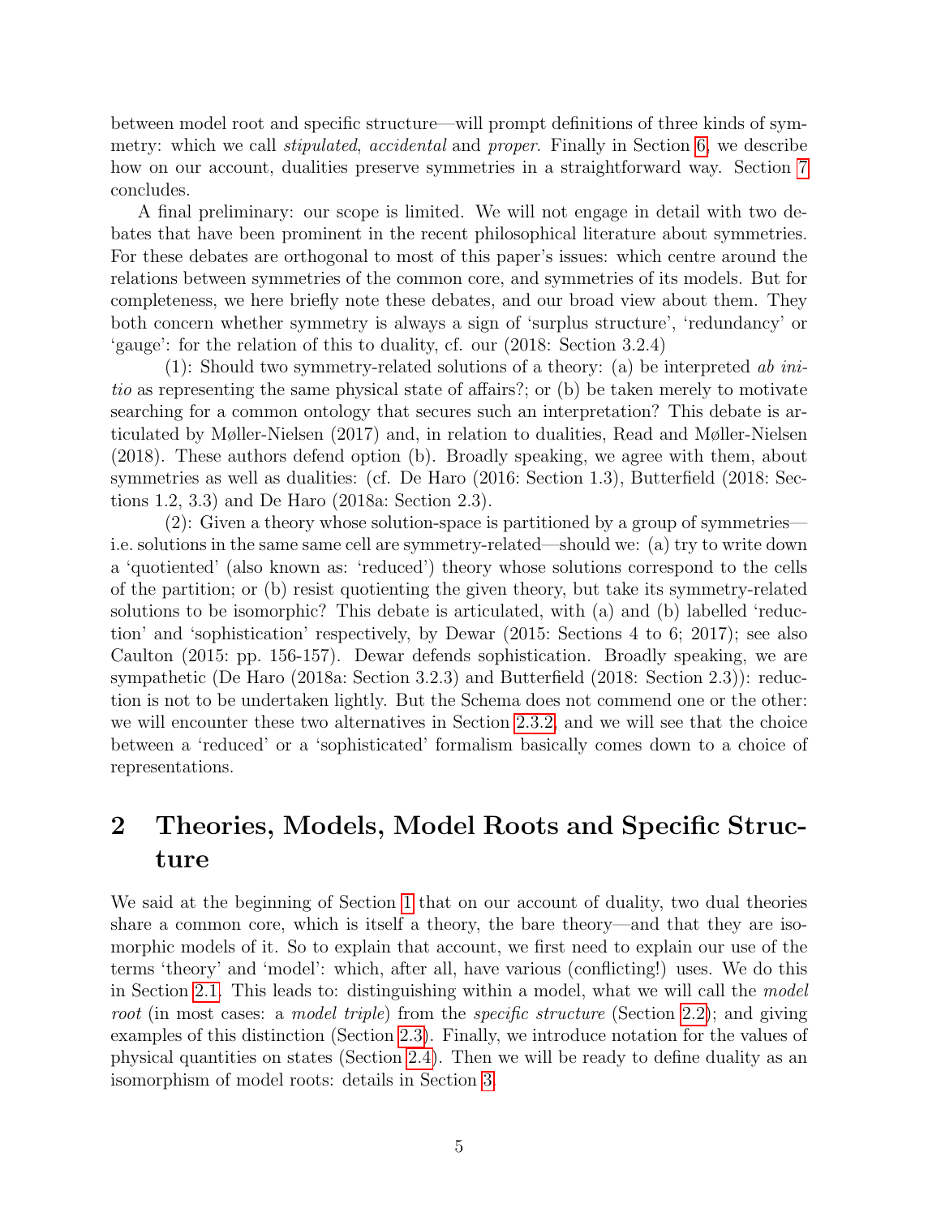between model root and specific structure—will prompt definitions of three kinds of symmetry: which we call *stipulated*, *accidental* and *proper*. Finally in Section 6, we describe how on our account, dualities preserve symmetries in a straightforward way. Section 7 concludes.

A final preliminary: our scope is limited. We will not engage in detail with two debates that have been prominent in the recent philosophical literature about symmetries. For these debates are orthogonal to most of this paper's issues: which centre around the relations between symmetries of the common core, and symmetries of its models. But for completeness, we here briefly note these debates, and our broad view about them. They both concern whether symmetry is always a sign of 'surplus structure', 'redundancy' or 'gauge': for the relation of this to duality, cf. our (2018: Section 3.2.4)

(1): Should two symmetry-related solutions of a theory: (a) be interpreted *ab initio* as representing the same physical state of affairs?; or (b) be taken merely to motivate searching for a common ontology that secures such an interpretation? This debate is articulated by Møller-Nielsen (2017) and, in relation to dualities, Read and Møller-Nielsen (2018). These authors defend option (b). Broadly speaking, we agree with them, about symmetries as well as dualities: (cf. De Haro (2016: Section 1.3), Butterfield (2018: Sections 1.2, 3.3) and De Haro (2018a: Section 2.3).

(2): Given a theory whose solution-space is partitioned by a group of symmetries—i.e. solutions in the same same cell are symmetry-related—should we: (a) try to write down a 'quotiented' (also known as: 'reduced') theory whose solutions correspond to the cells of the partition; or (b) resist quotienting the given theory, but take its symmetry-related solutions to be isomorphic? This debate is articulated, with (a) and (b) labelled 'reduction' and 'sophistication' respectively, by Dewar (2015: Sections 4 to 6; 2017); see also Caulton (2015: pp. 156-157). Dewar defends sophistication. Broadly speaking, we are sympathetic (De Haro (2018a: Section 3.2.3) and Butterfield (2018: Section 2.3)): reduction is not to be undertaken lightly. But the Schema does not commend one or the other: we will encounter these two alternatives in Section 2.3.2, and we will see that the choice between a 'reduced' or a 'sophisticated' formalism basically comes down to a choice of representations.

## 2 Theories, Models, Model Roots and Specific Structure

We said at the beginning of Section 1 that on our account of duality, two dual theories share a common core, which is itself a theory, the bare theory—and that they are isomorphic models of it. So to explain that account, we first need to explain our use of the terms 'theory' and 'model': which, after all, have various (conflicting!) uses. We do this in Section 2.1. This leads to: distinguishing within a model, what we will call the *model root* (in most cases: a *model triple*) from the *specific structure* (Section 2.2); and giving examples of this distinction (Section 2.3). Finally, we introduce notation for the values of physical quantities on states (Section 2.4). Then we will be ready to define duality as an isomorphism of model roots: details in Section 3.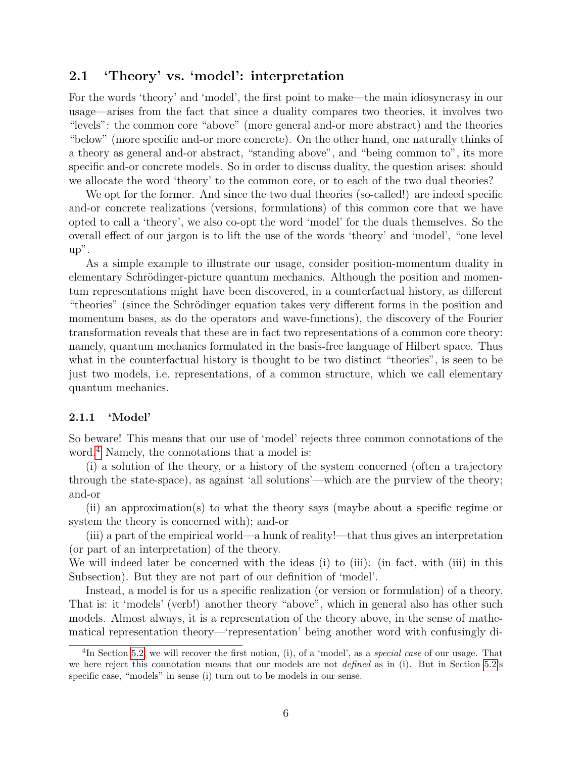## 2.1 'Theory' vs. 'model': interpretation

For the words 'theory' and 'model', the first point to make—the main idiosyncrasy in our usage—arises from the fact that since a duality compares two theories, it involves two "levels": the common core "above" (more general and-or more abstract) and the theories "below" (more specific and-or more concrete). On the other hand, one naturally thinks of a theory as general and-or abstract, "standing above", and "being common to", its more specific and-or concrete models. So in order to discuss duality, the question arises: should we allocate the word 'theory' to the common core, or to each of the two dual theories?

We opt for the former. And since the two dual theories (so-called!) are indeed specific and-or concrete realizations (versions, formulations) of this common core that we have opted to call a 'theory', we also co-opt the word 'model' for the duals themselves. So the overall effect of our jargon is to lift the use of the words 'theory' and 'model', "one level up".

As a simple example to illustrate our usage, consider position-momentum duality in elementary Schrödinger-picture quantum mechanics. Although the position and momentum representations might have been discovered, in a counterfactual history, as different "theories" (since the Schrödinger equation takes very different forms in the position and momentum bases, as do the operators and wave-functions), the discovery of the Fourier transformation reveals that these are in fact two representations of a common core theory: namely, quantum mechanics formulated in the basis-free language of Hilbert space. Thus what in the counterfactual history is thought to be two distinct "theories", is seen to be just two models, i.e. representations, of a common structure, which we call elementary quantum mechanics.

### 2.1.1 'Model'

So beware! This means that our use of 'model' rejects three common connotations of the word.[4] Namely, the connotations that a model is:

(i) a solution of the theory, or a history of the system concerned (often a trajectory through the state-space), as against 'all solutions'—which are the purview of the theory; and-or

(ii) an approximation(s) to what the theory says (maybe about a specific regime or system the theory is concerned with); and-or

(iii) a part of the empirical world—a hunk of reality!—that thus gives an interpretation (or part of an interpretation) of the theory.

We will indeed later be concerned with the ideas (i) to (iii): (in fact, with (iii) in this Subsection). But they are not part of our definition of 'model'.

Instead, a model is for us a specific realization (or version or formulation) of a theory. That is: it 'models' (verb!) another theory "above", which in general also has other such models. Almost always, it is a representation of the theory above, in the sense of mathematical representation theory—'representation' being another word with confusingly di-

[4] In Section 5.2, we will recover the first notion, (i), of a 'model', as a *special case* of our usage. That we here reject this connotation means that our models are not *defined* as in (i). But in Section 5.2's specific case, "models" in sense (i) turn out to be models in our sense.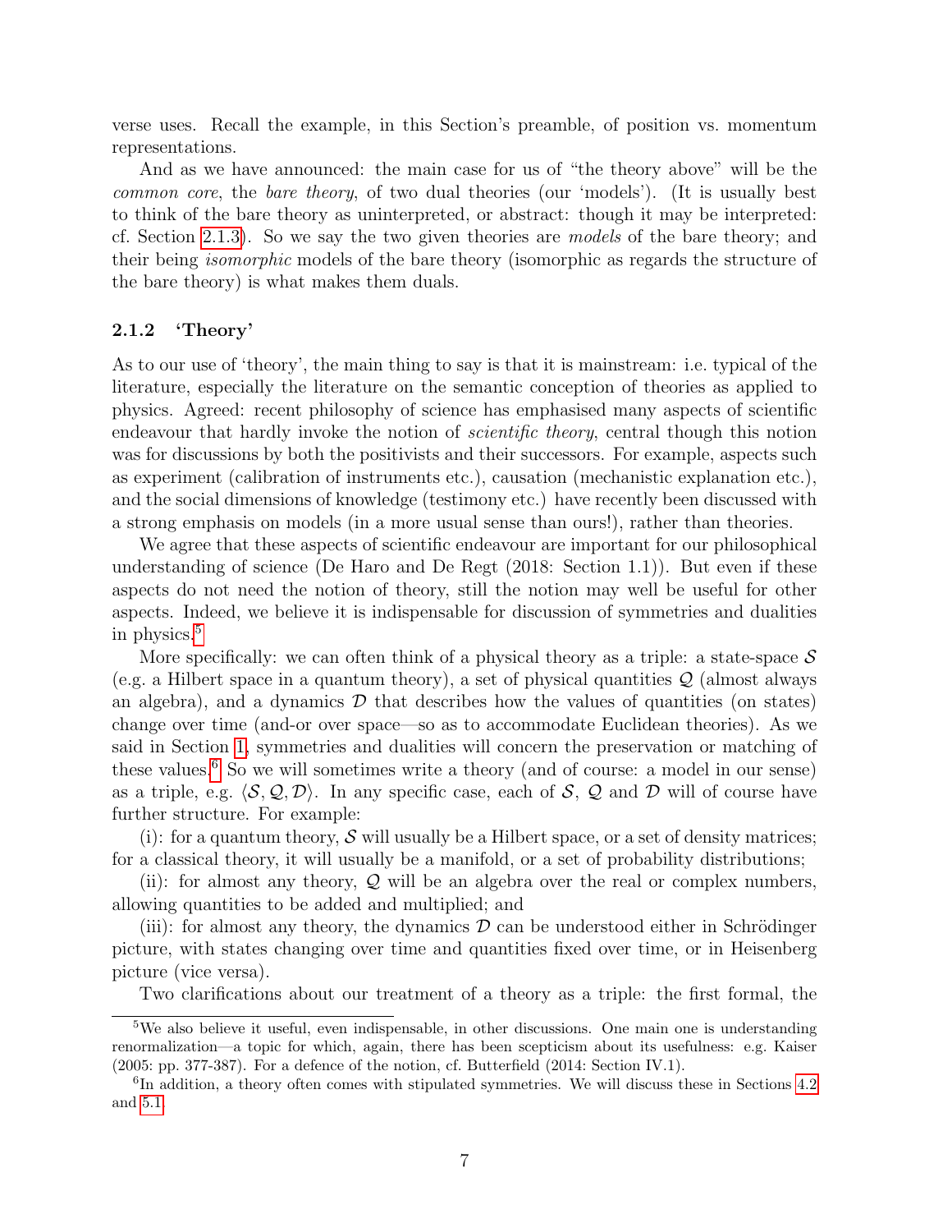verse uses. Recall the example, in this Section's preamble, of position vs. momentum representations.

And as we have announced: the main case for us of "the theory above" will be the *common core*, the *bare theory*, of two dual theories (our 'models'). (It is usually best to think of the bare theory as uninterpreted, or abstract: though it may be interpreted: cf. Section 2.1.3). So we say the two given theories are *models* of the bare theory; and their being *isomorphic* models of the bare theory (isomorphic as regards the structure of the bare theory) is what makes them duals.

### 2.1.2 'Theory'

As to our use of 'theory', the main thing to say is that it is mainstream: i.e. typical of the literature, especially the literature on the semantic conception of theories as applied to physics. Agreed: recent philosophy of science has emphasised many aspects of scientific endeavour that hardly invoke the notion of *scientific theory*, central though this notion was for discussions by both the positivists and their successors. For example, aspects such as experiment (calibration of instruments etc.), causation (mechanistic explanation etc.), and the social dimensions of knowledge (testimony etc.) have recently been discussed with a strong emphasis on models (in a more usual sense than ours!), rather than theories.

We agree that these aspects of scientific endeavour are important for our philosophical understanding of science (De Haro and De Regt (2018: Section 1.1)). But even if these aspects do not need the notion of theory, still the notion may well be useful for other aspects. Indeed, we believe it is indispensable for discussion of symmetries and dualities in physics.[5]

More specifically: we can often think of a physical theory as a triple: a state-space $\mathcal{S}$ (e.g. a Hilbert space in a quantum theory), a set of physical quantities $\mathcal{Q}$ (almost always an algebra), and a dynamics $\mathcal{D}$ that describes how the values of quantities (on states) change over time (and-or over space—so as to accommodate Euclidean theories). As we said in Section 1, symmetries and dualities will concern the preservation or matching of these values.[6] So we will sometimes write a theory (and of course: a model in our sense) as a triple, e.g. $\langle \mathcal{S}, \mathcal{Q}, \mathcal{D} \rangle$. In any specific case, each of $\mathcal{S}$, $\mathcal{Q}$ and $\mathcal{D}$ will of course have further structure. For example:

(i): for a quantum theory, $\mathcal{S}$ will usually be a Hilbert space, or a set of density matrices; for a classical theory, it will usually be a manifold, or a set of probability distributions;

(ii): for almost any theory, $\mathcal{Q}$ will be an algebra over the real or complex numbers, allowing quantities to be added and multiplied; and

(iii): for almost any theory, the dynamics $\mathcal{D}$ can be understood either in Schrödinger picture, with states changing over time and quantities fixed over time, or in Heisenberg picture (vice versa).

Two clarifications about our treatment of a theory as a triple: the first formal, the

---

[5] We also believe it useful, even indispensable, in other discussions. One main one is understanding renormalization—a topic for which, again, there has been scepticism about its usefulness: e.g. Kaiser (2005: pp. 377-387). For a defence of the notion, cf. Butterfield (2014: Section IV.1).

[6] In addition, a theory often comes with stipulated symmetries. We will discuss these in Sections 4.2 and 5.1.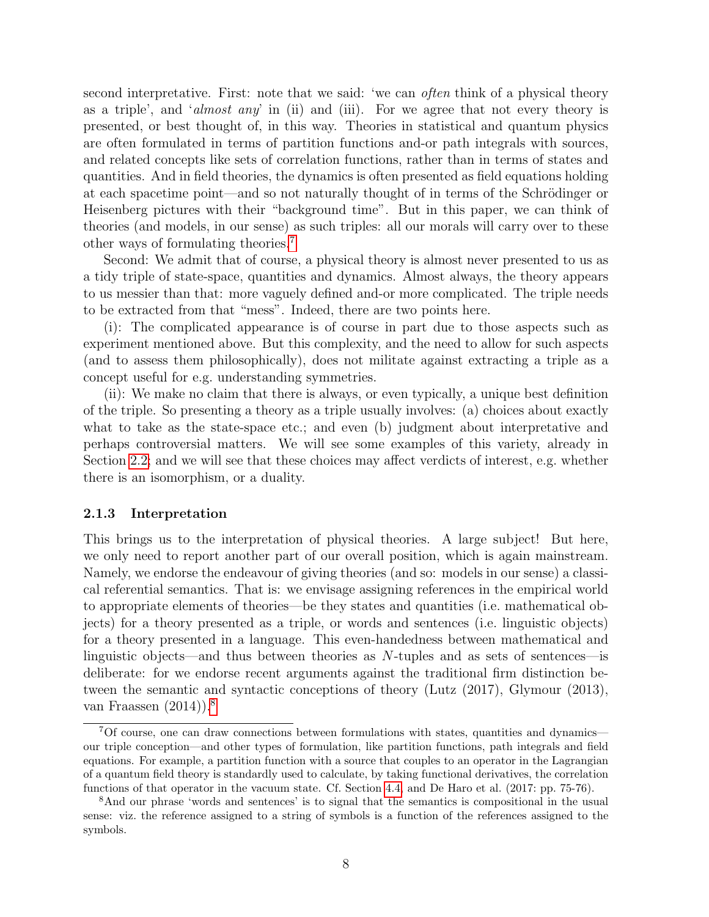second interpretative. First: note that we said: 'we can *often* think of a physical theory as a triple', and '*almost any*' in (ii) and (iii). For we agree that not every theory is presented, or best thought of, in this way. Theories in statistical and quantum physics are often formulated in terms of partition functions and-or path integrals with sources, and related concepts like sets of correlation functions, rather than in terms of states and quantities. And in field theories, the dynamics is often presented as field equations holding at each spacetime point—and so not naturally thought of in terms of the Schrödinger or Heisenberg pictures with their "background time". But in this paper, we can think of theories (and models, in our sense) as such triples: all our morals will carry over to these other ways of formulating theories.[7]

Second: We admit that of course, a physical theory is almost never presented to us as a tidy triple of state-space, quantities and dynamics. Almost always, the theory appears to us messier than that: more vaguely defined and-or more complicated. The triple needs to be extracted from that "mess". Indeed, there are two points here.

(i): The complicated appearance is of course in part due to those aspects such as experiment mentioned above. But this complexity, and the need to allow for such aspects (and to assess them philosophically), does not militate against extracting a triple as a concept useful for e.g. understanding symmetries.

(ii): We make no claim that there is always, or even typically, a unique best definition of the triple. So presenting a theory as a triple usually involves: (a) choices about exactly what to take as the state-space etc.; and even (b) judgment about interpretative and perhaps controversial matters. We will see some examples of this variety, already in Section 2.2; and we will see that these choices may affect verdicts of interest, e.g. whether there is an isomorphism, or a duality.

### 2.1.3 Interpretation

This brings us to the interpretation of physical theories. A large subject! But here, we only need to report another part of our overall position, which is again mainstream. Namely, we endorse the endeavour of giving theories (and so: models in our sense) a classical referential semantics. That is: we envisage assigning references in the empirical world to appropriate elements of theories—be they states and quantities (i.e. mathematical objects) for a theory presented as a triple, or words and sentences (i.e. linguistic objects) for a theory presented in a language. This even-handedness between mathematical and linguistic objects—and thus between theories as $N$-tuples and as sets of sentences—is deliberate: for we endorse recent arguments against the traditional firm distinction between the semantic and syntactic conceptions of theory (Lutz (2017), Glymour (2013), van Fraassen (2014)).[8]

[7] Of course, one can draw connections between formulations with states, quantities and dynamics—our triple conception—and other types of formulation, like partition functions, path integrals and field equations. For example, a partition function with a source that couples to an operator in the Lagrangian of a quantum field theory is standardly used to calculate, by taking functional derivatives, the correlation functions of that operator in the vacuum state. Cf. Section 4.4, and De Haro et al. (2017: pp. 75-76).

[8] And our phrase 'words and sentences' is to signal that the semantics is compositional in the usual sense: viz. the reference assigned to a string of symbols is a function of the references assigned to the symbols.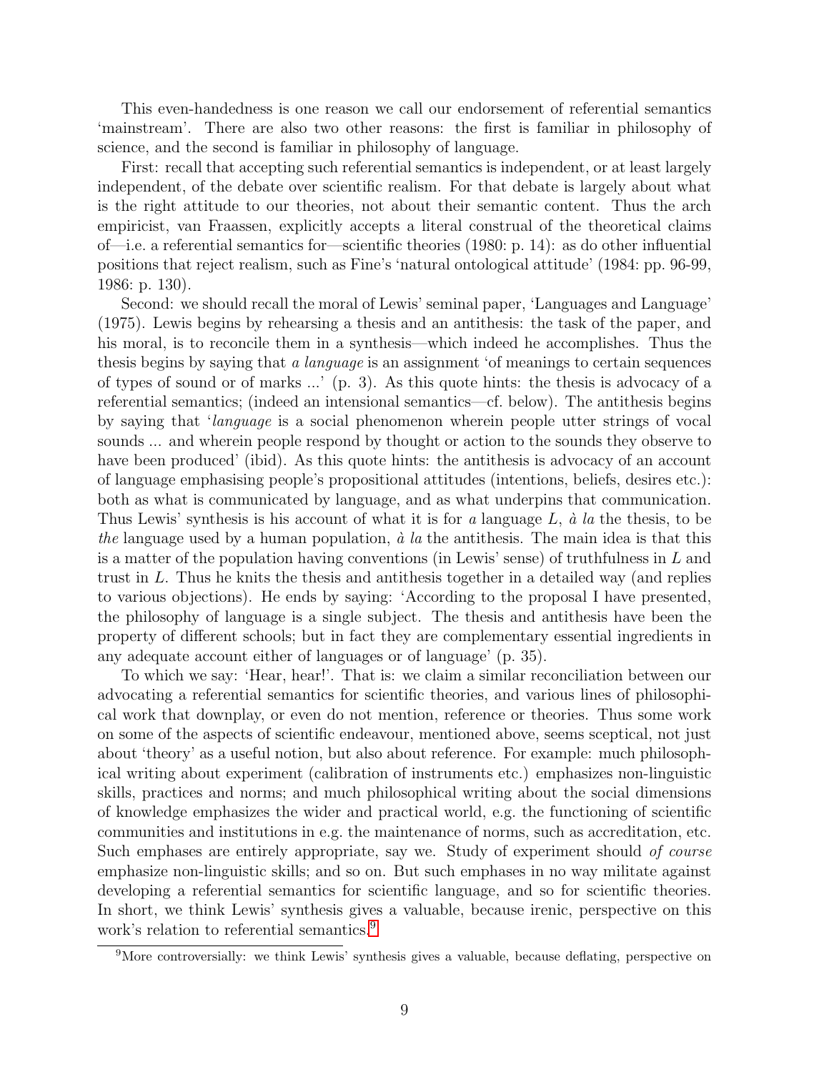This even-handedness is one reason we call our endorsement of referential semantics 'mainstream'. There are also two other reasons: the first is familiar in philosophy of science, and the second is familiar in philosophy of language.

First: recall that accepting such referential semantics is independent, or at least largely independent, of the debate over scientific realism. For that debate is largely about what is the right attitude to our theories, not about their semantic content. Thus the arch empiricist, van Fraassen, explicitly accepts a literal construal of the theoretical claims of—i.e. a referential semantics for—scientific theories (1980: p. 14): as do other influential positions that reject realism, such as Fine's 'natural ontological attitude' (1984: pp. 96-99, 1986: p. 130).

Second: we should recall the moral of Lewis' seminal paper, 'Languages and Language' (1975). Lewis begins by rehearsing a thesis and an antithesis: the task of the paper, and his moral, is to reconcile them in a synthesis—which indeed he accomplishes. Thus the thesis begins by saying that *a language* is an assignment 'of meanings to certain sequences of types of sound or of marks ...' (p. 3). As this quote hints: the thesis is advocacy of a referential semantics; (indeed an intensional semantics—cf. below). The antithesis begins by saying that '*language* is a social phenomenon wherein people utter strings of vocal sounds ... and wherein people respond by thought or action to the sounds they observe to have been produced' (ibid). As this quote hints: the antithesis is advocacy of an account of language emphasising people's propositional attitudes (intentions, beliefs, desires etc.): both as what is communicated by language, and as what underpins that communication. Thus Lewis' synthesis is his account of what it is for *a* language $L$, *à la* the thesis, to be *the* language used by a human population, *à la* the antithesis. The main idea is that this is a matter of the population having conventions (in Lewis' sense) of truthfulness in $L$ and trust in $L$. Thus he knits the thesis and antithesis together in a detailed way (and replies to various objections). He ends by saying: 'According to the proposal I have presented, the philosophy of language is a single subject. The thesis and antithesis have been the property of different schools; but in fact they are complementary essential ingredients in any adequate account either of languages or of language' (p. 35).

To which we say: 'Hear, hear!'. That is: we claim a similar reconciliation between our advocating a referential semantics for scientific theories, and various lines of philosophical work that downplay, or even do not mention, reference or theories. Thus some work on some of the aspects of scientific endeavour, mentioned above, seems sceptical, not just about 'theory' as a useful notion, but also about reference. For example: much philosophical writing about experiment (calibration of instruments etc.) emphasizes non-linguistic skills, practices and norms; and much philosophical writing about the social dimensions of knowledge emphasizes the wider and practical world, e.g. the functioning of scientific communities and institutions in e.g. the maintenance of norms, such as accreditation, etc. Such emphases are entirely appropriate, say we. Study of experiment should *of course* emphasize non-linguistic skills; and so on. But such emphases in no way militate against developing a referential semantics for scientific language, and so for scientific theories. In short, we think Lewis' synthesis gives a valuable, because irenic, perspective on this work's relation to referential semantics.[9]

[9] More controversially: we think Lewis' synthesis gives a valuable, because deflating, perspective on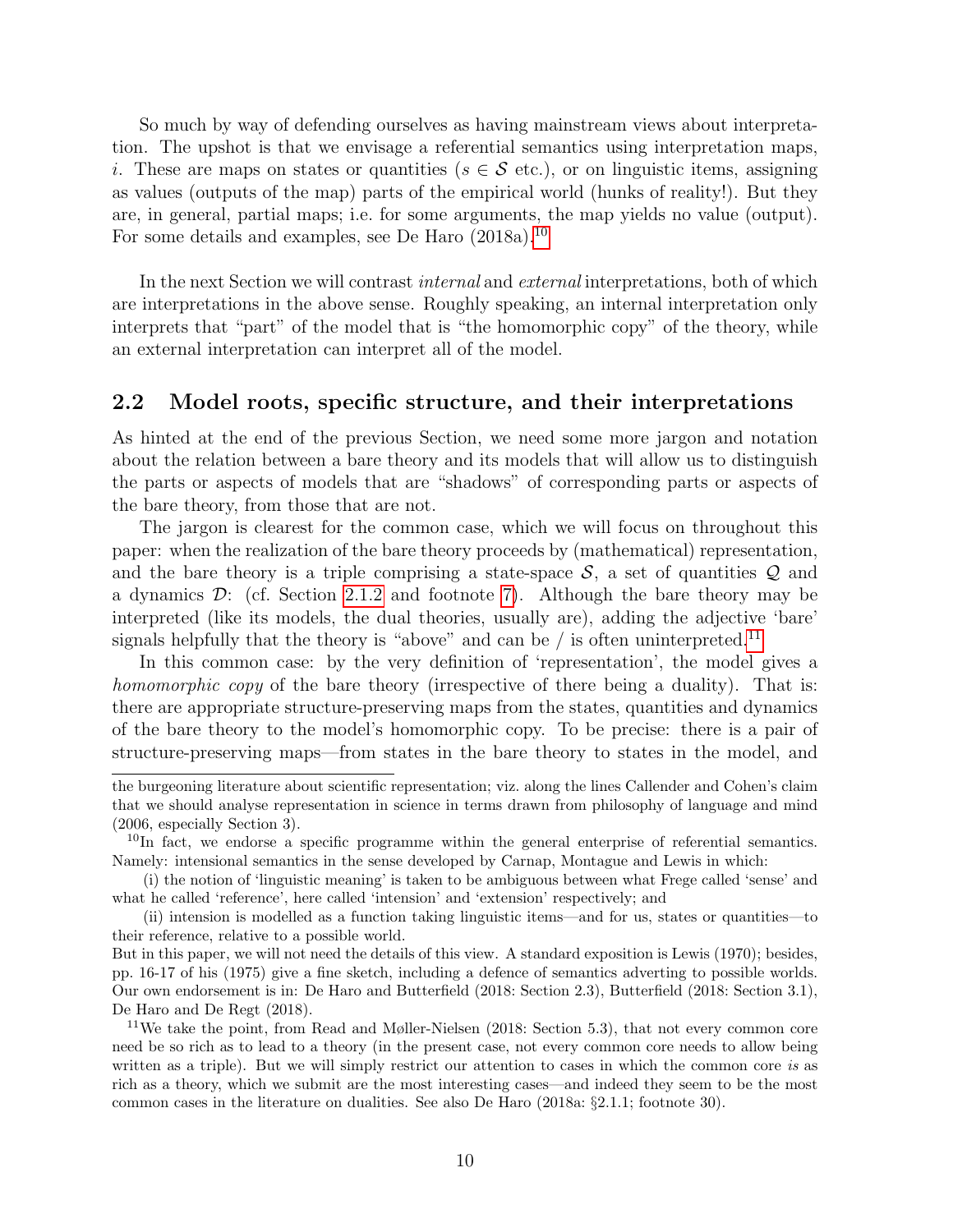So much by way of defending ourselves as having mainstream views about interpretation. The upshot is that we envisage a referential semantics using interpretation maps, $i$. These are maps on states or quantities ($s \in \mathcal{S}$ etc.), or on linguistic items, assigning as values (outputs of the map) parts of the empirical world (hunks of reality!). But they are, in general, partial maps; i.e. for some arguments, the map yields no value (output). For some details and examples, see De Haro (2018a).[10]

In the next Section we will contrast *internal* and *external* interpretations, both of which are interpretations in the above sense. Roughly speaking, an internal interpretation only interprets that "part" of the model that is "the homomorphic copy" of the theory, while an external interpretation can interpret all of the model.

## 2.2 Model roots, specific structure, and their interpretations

As hinted at the end of the previous Section, we need some more jargon and notation about the relation between a bare theory and its models that will allow us to distinguish the parts or aspects of models that are "shadows" of corresponding parts or aspects of the bare theory, from those that are not.

The jargon is clearest for the common case, which we will focus on throughout this paper: when the realization of the bare theory proceeds by (mathematical) representation, and the bare theory is a triple comprising a state-space $\mathcal{S}$, a set of quantities $\mathcal{Q}$ and a dynamics $\mathcal{D}$: (cf. Section 2.1.2 and footnote 7). Although the bare theory may be interpreted (like its models, the dual theories, usually are), adding the adjective 'bare' signals helpfully that the theory is "above" and can be / is often uninterpreted.[11]

In this common case: by the very definition of 'representation', the model gives a *homomorphic copy* of the bare theory (irrespective of there being a duality). That is: there are appropriate structure-preserving maps from the states, quantities and dynamics of the bare theory to the model's homomorphic copy. To be precise: there is a pair of structure-preserving maps—from states in the bare theory to states in the model, and

---

the burgeoning literature about scientific representation; viz. along the lines Callender and Cohen's claim that we should analyse representation in science in terms drawn from philosophy of language and mind (2006, especially Section 3).

[10] In fact, we endorse a specific programme within the general enterprise of referential semantics. Namely: intensional semantics in the sense developed by Carnap, Montague and Lewis in which:

(i) the notion of 'linguistic meaning' is taken to be ambiguous between what Frege called 'sense' and what he called 'reference', here called 'intension' and 'extension' respectively; and

(ii) intension is modelled as a function taking linguistic items—and for us, states or quantities—to their reference, relative to a possible world.

But in this paper, we will not need the details of this view. A standard exposition is Lewis (1970); besides, pp. 16-17 of his (1975) give a fine sketch, including a defence of semantics adverting to possible worlds. Our own endorsement is in: De Haro and Butterfield (2018: Section 2.3), Butterfield (2018: Section 3.1), De Haro and De Regt (2018).

[11] We take the point, from Read and Møller-Nielsen (2018: Section 5.3), that not every common core need be so rich as to lead to a theory (in the present case, not every common core needs to allow being written as a triple). But we will simply restrict our attention to cases in which the common core *is* as rich as a theory, which we submit are the most interesting cases—and indeed they seem to be the most common cases in the literature on dualities. See also De Haro (2018a: §2.1.1; footnote 30).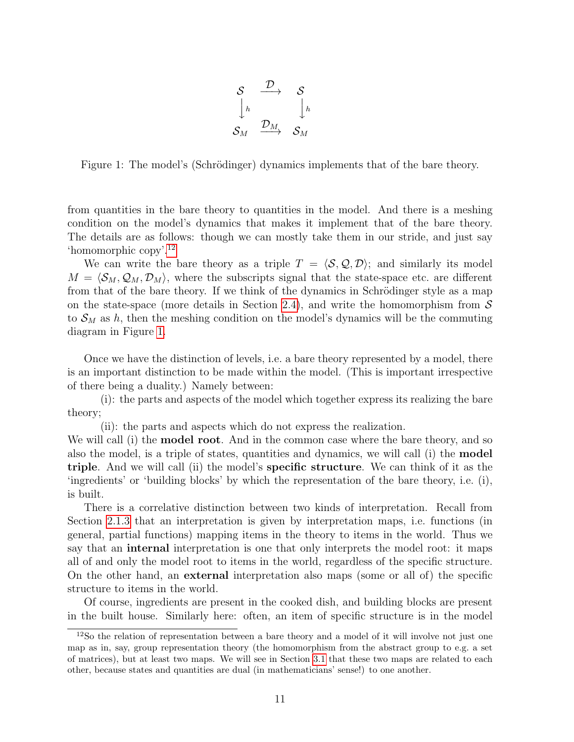$$
\begin{array}{ccc}
\mathcal{S} & \xrightarrow{\mathcal{D}} & \mathcal{S} \\
\downarrow h & & \downarrow h \\
\mathcal{S}_M & \xrightarrow{\mathcal{D}_M} & \mathcal{S}_M
\end{array}
$$

Figure 1: The model's (Schrödinger) dynamics implements that of the bare theory.

from quantities in the bare theory to quantities in the model. And there is a meshing condition on the model's dynamics that makes it implement that of the bare theory. The details are as follows: though we can mostly take them in our stride, and just say 'homomorphic copy'.[12]

We can write the bare theory as a triple $T = \langle \mathcal{S}, \mathcal{Q}, \mathcal{D} \rangle$; and similarly its model $M = \langle \mathcal{S}_M, \mathcal{Q}_M, \mathcal{D}_M \rangle$, where the subscripts signal that the state-space etc. are different from that of the bare theory. If we think of the dynamics in Schrödinger style as a map on the state-space (more details in Section 2.4), and write the homomorphism from $\mathcal{S}$ to $\mathcal{S}_M$ as $h$, then the meshing condition on the model's dynamics will be the commuting diagram in Figure 1.

Once we have the distinction of levels, i.e. a bare theory represented by a model, there is an important distinction to be made within the model. (This is important irrespective of there being a duality.) Namely between:

(i): the parts and aspects of the model which together express its realizing the bare theory;

(ii): the parts and aspects which do not express the realization.

We will call (i) the **model root**. And in the common case where the bare theory, and so also the model, is a triple of states, quantities and dynamics, we will call (i) the **model triple**. And we will call (ii) the model's **specific structure**. We can think of it as the 'ingredients' or 'building blocks' by which the representation of the bare theory, i.e. (i), is built.

There is a correlative distinction between two kinds of interpretation. Recall from Section 2.1.3 that an interpretation is given by interpretation maps, i.e. functions (in general, partial functions) mapping items in the theory to items in the world. Thus we say that an **internal** interpretation is one that only interprets the model root: it maps all of and only the model root to items in the world, regardless of the specific structure. On the other hand, an **external** interpretation also maps (some or all of) the specific structure to items in the world.

Of course, ingredients are present in the cooked dish, and building blocks are present in the built house. Similarly here: often, an item of specific structure is in the model

[12] So the relation of representation between a bare theory and a model of it will involve not just one map as in, say, group representation theory (the homomorphism from the abstract group to e.g. a set of matrices), but at least two maps. We will see in Section 3.1 that these two maps are related to each other, because states and quantities are dual (in mathematicians' sense!) to one another.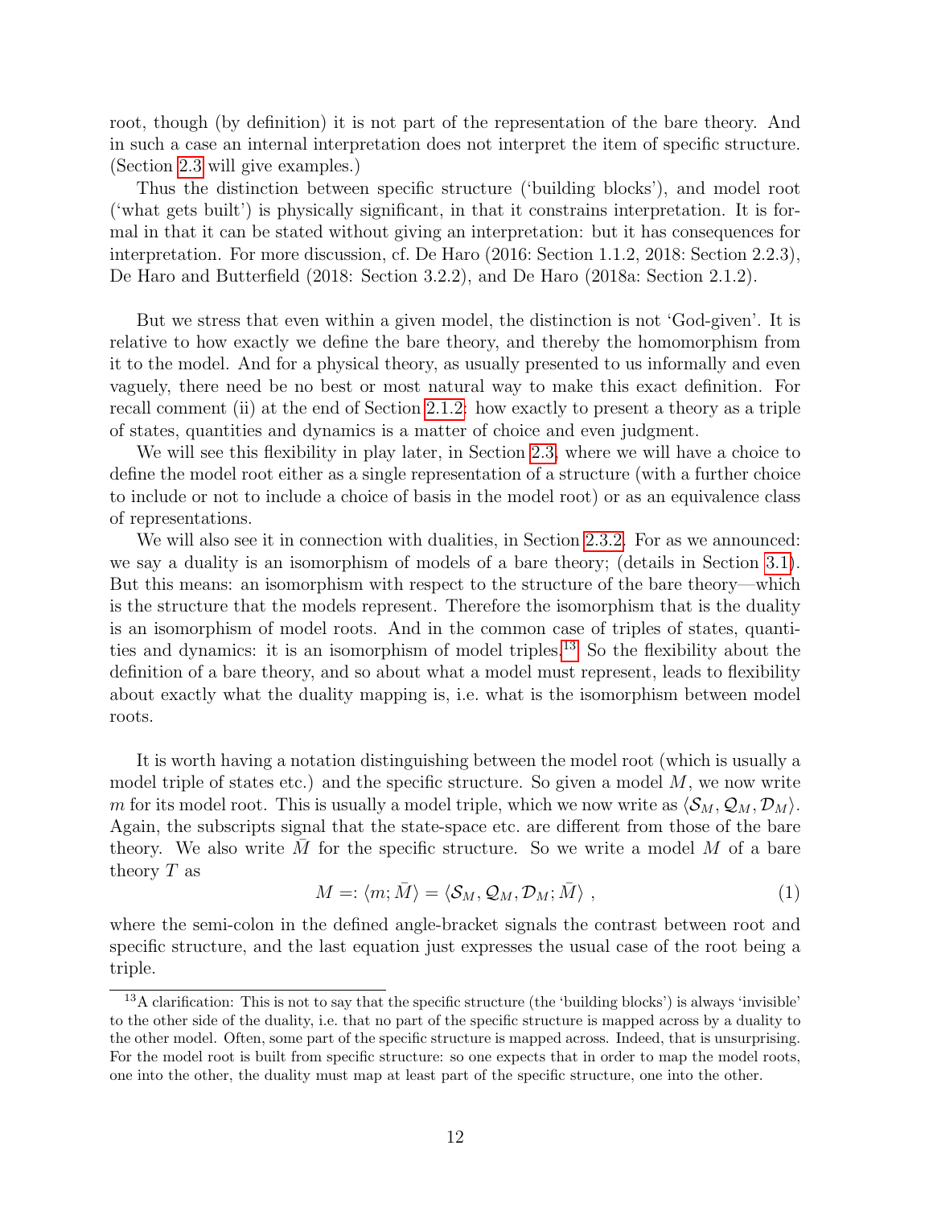root, though (by definition) it is not part of the representation of the bare theory. And in such a case an internal interpretation does not interpret the item of specific structure. (Section 2.3 will give examples.)

Thus the distinction between specific structure ('building blocks'), and model root ('what gets built') is physically significant, in that it constrains interpretation. It is formal in that it can be stated without giving an interpretation: but it has consequences for interpretation. For more discussion, cf. De Haro (2016: Section 1.1.2, 2018: Section 2.2.3), De Haro and Butterfield (2018: Section 3.2.2), and De Haro (2018a: Section 2.1.2).

But we stress that even within a given model, the distinction is not 'God-given'. It is relative to how exactly we define the bare theory, and thereby the homomorphism from it to the model. And for a physical theory, as usually presented to us informally and even vaguely, there need be no best or most natural way to make this exact definition. For recall comment (ii) at the end of Section 2.1.2: how exactly to present a theory as a triple of states, quantities and dynamics is a matter of choice and even judgment.

We will see this flexibility in play later, in Section 2.3, where we will have a choice to define the model root either as a single representation of a structure (with a further choice to include or not to include a choice of basis in the model root) or as an equivalence class of representations.

We will also see it in connection with dualities, in Section 2.3.2. For as we announced: we say a duality is an isomorphism of models of a bare theory; (details in Section 3.1). But this means: an isomorphism with respect to the structure of the bare theory—which is the structure that the models represent. Therefore the isomorphism that is the duality is an isomorphism of model roots. And in the common case of triples of states, quantities and dynamics: it is an isomorphism of model triples.[13] So the flexibility about the definition of a bare theory, and so about what a model must represent, leads to flexibility about exactly what the duality mapping is, i.e. what is the isomorphism between model roots.

It is worth having a notation distinguishing between the model root (which is usually a model triple of states etc.) and the specific structure. So given a model $M$, we now write $m$ for its model root. This is usually a model triple, which we now write as $\langle \mathcal{S}_M, \mathcal{Q}_M, \mathcal{D}_M \rangle$. Again, the subscripts signal that the state-space etc. are different from those of the bare theory. We also write $\bar{M}$ for the specific structure. So we write a model $M$ of a bare theory $T$ as

$$M =: \langle m; \bar{M} \rangle = \langle \mathcal{S}_M, \mathcal{Q}_M, \mathcal{D}_M; \bar{M} \rangle \ , \tag{1}$$

where the semi-colon in the defined angle-bracket signals the contrast between root and specific structure, and the last equation just expresses the usual case of the root being a triple.

[13] A clarification: This is not to say that the specific structure (the 'building blocks') is always 'invisible' to the other side of the duality, i.e. that no part of the specific structure is mapped across by a duality to the other model. Often, some part of the specific structure is mapped across. Indeed, that is unsurprising. For the model root is built from specific structure: so one expects that in order to map the model roots, one into the other, the duality must map at least part of the specific structure, one into the other.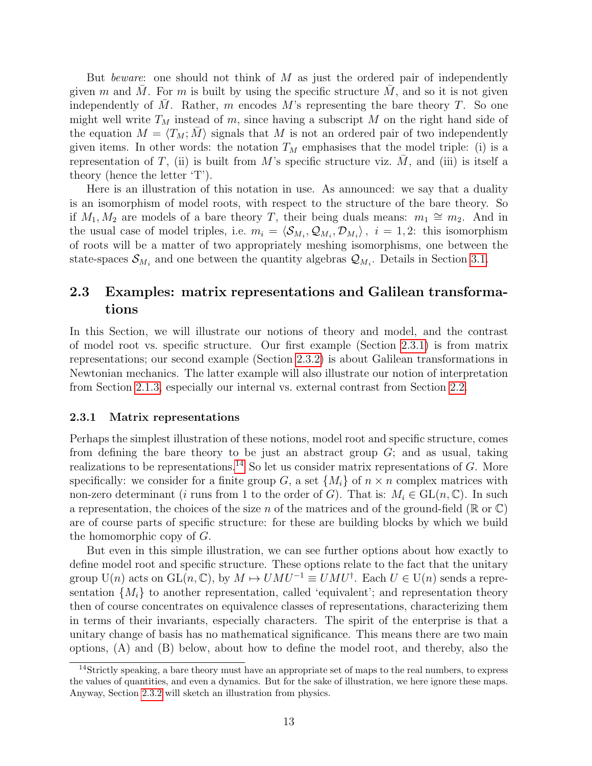But *beware*: one should not think of $M$ as just the ordered pair of independently given $m$ and $\bar{M}$. For $m$ is built by using the specific structure $\bar{M}$, and so it is not given independently of $\bar{M}$. Rather, $m$ encodes $M$'s representing the bare theory $T$. So one might well write $T_M$ instead of $m$, since having a subscript $M$ on the right hand side of the equation $M = \langle T_M; \bar{M} \rangle$ signals that $M$ is not an ordered pair of two independently given items. In other words: the notation $T_M$ emphasises that the model triple: (i) is a representation of $T$, (ii) is built from $M$'s specific structure viz. $\bar{M}$, and (iii) is itself a theory (hence the letter 'T').

Here is an illustration of this notation in use. As announced: we say that a duality is an isomorphism of model roots, with respect to the structure of the bare theory. So if $M_1, M_2$ are models of a bare theory $T$, their being duals means: $m_1 \cong m_2$. And in the usual case of model triples, i.e. $m_i = \langle \mathcal{S}_{M_i}, \mathcal{Q}_{M_i}, \mathcal{D}_{M_i} \rangle$, $i = 1, 2$: this isomorphism of roots will be a matter of two appropriately meshing isomorphisms, one between the state-spaces $\mathcal{S}_{M_i}$ and one between the quantity algebras $\mathcal{Q}_{M_i}$. Details in Section 3.1.

## 2.3 Examples: matrix representations and Galilean transformations

In this Section, we will illustrate our notions of theory and model, and the contrast of model root vs. specific structure. Our first example (Section 2.3.1) is from matrix representations; our second example (Section 2.3.2) is about Galilean transformations in Newtonian mechanics. The latter example will also illustrate our notion of interpretation from Section 2.1.3, especially our internal vs. external contrast from Section 2.2.

### 2.3.1 Matrix representations

Perhaps the simplest illustration of these notions, model root and specific structure, comes from defining the bare theory to be just an abstract group $G$; and as usual, taking realizations to be representations.[14] So let us consider matrix representations of $G$. More specifically: we consider for a finite group $G$, a set $\{M_i\}$ of $n \times n$ complex matrices with non-zero determinant ($i$ runs from 1 to the order of $G$). That is: $M_i \in \mathrm{GL}(n, \mathbb{C})$. In such a representation, the choices of the size $n$ of the matrices and of the ground-field ($\mathbb{R}$ or $\mathbb{C}$) are of course parts of specific structure: for these are building blocks by which we build the homomorphic copy of $G$.

But even in this simple illustration, we can see further options about how exactly to define model root and specific structure. These options relate to the fact that the unitary group $\mathrm{U}(n)$ acts on $\mathrm{GL}(n, \mathbb{C})$, by $M \mapsto UMU^{-1} \equiv UMU^{\dagger}$. Each $U \in \mathrm{U}(n)$ sends a representation $\{M_i\}$ to another representation, called 'equivalent'; and representation theory then of course concentrates on equivalence classes of representations, characterizing them in terms of their invariants, especially characters. The spirit of the enterprise is that a unitary change of basis has no mathematical significance. This means there are two main options, (A) and (B) below, about how to define the model root, and thereby, also the

[14] Strictly speaking, a bare theory must have an appropriate set of maps to the real numbers, to express the values of quantities, and even a dynamics. But for the sake of illustration, we here ignore these maps. Anyway, Section 2.3.2 will sketch an illustration from physics.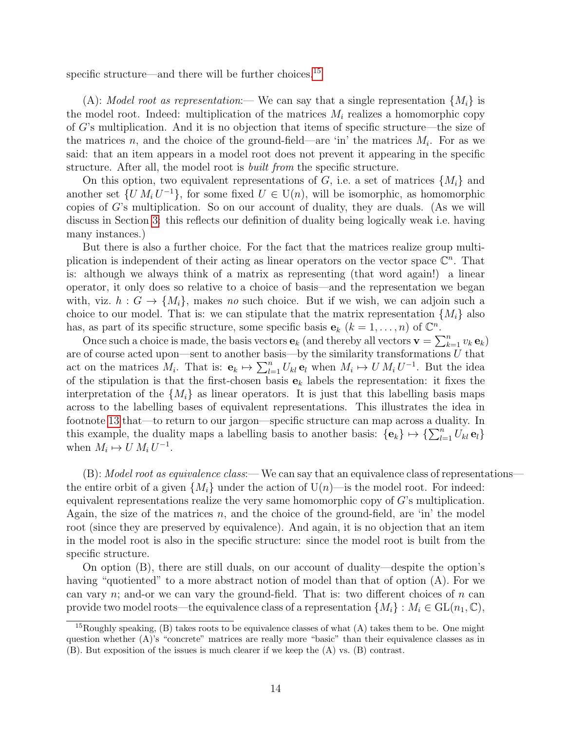specific structure—and there will be further choices.[15]

(A): *Model root as representation*:— We can say that a single representation $\{M_i\}$ is the model root. Indeed: multiplication of the matrices $M_i$ realizes a homomorphic copy of $G$'s multiplication. And it is no objection that items of specific structure—the size of the matrices $n$, and the choice of the ground-field—are 'in' the matrices $M_i$. For as we said: that an item appears in a model root does not prevent it appearing in the specific structure. After all, the model root is *built from* the specific structure.

On this option, two equivalent representations of $G$, i.e. a set of matrices $\{M_i\}$ and another set $\{U\, M_i\, U^{-1}\}$, for some fixed $U \in \mathrm{U}(n)$, will be isomorphic, as homomorphic copies of $G$'s multiplication. So on our account of duality, they are duals. (As we will discuss in Section 3: this reflects our definition of duality being logically weak i.e. having many instances.)

But there is also a further choice. For the fact that the matrices realize group multiplication is independent of their acting as linear operators on the vector space $\mathbb{C}^n$. That is: although we always think of a matrix as representing (that word again!) a linear operator, it only does so relative to a choice of basis—and the representation we began with, viz. $h : G \to \{M_i\}$, makes *no* such choice. But if we wish, we can adjoin such a choice to our model. That is: we can stipulate that the matrix representation $\{M_i\}$ also has, as part of its specific structure, some specific basis $\mathbf{e}_k$ $(k = 1, \ldots, n)$ of $\mathbb{C}^n$.

Once such a choice is made, the basis vectors $\mathbf{e}_k$ (and thereby all vectors $\mathbf{v} = \sum_{k=1}^n v_k\, \mathbf{e}_k$) are of course acted upon—sent to another basis—by the similarity transformations $U$ that act on the matrices $M_i$. That is: $\mathbf{e}_k \mapsto \sum_{l=1}^n U_{kl}\, \mathbf{e}_l$ when $M_i \mapsto U\, M_i\, U^{-1}$. But the idea of the stipulation is that the first-chosen basis $\mathbf{e}_k$ labels the representation: it fixes the interpretation of the $\{M_i\}$ as linear operators. It is just that this labelling basis maps across to the labelling bases of equivalent representations. This illustrates the idea in footnote 13 that—to return to our jargon—specific structure can map across a duality. In this example, the duality maps a labelling basis to another basis: $\{\mathbf{e}_k\} \mapsto \{\sum_{l=1}^n U_{kl}\, \mathbf{e}_l\}$ when $M_i \mapsto U\, M_i\, U^{-1}$.

(B): *Model root as equivalence class*:— We can say that an equivalence class of representations—the entire orbit of a given $\{M_i\}$ under the action of $\mathrm{U}(n)$—is the model root. For indeed: equivalent representations realize the very same homomorphic copy of $G$'s multiplication. Again, the size of the matrices $n$, and the choice of the ground-field, are 'in' the model root (since they are preserved by equivalence). And again, it is no objection that an item in the model root is also in the specific structure: since the model root is built from the specific structure.

On option (B), there are still duals, on our account of duality—despite the option's having "quotiented" to a more abstract notion of model than that of option (A). For we can vary $n$; and-or we can vary the ground-field. That is: two different choices of $n$ can provide two model roots—the equivalence class of a representation $\{M_i\} : M_i \in \mathrm{GL}(n_1, \mathbb{C})$,

[15] Roughly speaking, (B) takes roots to be equivalence classes of what (A) takes them to be. One might question whether (A)'s "concrete" matrices are really more "basic" than their equivalence classes as in (B). But exposition of the issues is much clearer if we keep the (A) vs. (B) contrast.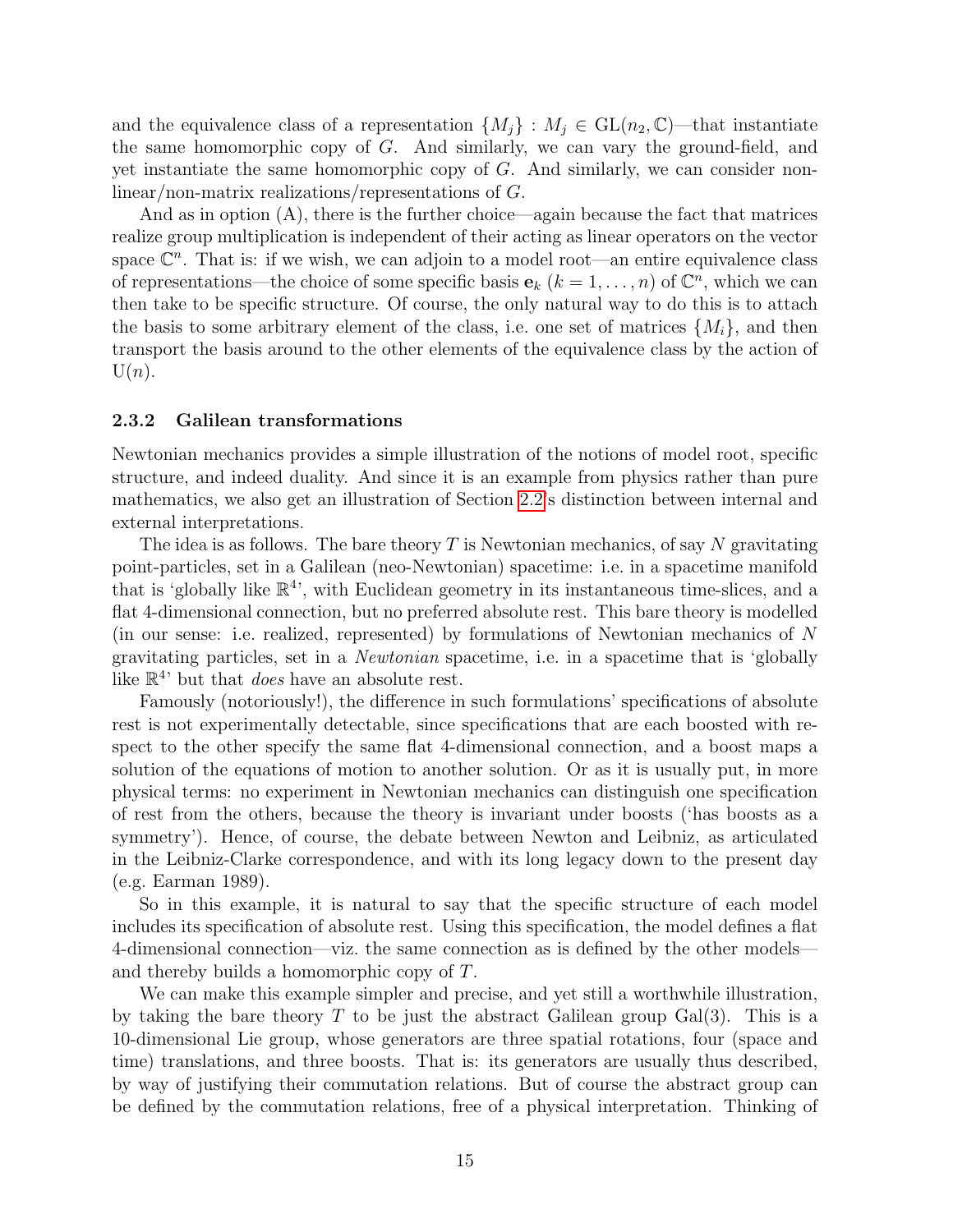and the equivalence class of a representation $\{M_j\} : M_j \in \mathrm{GL}(n_2, \mathbb{C})$—that instantiate the same homomorphic copy of $G$. And similarly, we can vary the ground-field, and yet instantiate the same homomorphic copy of $G$. And similarly, we can consider non-linear/non-matrix realizations/representations of $G$.

And as in option (A), there is the further choice—again because the fact that matrices realize group multiplication is independent of their acting as linear operators on the vector space $\mathbb{C}^n$. That is: if we wish, we can adjoin to a model root—an entire equivalence class of representations—the choice of some specific basis $\mathbf{e}_k$ $(k = 1, \ldots, n)$ of $\mathbb{C}^n$, which we can then take to be specific structure. Of course, the only natural way to do this is to attach the basis to some arbitrary element of the class, i.e. one set of matrices $\{M_i\}$, and then transport the basis around to the other elements of the equivalence class by the action of $\mathrm{U}(n)$.

### 2.3.2 Galilean transformations

Newtonian mechanics provides a simple illustration of the notions of model root, specific structure, and indeed duality. And since it is an example from physics rather than pure mathematics, we also get an illustration of Section 2.2's distinction between internal and external interpretations.

The idea is as follows. The bare theory $T$ is Newtonian mechanics, of say $N$ gravitating point-particles, set in a Galilean (neo-Newtonian) spacetime: i.e. in a spacetime manifold that is 'globally like $\mathbb{R}^4$', with Euclidean geometry in its instantaneous time-slices, and a flat 4-dimensional connection, but no preferred absolute rest. This bare theory is modelled (in our sense: i.e. realized, represented) by formulations of Newtonian mechanics of $N$ gravitating particles, set in a *Newtonian* spacetime, i.e. in a spacetime that is 'globally like $\mathbb{R}^4$' but that *does* have an absolute rest.

Famously (notoriously!), the difference in such formulations' specifications of absolute rest is not experimentally detectable, since specifications that are each boosted with respect to the other specify the same flat 4-dimensional connection, and a boost maps a solution of the equations of motion to another solution. Or as it is usually put, in more physical terms: no experiment in Newtonian mechanics can distinguish one specification of rest from the others, because the theory is invariant under boosts ('has boosts as a symmetry'). Hence, of course, the debate between Newton and Leibniz, as articulated in the Leibniz-Clarke correspondence, and with its long legacy down to the present day (e.g. Earman 1989).

So in this example, it is natural to say that the specific structure of each model includes its specification of absolute rest. Using this specification, the model defines a flat 4-dimensional connection—viz. the same connection as is defined by the other models—and thereby builds a homomorphic copy of $T$.

We can make this example simpler and precise, and yet still a worthwhile illustration, by taking the bare theory $T$ to be just the abstract Galilean group $\mathrm{Gal}(3)$. This is a 10-dimensional Lie group, whose generators are three spatial rotations, four (space and time) translations, and three boosts. That is: its generators are usually thus described, by way of justifying their commutation relations. But of course the abstract group can be defined by the commutation relations, free of a physical interpretation. Thinking of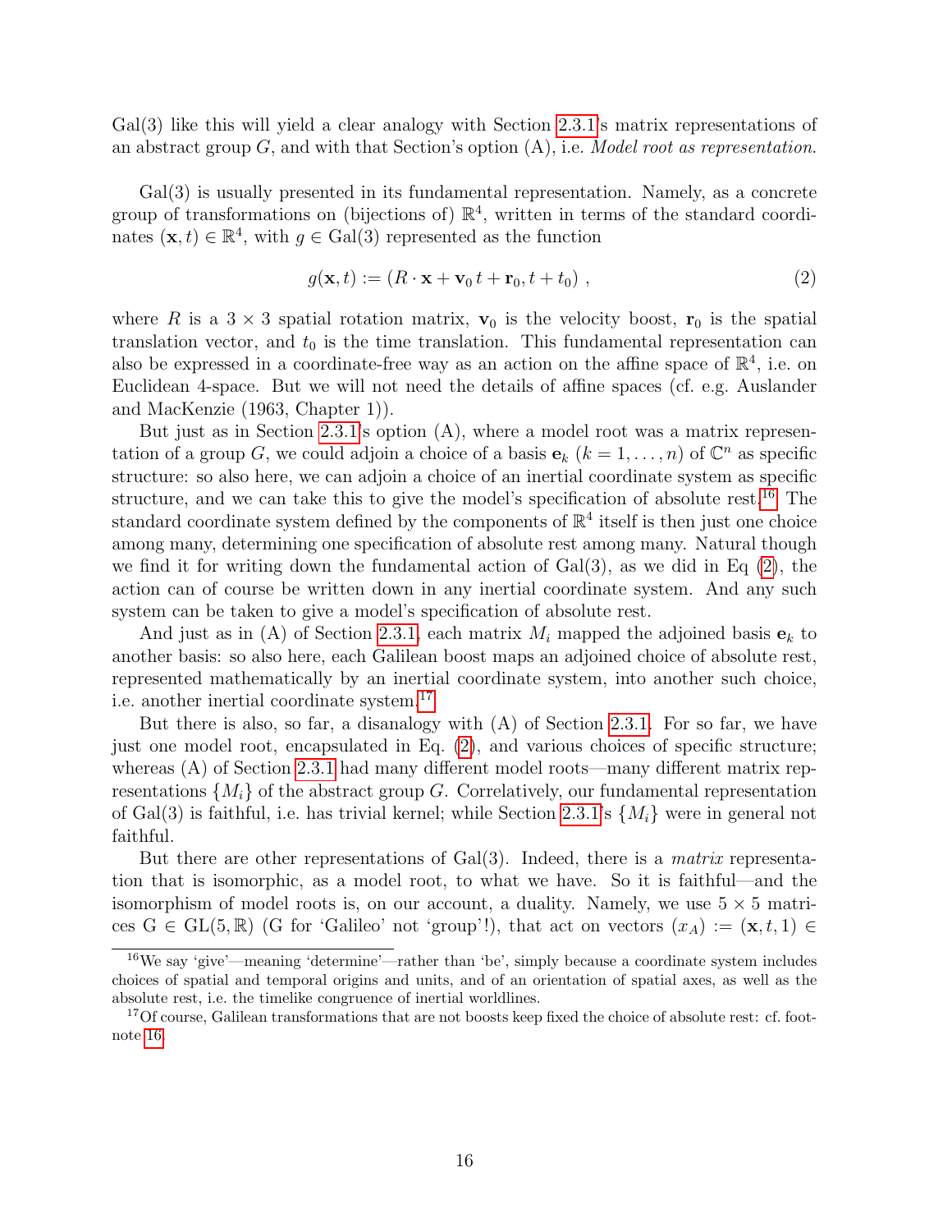Gal(3) like this will yield a clear analogy with Section 2.3.1's matrix representations of an abstract group $G$, and with that Section's option (A), i.e. *Model root as representation*.

Gal(3) is usually presented in its fundamental representation. Namely, as a concrete group of transformations on (bijections of) $\mathbb{R}^4$, written in terms of the standard coordinates $(\mathbf{x}, t) \in \mathbb{R}^4$, with $g \in$ Gal(3) represented as the function

$$g(\mathbf{x}, t) := (R \cdot \mathbf{x} + \mathbf{v}_0 \, t + \mathbf{r}_0, t + t_0) \ , \tag{2}$$

where $R$ is a $3 \times 3$ spatial rotation matrix, $\mathbf{v}_0$ is the velocity boost, $\mathbf{r}_0$ is the spatial translation vector, and $t_0$ is the time translation. This fundamental representation can also be expressed in a coordinate-free way as an action on the affine space of $\mathbb{R}^4$, i.e. on Euclidean 4-space. But we will not need the details of affine spaces (cf. e.g. Auslander and MacKenzie (1963, Chapter 1)).

But just as in Section 2.3.1's option (A), where a model root was a matrix representation of a group $G$, we could adjoin a choice of a basis $\mathbf{e}_k$ $(k = 1, \ldots, n)$ of $\mathbb{C}^n$ as specific structure: so also here, we can adjoin a choice of an inertial coordinate system as specific structure, and we can take this to give the model's specification of absolute rest.[16] The standard coordinate system defined by the components of $\mathbb{R}^4$ itself is then just one choice among many, determining one specification of absolute rest among many. Natural though we find it for writing down the fundamental action of Gal(3), as we did in Eq (2), the action can of course be written down in any inertial coordinate system. And any such system can be taken to give a model's specification of absolute rest.

And just as in (A) of Section 2.3.1, each matrix $M_i$ mapped the adjoined basis $\mathbf{e}_k$ to another basis: so also here, each Galilean boost maps an adjoined choice of absolute rest, represented mathematically by an inertial coordinate system, into another such choice, i.e. another inertial coordinate system.[17]

But there is also, so far, a disanalogy with (A) of Section 2.3.1. For so far, we have just one model root, encapsulated in Eq. (2), and various choices of specific structure; whereas (A) of Section 2.3.1 had many different model roots—many different matrix representations $\{M_i\}$ of the abstract group $G$. Correlatively, our fundamental representation of Gal(3) is faithful, i.e. has trivial kernel; while Section 2.3.1's $\{M_i\}$ were in general not faithful.

But there are other representations of Gal(3). Indeed, there is a *matrix* representation that is isomorphic, as a model root, to what we have. So it is faithful—and the isomorphism of model roots is, on our account, a duality. Namely, we use $5 \times 5$ matrices $\mathrm{G} \in GL(5, \mathbb{R})$ (G for 'Galileo' not 'group'!), that act on vectors $(x_A) := (\mathbf{x}, t, 1) \in$

---

[16] We say 'give'—meaning 'determine'—rather than 'be', simply because a coordinate system includes choices of spatial and temporal origins and units, and of an orientation of spatial axes, as well as the absolute rest, i.e. the timelike congruence of inertial worldlines.

[17] Of course, Galilean transformations that are not boosts keep fixed the choice of absolute rest: cf. footnote 16.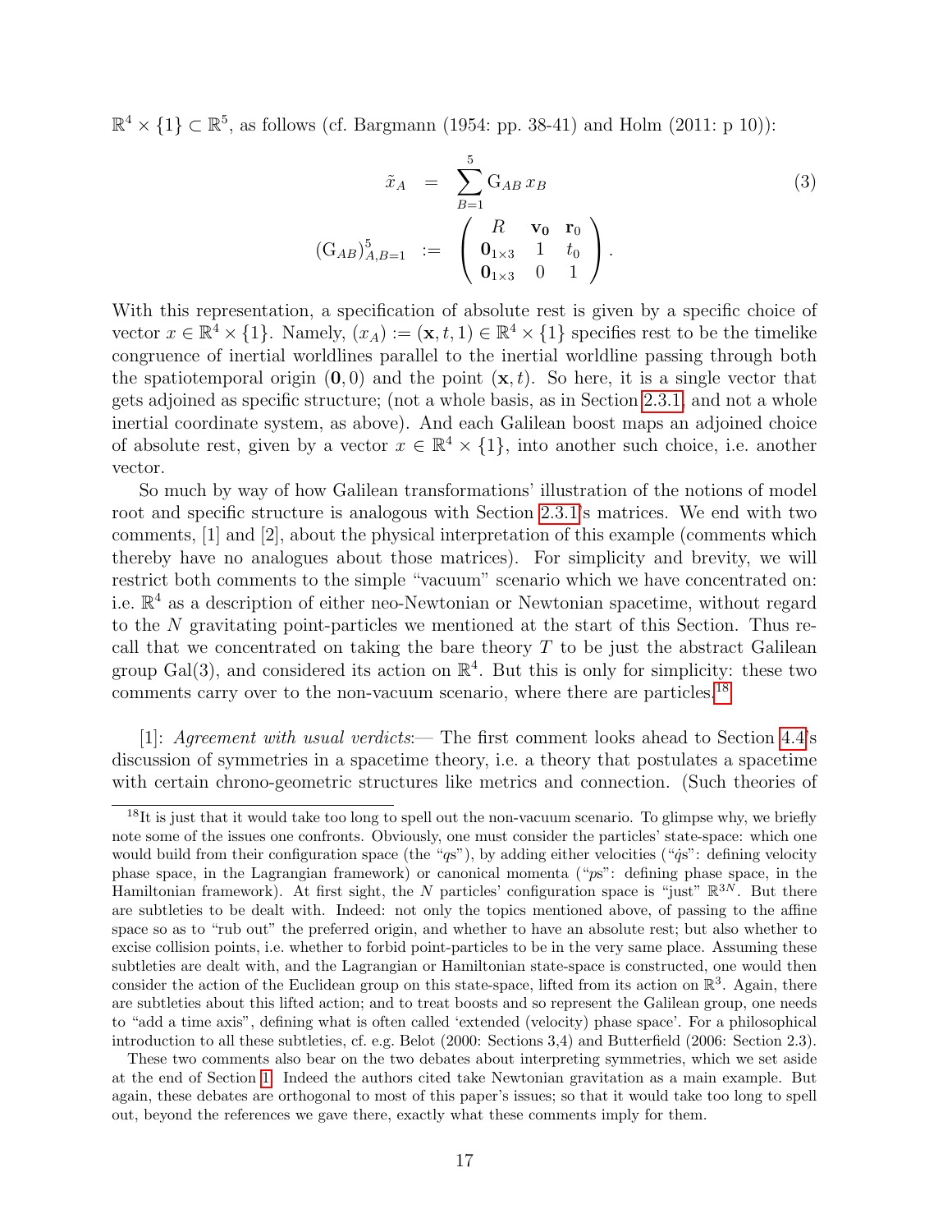$\mathbb{R}^4 \times \{1\} \subset \mathbb{R}^5$, as follows (cf. Bargmann (1954: pp. 38-41) and Holm (2011: p 10)):

$$
\begin{aligned}
\tilde{x}_A &= \sum_{B=1}^{5} \mathrm{G}_{AB}\, x_B \\
(\mathrm{G}_{AB})_{A,B=1}^{5} &:= \begin{pmatrix} R & \mathbf{v_0} & \mathbf{r}_0 \\ \mathbf{0}_{1\times 3} & 1 & t_0 \\ \mathbf{0}_{1\times 3} & 0 & 1 \end{pmatrix}.
\end{aligned} \tag{3}
$$

With this representation, a specification of absolute rest is given by a specific choice of vector $x \in \mathbb{R}^4 \times \{1\}$. Namely, $(x_A) := (\mathbf{x}, t, 1) \in \mathbb{R}^4 \times \{1\}$ specifies rest to be the timelike congruence of inertial worldlines parallel to the inertial worldline passing through both the spatiotemporal origin $(\mathbf{0}, 0)$ and the point $(\mathbf{x}, t)$. So here, it is a single vector that gets adjoined as specific structure; (not a whole basis, as in Section 2.3.1, and not a whole inertial coordinate system, as above). And each Galilean boost maps an adjoined choice of absolute rest, given by a vector $x \in \mathbb{R}^4 \times \{1\}$, into another such choice, i.e. another vector.

So much by way of how Galilean transformations' illustration of the notions of model root and specific structure is analogous with Section 2.3.1's matrices. We end with two comments, [1] and [2], about the physical interpretation of this example (comments which thereby have no analogues about those matrices). For simplicity and brevity, we will restrict both comments to the simple "vacuum" scenario which we have concentrated on: i.e. $\mathbb{R}^4$ as a description of either neo-Newtonian or Newtonian spacetime, without regard to the $N$ gravitating point-particles we mentioned at the start of this Section. Thus recall that we concentrated on taking the bare theory $T$ to be just the abstract Galilean group Gal(3), and considered its action on $\mathbb{R}^4$. But this is only for simplicity: these two comments carry over to the non-vacuum scenario, where there are particles.[18]

[1]: *Agreement with usual verdicts*:— The first comment looks ahead to Section 4.4's discussion of symmetries in a spacetime theory, i.e. a theory that postulates a spacetime with certain chrono-geometric structures like metrics and connection. (Such theories of

---

[18] It is just that it would take too long to spell out the non-vacuum scenario. To glimpse why, we briefly note some of the issues one confronts. Obviously, one must consider the particles' state-space: which one would build from their configuration space (the "$q$s"), by adding either velocities ("$\dot{q}$s": defining velocity phase space, in the Lagrangian framework) or canonical momenta ("$p$s": defining phase space, in the Hamiltonian framework). At first sight, the $N$ particles' configuration space is "just" $\mathbb{R}^{3N}$. But there are subtleties to be dealt with. Indeed: not only the topics mentioned above, of passing to the affine space so as to "rub out" the preferred origin, and whether to have an absolute rest; but also whether to excise collision points, i.e. whether to forbid point-particles to be in the very same place. Assuming these subtleties are dealt with, and the Lagrangian or Hamiltonian state-space is constructed, one would then consider the action of the Euclidean group on this state-space, lifted from its action on $\mathbb{R}^3$. Again, there are subtleties about this lifted action; and to treat boosts and so represent the Galilean group, one needs to "add a time axis", defining what is often called 'extended (velocity) phase space'. For a philosophical introduction to all these subtleties, cf. e.g. Belot (2000: Sections 3,4) and Butterfield (2006: Section 2.3).

These two comments also bear on the two debates about interpreting symmetries, which we set aside at the end of Section 1. Indeed the authors cited take Newtonian gravitation as a main example. But again, these debates are orthogonal to most of this paper's issues; so that it would take too long to spell out, beyond the references we gave there, exactly what these comments imply for them.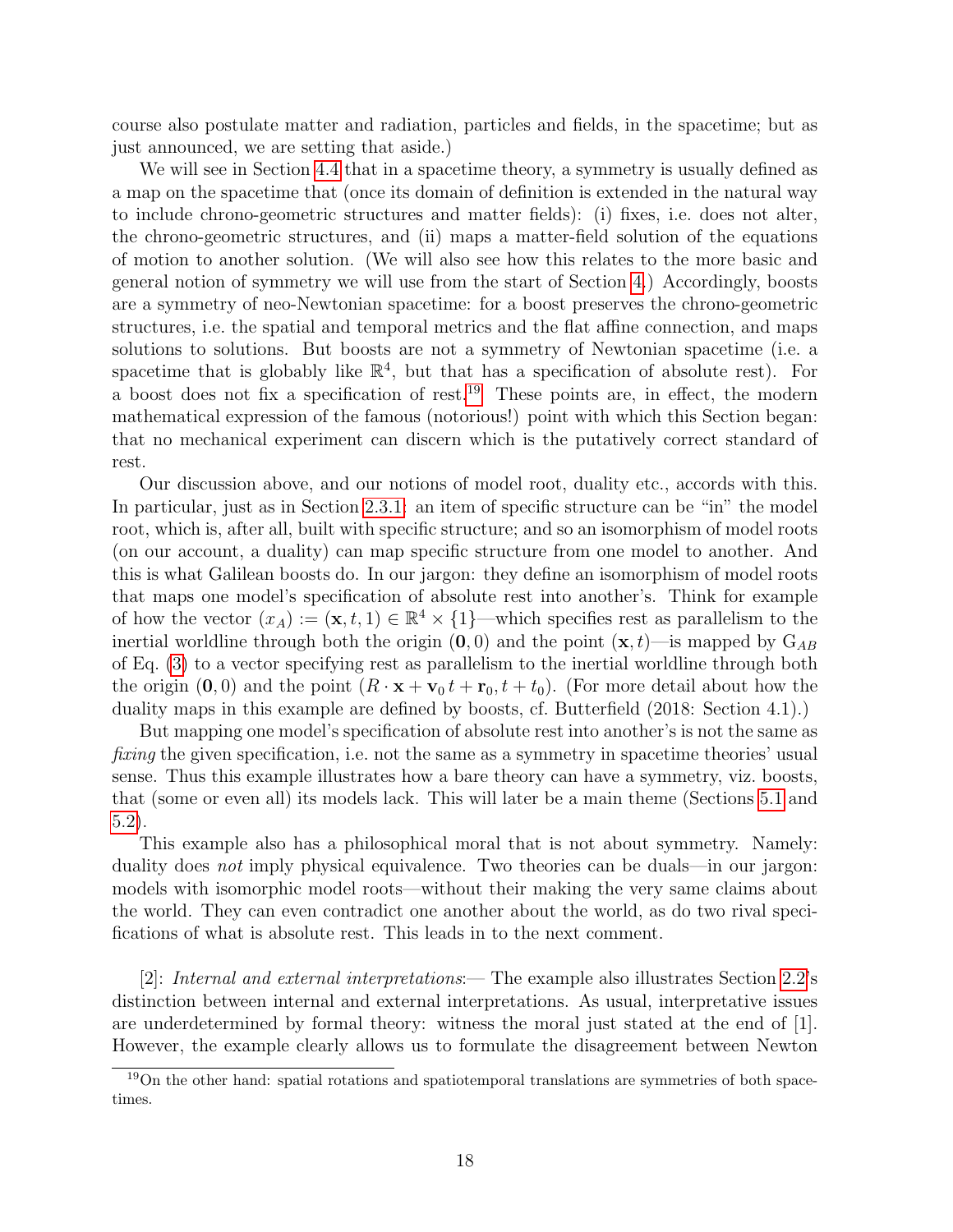course also postulate matter and radiation, particles and fields, in the spacetime; but as just announced, we are setting that aside.)

We will see in Section 4.4 that in a spacetime theory, a symmetry is usually defined as a map on the spacetime that (once its domain of definition is extended in the natural way to include chrono-geometric structures and matter fields): (i) fixes, i.e. does not alter, the chrono-geometric structures, and (ii) maps a matter-field solution of the equations of motion to another solution. (We will also see how this relates to the more basic and general notion of symmetry we will use from the start of Section 4.) Accordingly, boosts are a symmetry of neo-Newtonian spacetime: for a boost preserves the chrono-geometric structures, i.e. the spatial and temporal metrics and the flat affine connection, and maps solutions to solutions. But boosts are not a symmetry of Newtonian spacetime (i.e. a spacetime that is globably like $\mathbb{R}^4$, but that has a specification of absolute rest). For a boost does not fix a specification of rest.[19] These points are, in effect, the modern mathematical expression of the famous (notorious!) point with which this Section began: that no mechanical experiment can discern which is the putatively correct standard of rest.

Our discussion above, and our notions of model root, duality etc., accords with this. In particular, just as in Section 2.3.1: an item of specific structure can be "in" the model root, which is, after all, built with specific structure; and so an isomorphism of model roots (on our account, a duality) can map specific structure from one model to another. And this is what Galilean boosts do. In our jargon: they define an isomorphism of model roots that maps one model's specification of absolute rest into another's. Think for example of how the vector $(x_A) := (\mathbf{x}, t, 1) \in \mathbb{R}^4 \times \{1\}$—which specifies rest as parallelism to the inertial worldline through both the origin $(\mathbf{0}, 0)$ and the point $(\mathbf{x}, t)$—is mapped by $\mathrm{G}_{AB}$ of Eq. (3) to a vector specifying rest as parallelism to the inertial worldline through both the origin $(\mathbf{0}, 0)$ and the point $(R \cdot \mathbf{x} + \mathbf{v}_0\, t + \mathbf{r}_0, t + t_0)$. (For more detail about how the duality maps in this example are defined by boosts, cf. Butterfield (2018: Section 4.1).)

But mapping one model's specification of absolute rest into another's is not the same as *fixing* the given specification, i.e. not the same as a symmetry in spacetime theories' usual sense. Thus this example illustrates how a bare theory can have a symmetry, viz. boosts, that (some or even all) its models lack. This will later be a main theme (Sections 5.1 and 5.2).

This example also has a philosophical moral that is not about symmetry. Namely: duality does *not* imply physical equivalence. Two theories can be duals—in our jargon: models with isomorphic model roots—without their making the very same claims about the world. They can even contradict one another about the world, as do two rival specifications of what is absolute rest. This leads in to the next comment.

[2]: *Internal and external interpretations*:— The example also illustrates Section 2.2's distinction between internal and external interpretations. As usual, interpretative issues are underdetermined by formal theory: witness the moral just stated at the end of [1]. However, the example clearly allows us to formulate the disagreement between Newton

[19] On the other hand: spatial rotations and spatiotemporal translations are symmetries of both spacetimes.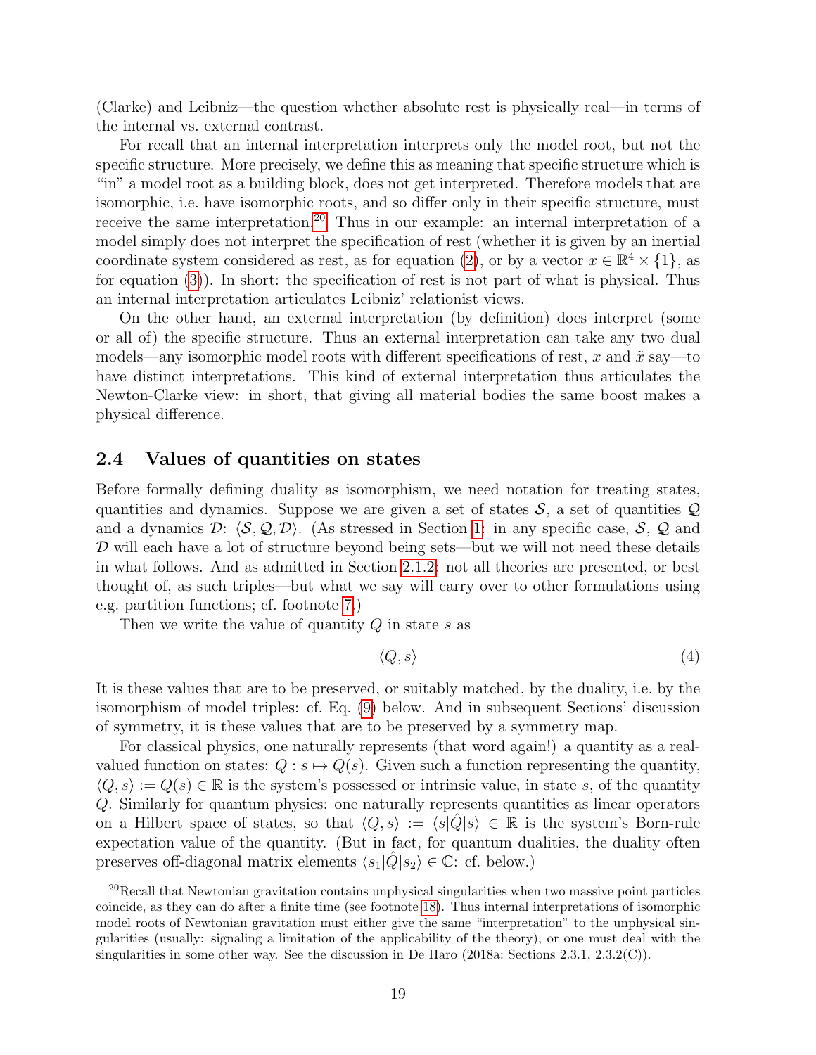(Clarke) and Leibniz—the question whether absolute rest is physically real—in terms of the internal vs. external contrast.

For recall that an internal interpretation interprets only the model root, but not the specific structure. More precisely, we define this as meaning that specific structure which is "in" a model root as a building block, does not get interpreted. Therefore models that are isomorphic, i.e. have isomorphic roots, and so differ only in their specific structure, must receive the same interpretation.[20] Thus in our example: an internal interpretation of a model simply does not interpret the specification of rest (whether it is given by an inertial coordinate system considered as rest, as for equation (2), or by a vector $x \in \mathbb{R}^4 \times \{1\}$, as for equation (3)). In short: the specification of rest is not part of what is physical. Thus an internal interpretation articulates Leibniz' relationist views.

On the other hand, an external interpretation (by definition) does interpret (some or all of) the specific structure. Thus an external interpretation can take any two dual models—any isomorphic model roots with different specifications of rest, $x$ and $\tilde{x}$ say—to have distinct interpretations. This kind of external interpretation thus articulates the Newton-Clarke view: in short, that giving all material bodies the same boost makes a physical difference.

## 2.4 Values of quantities on states

Before formally defining duality as isomorphism, we need notation for treating states, quantities and dynamics. Suppose we are given a set of states $\mathcal{S}$, a set of quantities $\mathcal{Q}$ and a dynamics $\mathcal{D}$: $\langle \mathcal{S}, \mathcal{Q}, \mathcal{D} \rangle$. (As stressed in Section 1: in any specific case, $\mathcal{S}$, $\mathcal{Q}$ and $\mathcal{D}$ will each have a lot of structure beyond being sets—but we will not need these details in what follows. And as admitted in Section 2.1.2: not all theories are presented, or best thought of, as such triples—but what we say will carry over to other formulations using e.g. partition functions; cf. footnote 7.)

Then we write the value of quantity $Q$ in state $s$ as

$$\langle Q, s \rangle \tag{4}$$

It is these values that are to be preserved, or suitably matched, by the duality, i.e. by the isomorphism of model triples: cf. Eq. (9) below. And in subsequent Sections' discussion of symmetry, it is these values that are to be preserved by a symmetry map.

For classical physics, one naturally represents (that word again!) a quantity as a real-valued function on states: $Q : s \mapsto Q(s)$. Given such a function representing the quantity, $\langle Q, s \rangle := Q(s) \in \mathbb{R}$ is the system's possessed or intrinsic value, in state $s$, of the quantity $Q$. Similarly for quantum physics: one naturally represents quantities as linear operators on a Hilbert space of states, so that $\langle Q, s \rangle := \langle s|\hat{Q}|s \rangle \in \mathbb{R}$ is the system's Born-rule expectation value of the quantity. (But in fact, for quantum dualities, the duality often preserves off-diagonal matrix elements $\langle s_1|\hat{Q}|s_2 \rangle \in \mathbb{C}$: cf. below.)

[20] Recall that Newtonian gravitation contains unphysical singularities when two massive point particles coincide, as they can do after a finite time (see footnote 18). Thus internal interpretations of isomorphic model roots of Newtonian gravitation must either give the same "interpretation" to the unphysical singularities (usually: signaling a limitation of the applicability of the theory), or one must deal with the singularities in some other way. See the discussion in De Haro (2018a: Sections 2.3.1, 2.3.2(C)).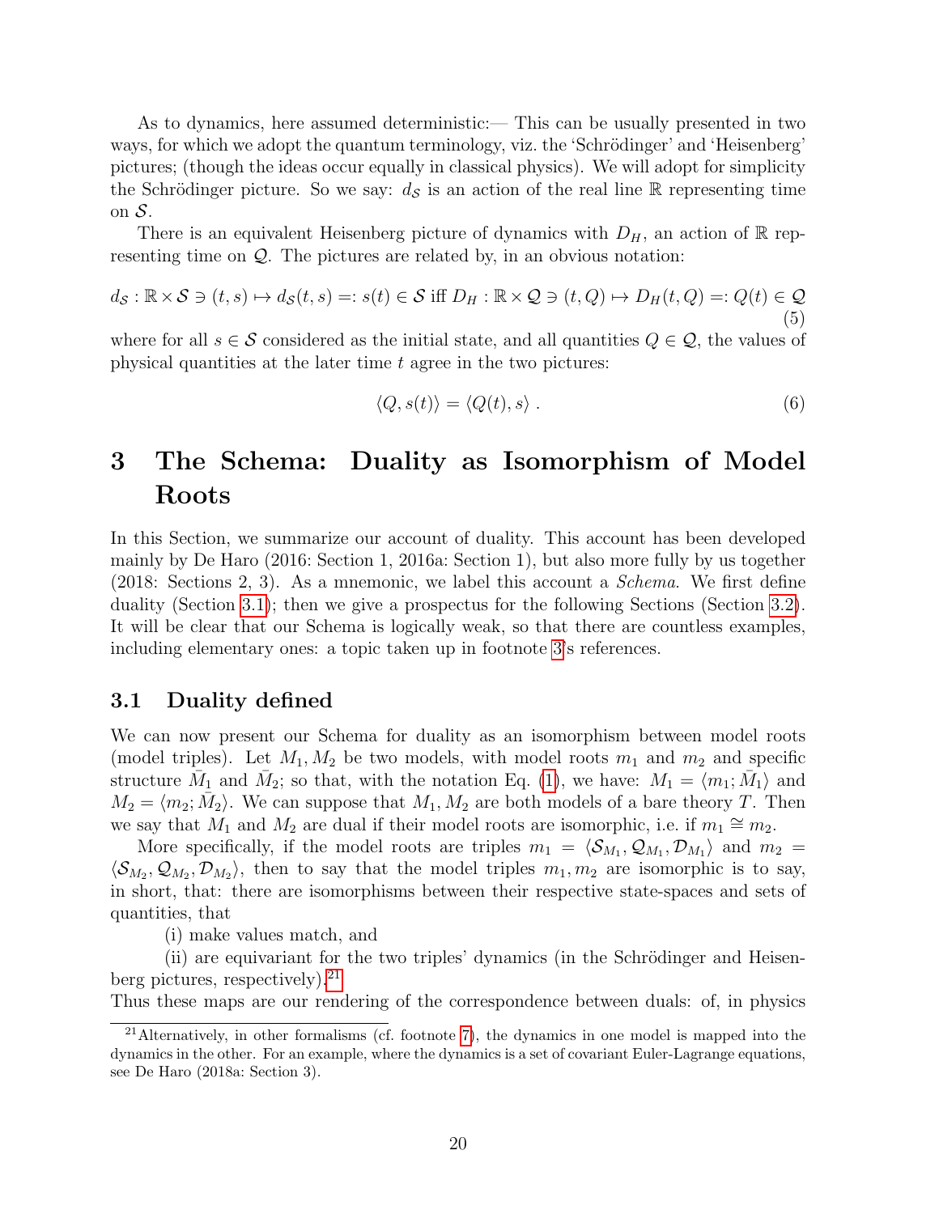As to dynamics, here assumed deterministic:— This can be usually presented in two ways, for which we adopt the quantum terminology, viz. the 'Schrödinger' and 'Heisenberg' pictures; (though the ideas occur equally in classical physics). We will adopt for simplicity the Schrödinger picture. So we say: $d_{\mathcal{S}}$ is an action of the real line $\mathbb{R}$ representing time on $\mathcal{S}$.

There is an equivalent Heisenberg picture of dynamics with $D_H$, an action of $\mathbb{R}$ representing time on $\mathcal{Q}$. The pictures are related by, in an obvious notation:

$$d_{\mathcal{S}} : \mathbb{R} \times \mathcal{S} \ni (t, s) \mapsto d_{\mathcal{S}}(t, s) =: s(t) \in \mathcal{S} \text{ iff } D_H : \mathbb{R} \times \mathcal{Q} \ni (t, Q) \mapsto D_H(t, Q) =: Q(t) \in \mathcal{Q} \tag{5}$$

where for all $s \in \mathcal{S}$ considered as the initial state, and all quantities $Q \in \mathcal{Q}$, the values of physical quantities at the later time $t$ agree in the two pictures:

$$\langle Q, s(t) \rangle = \langle Q(t), s \rangle \,. \tag{6}$$

# 3 The Schema: Duality as Isomorphism of Model Roots

In this Section, we summarize our account of duality. This account has been developed mainly by De Haro (2016: Section 1, 2016a: Section 1), but also more fully by us together (2018: Sections 2, 3). As a mnemonic, we label this account a *Schema*. We first define duality (Section 3.1); then we give a prospectus for the following Sections (Section 3.2). It will be clear that our Schema is logically weak, so that there are countless examples, including elementary ones: a topic taken up in footnote 3's references.

## 3.1 Duality defined

We can now present our Schema for duality as an isomorphism between model roots (model triples). Let $M_1, M_2$ be two models, with model roots $m_1$ and $m_2$ and specific structure $\bar{M}_1$ and $\bar{M}_2$; so that, with the notation Eq. (1), we have: $M_1 = \langle m_1; \bar{M}_1 \rangle$ and $M_2 = \langle m_2; \bar{M}_2 \rangle$. We can suppose that $M_1, M_2$ are both models of a bare theory $T$. Then we say that $M_1$ and $M_2$ are dual if their model roots are isomorphic, i.e. if $m_1 \cong m_2$.

More specifically, if the model roots are triples $m_1 = \langle \mathcal{S}_{M_1}, \mathcal{Q}_{M_1}, \mathcal{D}_{M_1} \rangle$ and $m_2 = \langle \mathcal{S}_{M_2}, \mathcal{Q}_{M_2}, \mathcal{D}_{M_2} \rangle$, then to say that the model triples $m_1, m_2$ are isomorphic is to say, in short, that: there are isomorphisms between their respective state-spaces and sets of quantities, that

(i) make values match, and

(ii) are equivariant for the two triples' dynamics (in the Schrödinger and Heisenberg pictures, respectively).[21]

Thus these maps are our rendering of the correspondence between duals: of, in physics

[21] Alternatively, in other formalisms (cf. footnote 7), the dynamics in one model is mapped into the dynamics in the other. For an example, where the dynamics is a set of covariant Euler-Lagrange equations, see De Haro (2018a: Section 3).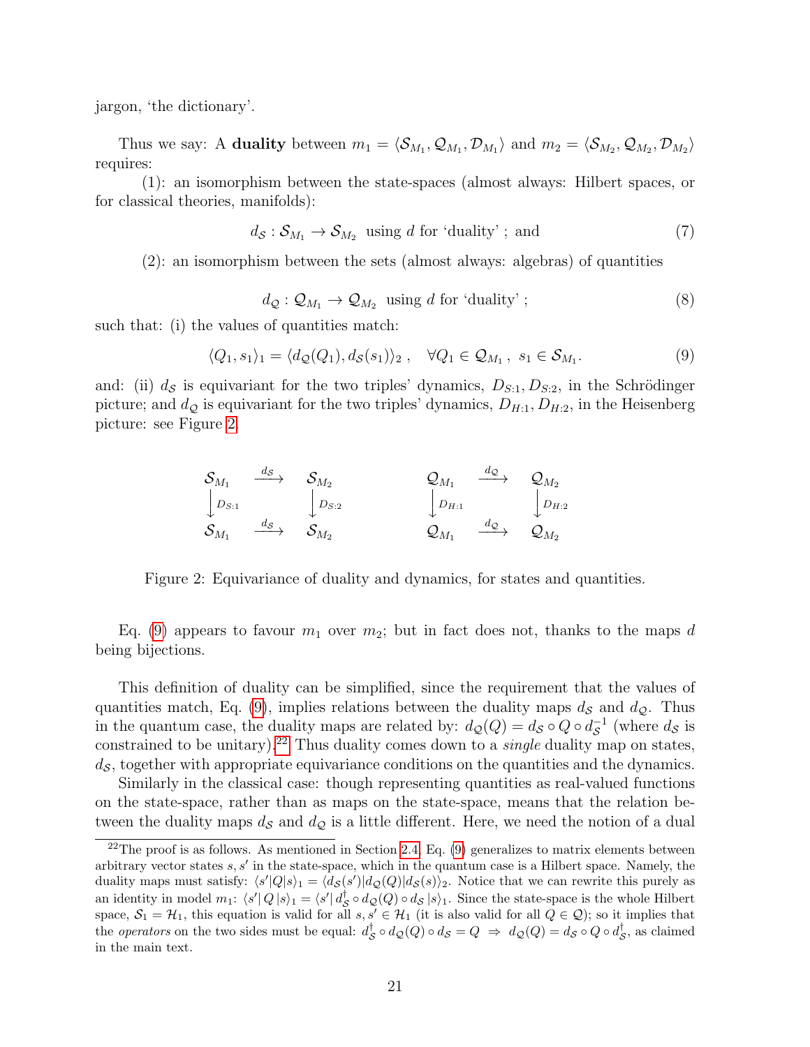jargon, 'the dictionary'.

Thus we say: A **duality** between $m_1 = \langle \mathcal{S}_{M_1}, \mathcal{Q}_{M_1}, \mathcal{D}_{M_1} \rangle$ and $m_2 = \langle \mathcal{S}_{M_2}, \mathcal{Q}_{M_2}, \mathcal{D}_{M_2} \rangle$ requires:

(1): an isomorphism between the state-spaces (almost always: Hilbert spaces, or for classical theories, manifolds):

$$d_{\mathcal{S}} : \mathcal{S}_{M_1} \to \mathcal{S}_{M_2} \;\; \text{using } d \text{ for 'duality' ; and} \tag{7}$$

(2): an isomorphism between the sets (almost always: algebras) of quantities

$$d_{\mathcal{Q}} : \mathcal{Q}_{M_1} \to \mathcal{Q}_{M_2} \;\; \text{using } d \text{ for 'duality' ;} \tag{8}$$

such that: (i) the values of quantities match:

$$\langle Q_1, s_1 \rangle_1 = \langle d_{\mathcal{Q}}(Q_1), d_{\mathcal{S}}(s_1) \rangle_2 \,, \quad \forall Q_1 \in \mathcal{Q}_{M_1} \,, \; s_1 \in \mathcal{S}_{M_1}. \tag{9}$$

and: (ii) $d_{\mathcal{S}}$ is equivariant for the two triples' dynamics, $D_{S:1}, D_{S:2}$, in the Schrödinger picture; and $d_{\mathcal{Q}}$ is equivariant for the two triples' dynamics, $D_{H:1}, D_{H:2}$, in the Heisenberg picture: see Figure 2.

$$\begin{array}{ccc} \mathcal{S}_{M_1} & \xrightarrow{d_{\mathcal{S}}} & \mathcal{S}_{M_2} \\ \downarrow D_{S:1} & & \downarrow D_{S:2} \\ \mathcal{S}_{M_1} & \xrightarrow{d_{\mathcal{S}}} & \mathcal{S}_{M_2} \end{array} \qquad\qquad \begin{array}{ccc} \mathcal{Q}_{M_1} & \xrightarrow{d_{\mathcal{Q}}} & \mathcal{Q}_{M_2} \\ \downarrow D_{H:1} & & \downarrow D_{H:2} \\ \mathcal{Q}_{M_1} & \xrightarrow{d_{\mathcal{Q}}} & \mathcal{Q}_{M_2} \end{array}$$

Figure 2: Equivariance of duality and dynamics, for states and quantities.

Eq. (9) appears to favour $m_1$ over $m_2$; but in fact does not, thanks to the maps $d$ being bijections.

This definition of duality can be simplified, since the requirement that the values of quantities match, Eq. (9), implies relations between the duality maps $d_{\mathcal{S}}$ and $d_{\mathcal{Q}}$. Thus in the quantum case, the duality maps are related by: $d_{\mathcal{Q}}(Q) = d_{\mathcal{S}} \circ Q \circ d_{\mathcal{S}}^{-1}$ (where $d_{\mathcal{S}}$ is constrained to be unitary).[22] Thus duality comes down to a *single* duality map on states, $d_{\mathcal{S}}$, together with appropriate equivariance conditions on the quantities and the dynamics.

Similarly in the classical case: though representing quantities as real-valued functions on the state-space, rather than as maps on the state-space, means that the relation between the duality maps $d_{\mathcal{S}}$ and $d_{\mathcal{Q}}$ is a little different. Here, we need the notion of a dual

[22] The proof is as follows. As mentioned in Section 2.4, Eq. (9) generalizes to matrix elements between arbitrary vector states $s, s'$ in the state-space, which in the quantum case is a Hilbert space. Namely, the duality maps must satisfy: $\langle s'|Q|s\rangle_1 = \langle d_{\mathcal{S}}(s')|d_{\mathcal{Q}}(Q)|d_{\mathcal{S}}(s)\rangle_2$. Notice that we can rewrite this purely as an identity in model $m_1$: $\langle s'|\, Q\, |s\rangle_1 = \langle s'|\, d_{\mathcal{S}}^{\dagger} \circ d_{\mathcal{Q}}(Q) \circ d_{\mathcal{S}}\, |s\rangle_1$. Since the state-space is the whole Hilbert space, $\mathcal{S}_1 = \mathcal{H}_1$, this equation is valid for all $s, s' \in \mathcal{H}_1$ (it is also valid for all $Q \in \mathcal{Q}$); so it implies that the *operators* on the two sides must be equal: $d_{\mathcal{S}}^{\dagger} \circ d_{\mathcal{Q}}(Q) \circ d_{\mathcal{S}} = Q \;\Rightarrow\; d_{\mathcal{Q}}(Q) = d_{\mathcal{S}} \circ Q \circ d_{\mathcal{S}}^{\dagger}$, as claimed in the main text.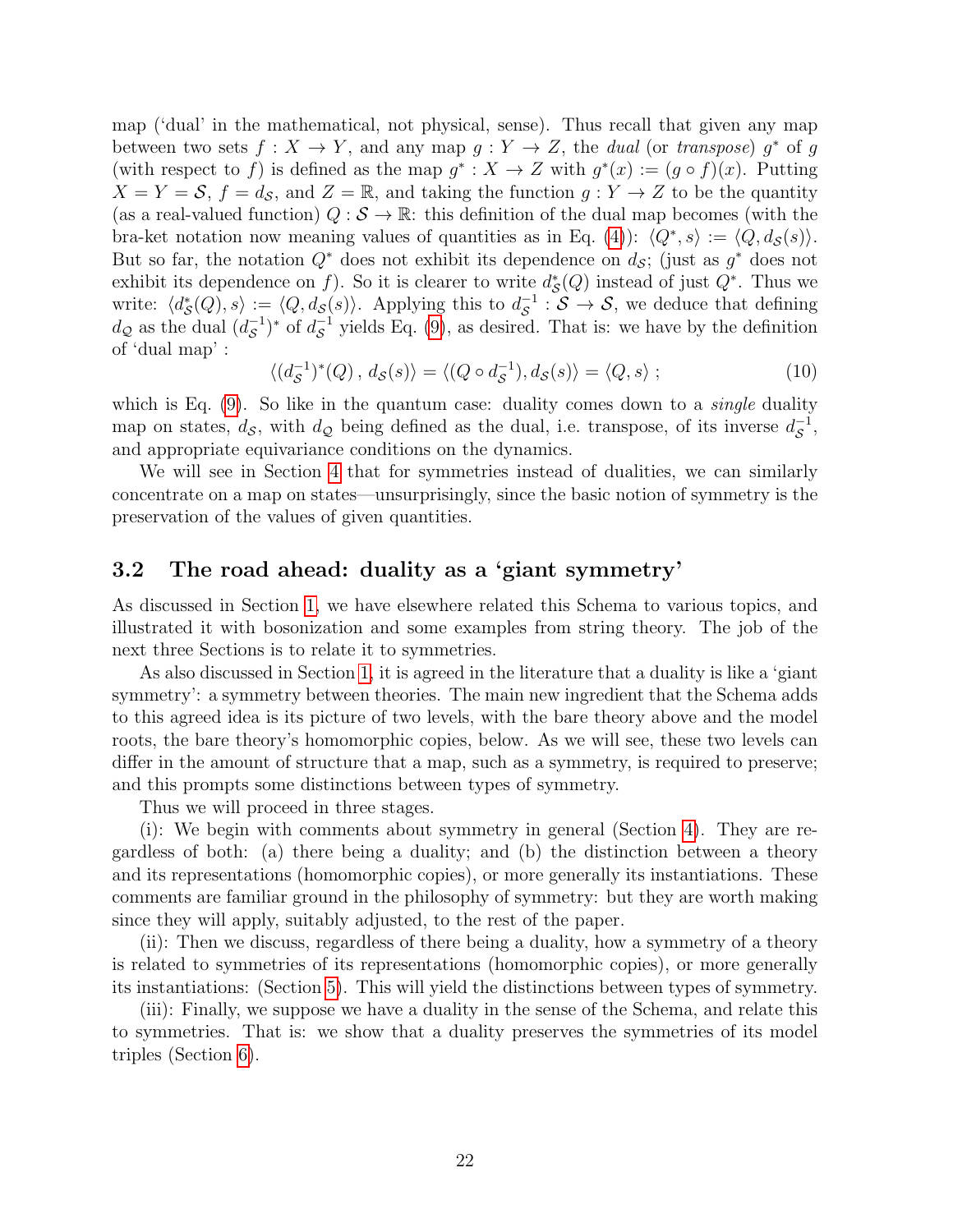map ('dual' in the mathematical, not physical, sense). Thus recall that given any map between two sets $f : X \to Y$, and any map $g : Y \to Z$, the *dual* (or *transpose*) $g^*$ of $g$ (with respect to $f$) is defined as the map $g^* : X \to Z$ with $g^*(x) := (g \circ f)(x)$. Putting $X = Y = \mathcal{S}$, $f = d_{\mathcal{S}}$, and $Z = \mathbb{R}$, and taking the function $g : Y \to Z$ to be the quantity (as a real-valued function) $Q : \mathcal{S} \to \mathbb{R}$: this definition of the dual map becomes (with the bra-ket notation now meaning values of quantities as in Eq. (4)): $\langle Q^*, s\rangle := \langle Q, d_{\mathcal{S}}(s)\rangle$. But so far, the notation $Q^*$ does not exhibit its dependence on $d_{\mathcal{S}}$; (just as $g^*$ does not exhibit its dependence on $f$). So it is clearer to write $d^*_{\mathcal{S}}(Q)$ instead of just $Q^*$. Thus we write: $\langle d^*_{\mathcal{S}}(Q), s\rangle := \langle Q, d_{\mathcal{S}}(s)\rangle$. Applying this to $d^{-1}_{\mathcal{S}} : \mathcal{S} \to \mathcal{S}$, we deduce that defining $d_{\mathcal{Q}}$ as the dual $(d^{-1}_{\mathcal{S}})^*$ of $d^{-1}_{\mathcal{S}}$ yields Eq. (9), as desired. That is: we have by the definition of 'dual map' :

$$\langle (d^{-1}_{\mathcal{S}})^*(Q)\,,\, d_{\mathcal{S}}(s)\rangle = \langle (Q \circ d^{-1}_{\mathcal{S}}), d_{\mathcal{S}}(s)\rangle = \langle Q, s\rangle\;; \tag{10}$$

which is Eq. (9). So like in the quantum case: duality comes down to a *single* duality map on states, $d_{\mathcal{S}}$, with $d_{\mathcal{Q}}$ being defined as the dual, i.e. transpose, of its inverse $d^{-1}_{\mathcal{S}}$, and appropriate equivariance conditions on the dynamics.

We will see in Section 4 that for symmetries instead of dualities, we can similarly concentrate on a map on states—unsurprisingly, since the basic notion of symmetry is the preservation of the values of given quantities.

### 3.2 The road ahead: duality as a 'giant symmetry'

As discussed in Section 1, we have elsewhere related this Schema to various topics, and illustrated it with bosonization and some examples from string theory. The job of the next three Sections is to relate it to symmetries.

As also discussed in Section 1, it is agreed in the literature that a duality is like a 'giant symmetry': a symmetry between theories. The main new ingredient that the Schema adds to this agreed idea is its picture of two levels, with the bare theory above and the model roots, the bare theory's homomorphic copies, below. As we will see, these two levels can differ in the amount of structure that a map, such as a symmetry, is required to preserve; and this prompts some distinctions between types of symmetry.

Thus we will proceed in three stages.

(i): We begin with comments about symmetry in general (Section 4). They are regardless of both: (a) there being a duality; and (b) the distinction between a theory and its representations (homomorphic copies), or more generally its instantiations. These comments are familiar ground in the philosophy of symmetry: but they are worth making since they will apply, suitably adjusted, to the rest of the paper.

(ii): Then we discuss, regardless of there being a duality, how a symmetry of a theory is related to symmetries of its representations (homomorphic copies), or more generally its instantiations: (Section 5). This will yield the distinctions between types of symmetry.

(iii): Finally, we suppose we have a duality in the sense of the Schema, and relate this to symmetries. That is: we show that a duality preserves the symmetries of its model triples (Section 6).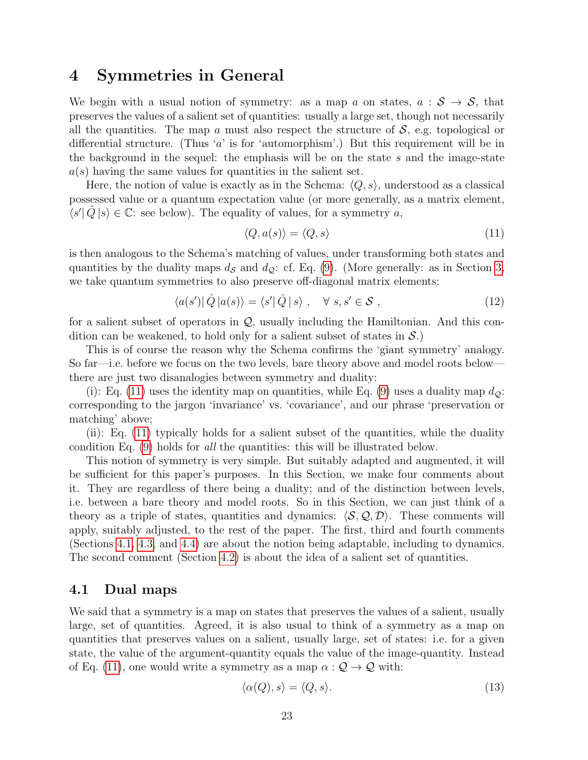# 4 Symmetries in General

We begin with a usual notion of symmetry: as a map $a$ on states, $a : \mathcal{S} \to \mathcal{S}$, that preserves the values of a salient set of quantities: usually a large set, though not necessarily all the quantities. The map $a$ must also respect the structure of $\mathcal{S}$, e.g. topological or differential structure. (Thus '$a$' is for 'automorphism'.) But this requirement will be in the background in the sequel: the emphasis will be on the state $s$ and the image-state $a(s)$ having the same values for quantities in the salient set.

Here, the notion of value is exactly as in the Schema: $\langle Q, s\rangle$, understood as a classical possessed value or a quantum expectation value (or more generally, as a matrix element, $\langle s'|\,\hat{Q}\,|s\rangle \in \mathbb{C}$: see below). The equality of values, for a symmetry $a$,

$$\langle Q, a(s)\rangle = \langle Q, s\rangle \tag{11}$$

is then analogous to the Schema's matching of values, under transforming both states and quantities by the duality maps $d_{\mathcal{S}}$ and $d_{\mathcal{Q}}$: cf. Eq. (9). (More generally: as in Section 3, we take quantum symmetries to also preserve off-diagonal matrix elements:

$$\langle a(s')|\,\hat{Q}\,|a(s)\rangle = \langle s'|\,\hat{Q}\,|\,s\rangle\ , \quad \forall\ s, s' \in \mathcal{S}\ , \tag{12}$$

for a salient subset of operators in $\mathcal{Q}$, usually including the Hamiltonian. And this condition can be weakened, to hold only for a salient subset of states in $\mathcal{S}$.)

This is of course the reason why the Schema confirms the 'giant symmetry' analogy. So far—i.e. before we focus on the two levels, bare theory above and model roots below—there are just two disanalogies between symmetry and duality:

(i): Eq. (11) uses the identity map on quantities, while Eq. (9) uses a duality map $d_{\mathcal{Q}}$: corresponding to the jargon 'invariance' vs. 'covariance', and our phrase 'preservation or matching' above;

(ii): Eq. (11) typically holds for a salient subset of the quantities, while the duality condition Eq. (9) holds for *all* the quantities: this will be illustrated below.

This notion of symmetry is very simple. But suitably adapted and augmented, it will be sufficient for this paper's purposes. In this Section, we make four comments about it. They are regardless of there being a duality; and of the distinction between levels, i.e. between a bare theory and model roots. So in this Section, we can just think of a theory as a triple of states, quantities and dynamics: $\langle \mathcal{S}, \mathcal{Q}, \mathcal{D}\rangle$. These comments will apply, suitably adjusted, to the rest of the paper. The first, third and fourth comments (Sections 4.1, 4.3, and 4.4) are about the notion being adaptable, including to dynamics. The second comment (Section 4.2) is about the idea of a salient set of quantities.

## 4.1 Dual maps

We said that a symmetry is a map on states that preserves the values of a salient, usually large, set of quantities. Agreed, it is also usual to think of a symmetry as a map on quantities that preserves values on a salient, usually large, set of states: i.e. for a given state, the value of the argument-quantity equals the value of the image-quantity. Instead of Eq. (11), one would write a symmetry as a map $\alpha : \mathcal{Q} \to \mathcal{Q}$ with:

$$\langle \alpha(Q), s\rangle = \langle Q, s\rangle. \tag{13}$$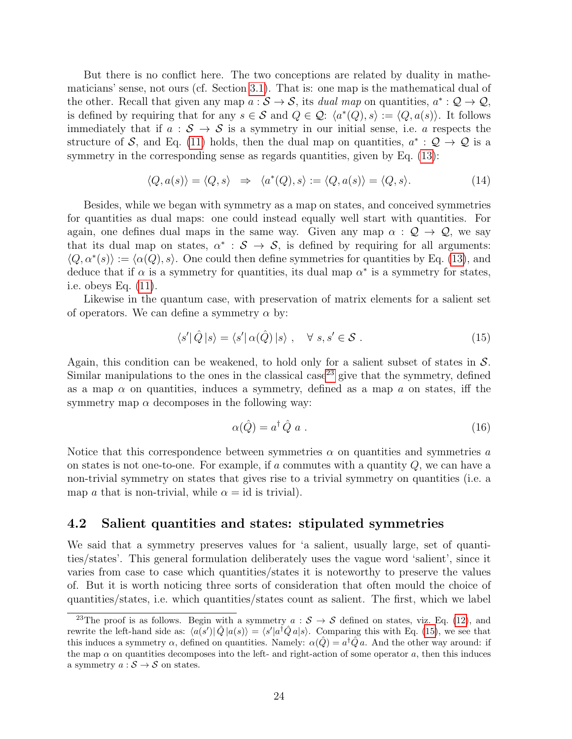But there is no conflict here. The two conceptions are related by duality in mathematicians' sense, not ours (cf. Section 3.1). That is: one map is the mathematical dual of the other. Recall that given any map $a : \mathcal{S} \to \mathcal{S}$, its *dual map* on quantities, $a^* : \mathcal{Q} \to \mathcal{Q}$, is defined by requiring that for any $s \in \mathcal{S}$ and $Q \in \mathcal{Q}$: $\langle a^*(Q), s\rangle := \langle Q, a(s)\rangle$. It follows immediately that if $a : \mathcal{S} \to \mathcal{S}$ is a symmetry in our initial sense, i.e. $a$ respects the structure of $\mathcal{S}$, and Eq. (11) holds, then the dual map on quantities, $a^* : \mathcal{Q} \to \mathcal{Q}$ is a symmetry in the corresponding sense as regards quantities, given by Eq. (13):

$$\langle Q, a(s)\rangle = \langle Q, s\rangle \;\; \Rightarrow \;\; \langle a^*(Q), s\rangle := \langle Q, a(s)\rangle = \langle Q, s\rangle. \tag{14}$$

Besides, while we began with symmetry as a map on states, and conceived symmetries for quantities as dual maps: one could instead equally well start with quantities. For again, one defines dual maps in the same way. Given any map $\alpha : \mathcal{Q} \to \mathcal{Q}$, we say that its dual map on states, $\alpha^* : \mathcal{S} \to \mathcal{S}$, is defined by requiring for all arguments: $\langle Q, \alpha^*(s)\rangle := \langle \alpha(Q), s\rangle$. One could then define symmetries for quantities by Eq. (13), and deduce that if $\alpha$ is a symmetry for quantities, its dual map $\alpha^*$ is a symmetry for states, i.e. obeys Eq. (11).

Likewise in the quantum case, with preservation of matrix elements for a salient set of operators. We can define a symmetry $\alpha$ by:

$$\langle s'|\, \hat{Q}\, |s\rangle = \langle s'|\, \alpha(\hat{Q})\, |s\rangle \;, \quad \forall\; s, s' \in \mathcal{S} \;. \tag{15}$$

Again, this condition can be weakened, to hold only for a salient subset of states in $\mathcal{S}$. Similar manipulations to the ones in the classical case[23] give that the symmetry, defined as a map $\alpha$ on quantities, induces a symmetry, defined as a map $a$ on states, iff the symmetry map $\alpha$ decomposes in the following way:

$$\alpha(\hat{Q}) = a^\dagger\, \hat{Q}\; a \;. \tag{16}$$

Notice that this correspondence between symmetries $\alpha$ on quantities and symmetries $a$ on states is not one-to-one. For example, if $a$ commutes with a quantity $Q$, we can have a non-trivial symmetry on states that gives rise to a trivial symmetry on quantities (i.e. a map $a$ that is non-trivial, while $\alpha = \text{id}$ is trivial).

## 4.2 Salient quantities and states: stipulated symmetries

We said that a symmetry preserves values for 'a salient, usually large, set of quantities/states'. This general formulation deliberately uses the vague word 'salient', since it varies from case to case which quantities/states it is noteworthy to preserve the values of. But it is worth noticing three sorts of consideration that often mould the choice of quantities/states, i.e. which quantities/states count as salient. The first, which we label

---

[23] The proof is as follows. Begin with a symmetry $a : \mathcal{S} \to \mathcal{S}$ defined on states, viz. Eq. (12), and rewrite the left-hand side as: $\langle a(s')|\, \hat{Q}\, |a(s)\rangle = \langle s'|a^\dagger \hat{Q}\, a|s\rangle$. Comparing this with Eq. (15), we see that this induces a symmetry $\alpha$, defined on quantities. Namely: $\alpha(\hat{Q}) = a^\dagger \hat{Q}\, a$. And the other way around: if the map $\alpha$ on quantities decomposes into the left- and right-action of some operator $a$, then this induces a symmetry $a : \mathcal{S} \to \mathcal{S}$ on states.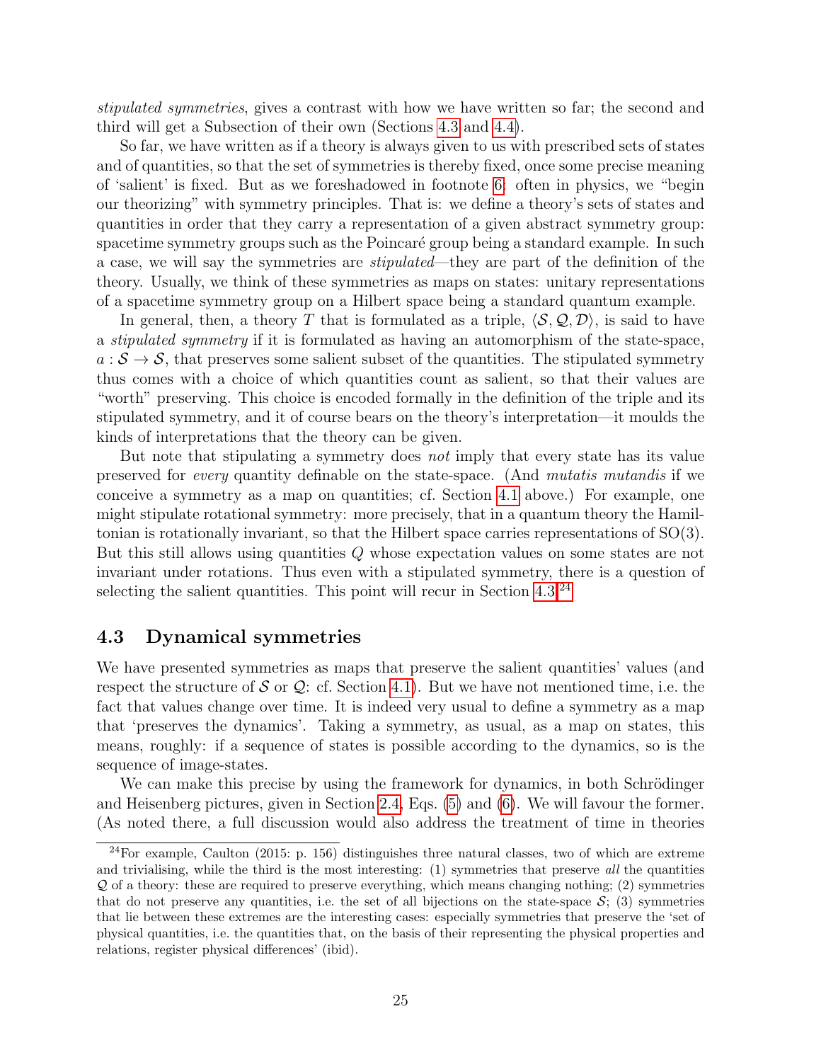*stipulated symmetries*, gives a contrast with how we have written so far; the second and third will get a Subsection of their own (Sections 4.3 and 4.4).

So far, we have written as if a theory is always given to us with prescribed sets of states and of quantities, so that the set of symmetries is thereby fixed, once some precise meaning of 'salient' is fixed. But as we foreshadowed in footnote 6: often in physics, we "begin our theorizing" with symmetry principles. That is: we define a theory's sets of states and quantities in order that they carry a representation of a given abstract symmetry group: spacetime symmetry groups such as the Poincaré group being a standard example. In such a case, we will say the symmetries are *stipulated*—they are part of the definition of the theory. Usually, we think of these symmetries as maps on states: unitary representations of a spacetime symmetry group on a Hilbert space being a standard quantum example.

In general, then, a theory $T$ that is formulated as a triple, $\langle \mathcal{S}, \mathcal{Q}, \mathcal{D} \rangle$, is said to have a *stipulated symmetry* if it is formulated as having an automorphism of the state-space, $a : \mathcal{S} \to \mathcal{S}$, that preserves some salient subset of the quantities. The stipulated symmetry thus comes with a choice of which quantities count as salient, so that their values are "worth" preserving. This choice is encoded formally in the definition of the triple and its stipulated symmetry, and it of course bears on the theory's interpretation—it moulds the kinds of interpretations that the theory can be given.

But note that stipulating a symmetry does *not* imply that every state has its value preserved for *every* quantity definable on the state-space. (And *mutatis mutandis* if we conceive a symmetry as a map on quantities; cf. Section 4.1 above.) For example, one might stipulate rotational symmetry: more precisely, that in a quantum theory the Hamiltonian is rotationally invariant, so that the Hilbert space carries representations of SO(3). But this still allows using quantities $Q$ whose expectation values on some states are not invariant under rotations. Thus even with a stipulated symmetry, there is a question of selecting the salient quantities. This point will recur in Section 4.3.[24]

### 4.3 Dynamical symmetries

We have presented symmetries as maps that preserve the salient quantities' values (and respect the structure of $\mathcal{S}$ or $\mathcal{Q}$: cf. Section 4.1). But we have not mentioned time, i.e. the fact that values change over time. It is indeed very usual to define a symmetry as a map that 'preserves the dynamics'. Taking a symmetry, as usual, as a map on states, this means, roughly: if a sequence of states is possible according to the dynamics, so is the sequence of image-states.

We can make this precise by using the framework for dynamics, in both Schrödinger and Heisenberg pictures, given in Section 2.4, Eqs. (5) and (6). We will favour the former. (As noted there, a full discussion would also address the treatment of time in theories

[24] For example, Caulton (2015: p. 156) distinguishes three natural classes, two of which are extreme and trivialising, while the third is the most interesting: (1) symmetries that preserve *all* the quantities $\mathcal{Q}$ of a theory: these are required to preserve everything, which means changing nothing; (2) symmetries that do not preserve any quantities, i.e. the set of all bijections on the state-space $\mathcal{S}$; (3) symmetries that lie between these extremes are the interesting cases: especially symmetries that preserve the 'set of physical quantities, i.e. the quantities that, on the basis of their representing the physical properties and relations, register physical differences' (ibid).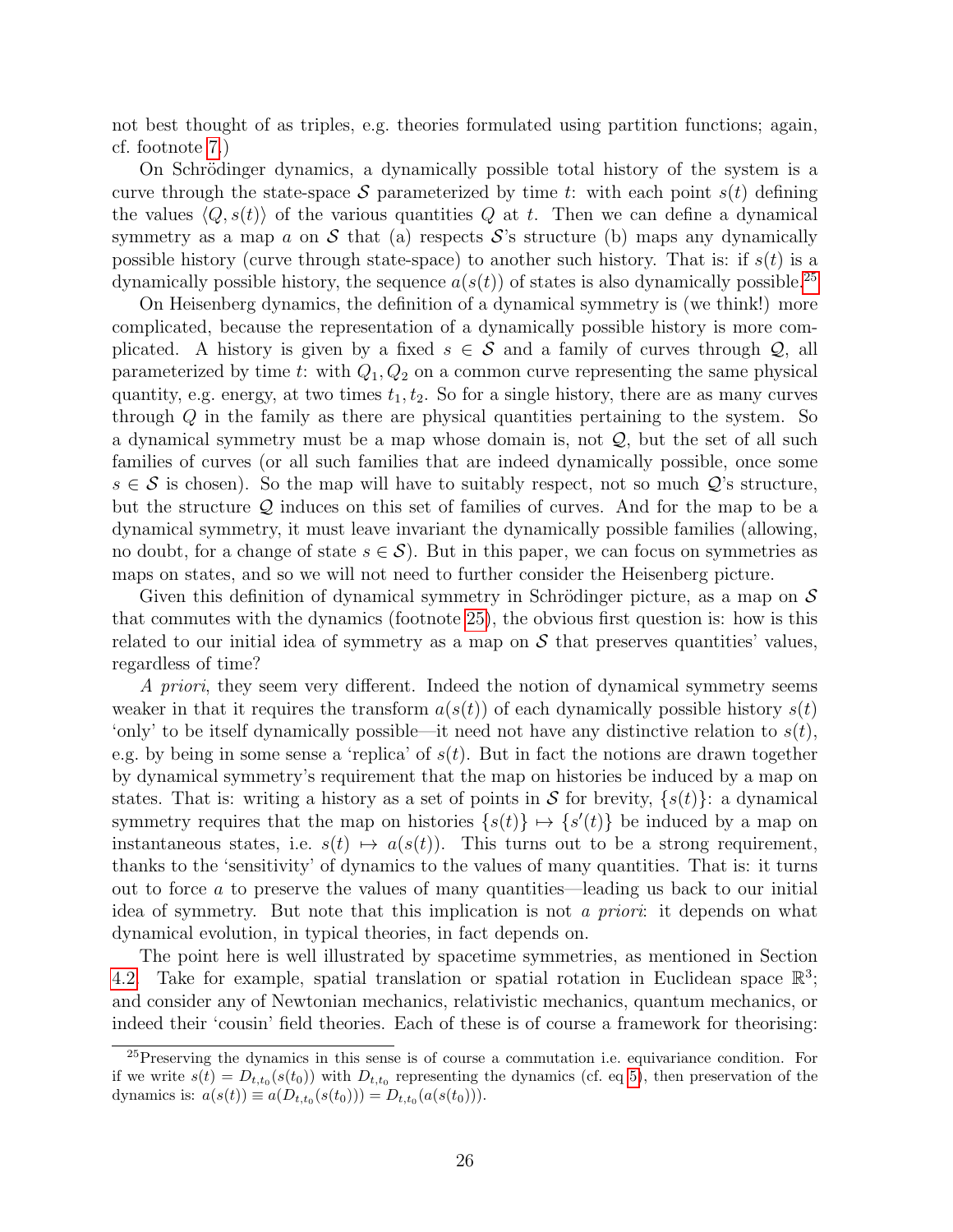not best thought of as triples, e.g. theories formulated using partition functions; again, cf. footnote 7.)

On Schrödinger dynamics, a dynamically possible total history of the system is a curve through the state-space $\mathcal{S}$ parameterized by time $t$: with each point $s(t)$ defining the values $\langle Q, s(t)\rangle$ of the various quantities $Q$ at $t$. Then we can define a dynamical symmetry as a map $a$ on $\mathcal{S}$ that (a) respects $\mathcal{S}$'s structure (b) maps any dynamically possible history (curve through state-space) to another such history. That is: if $s(t)$ is a dynamically possible history, the sequence $a(s(t))$ of states is also dynamically possible.[25]

On Heisenberg dynamics, the definition of a dynamical symmetry is (we think!) more complicated, because the representation of a dynamically possible history is more complicated. A history is given by a fixed $s \in \mathcal{S}$ and a family of curves through $\mathcal{Q}$, all parameterized by time $t$: with $Q_1, Q_2$ on a common curve representing the same physical quantity, e.g. energy, at two times $t_1, t_2$. So for a single history, there are as many curves through $Q$ in the family as there are physical quantities pertaining to the system. So a dynamical symmetry must be a map whose domain is, not $\mathcal{Q}$, but the set of all such families of curves (or all such families that are indeed dynamically possible, once some $s \in \mathcal{S}$ is chosen). So the map will have to suitably respect, not so much $\mathcal{Q}$'s structure, but the structure $\mathcal{Q}$ induces on this set of families of curves. And for the map to be a dynamical symmetry, it must leave invariant the dynamically possible families (allowing, no doubt, for a change of state $s \in \mathcal{S}$). But in this paper, we can focus on symmetries as maps on states, and so we will not need to further consider the Heisenberg picture.

Given this definition of dynamical symmetry in Schrödinger picture, as a map on $\mathcal{S}$ that commutes with the dynamics (footnote 25), the obvious first question is: how is this related to our initial idea of symmetry as a map on $\mathcal{S}$ that preserves quantities' values, regardless of time?

*A priori*, they seem very different. Indeed the notion of dynamical symmetry seems weaker in that it requires the transform $a(s(t))$ of each dynamically possible history $s(t)$ 'only' to be itself dynamically possible—it need not have any distinctive relation to $s(t)$, e.g. by being in some sense a 'replica' of $s(t)$. But in fact the notions are drawn together by dynamical symmetry's requirement that the map on histories be induced by a map on states. That is: writing a history as a set of points in $\mathcal{S}$ for brevity, $\{s(t)\}$: a dynamical symmetry requires that the map on histories $\{s(t)\} \mapsto \{s'(t)\}$ be induced by a map on instantaneous states, i.e. $s(t) \mapsto a(s(t))$. This turns out to be a strong requirement, thanks to the 'sensitivity' of dynamics to the values of many quantities. That is: it turns out to force $a$ to preserve the values of many quantities—leading us back to our initial idea of symmetry. But note that this implication is not *a priori*: it depends on what dynamical evolution, in typical theories, in fact depends on.

The point here is well illustrated by spacetime symmetries, as mentioned in Section 4.2. Take for example, spatial translation or spatial rotation in Euclidean space $\mathbb{R}^3$; and consider any of Newtonian mechanics, relativistic mechanics, quantum mechanics, or indeed their 'cousin' field theories. Each of these is of course a framework for theorising:

[25] Preserving the dynamics in this sense is of course a commutation i.e. equivariance condition. For if we write $s(t) = D_{t,t_0}(s(t_0))$ with $D_{t,t_0}$ representing the dynamics (cf. eq 5), then preservation of the dynamics is: $a(s(t)) \equiv a(D_{t,t_0}(s(t_0))) = D_{t,t_0}(a(s(t_0)))$.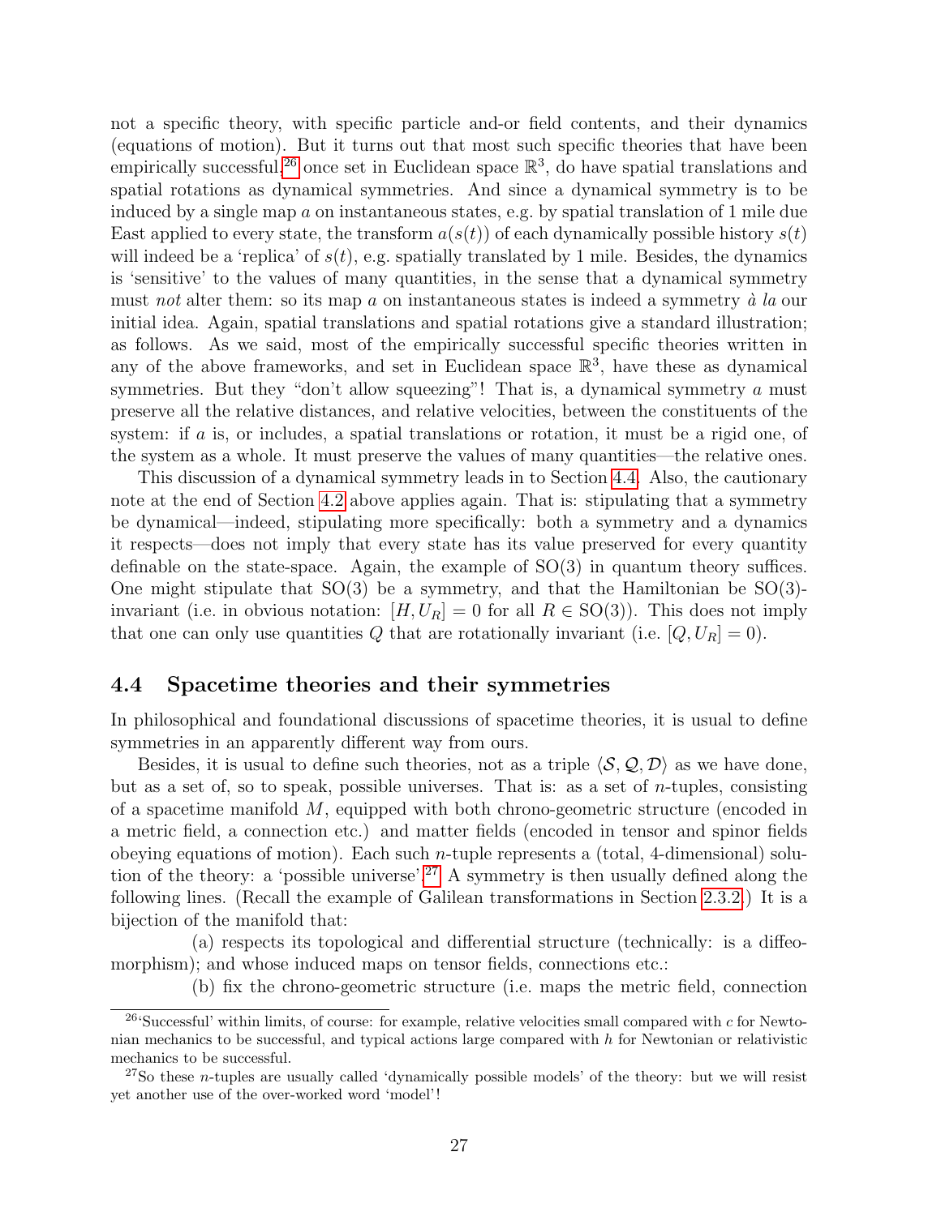not a specific theory, with specific particle and-or field contents, and their dynamics (equations of motion). But it turns out that most such specific theories that have been empirically successful,[26] once set in Euclidean space $\mathbb{R}^3$, do have spatial translations and spatial rotations as dynamical symmetries. And since a dynamical symmetry is to be induced by a single map $a$ on instantaneous states, e.g. by spatial translation of 1 mile due East applied to every state, the transform $a(s(t))$ of each dynamically possible history $s(t)$ will indeed be a 'replica' of $s(t)$, e.g. spatially translated by 1 mile. Besides, the dynamics is 'sensitive' to the values of many quantities, in the sense that a dynamical symmetry must *not* alter them: so its map $a$ on instantaneous states is indeed a symmetry *à la* our initial idea. Again, spatial translations and spatial rotations give a standard illustration; as follows. As we said, most of the empirically successful specific theories written in any of the above frameworks, and set in Euclidean space $\mathbb{R}^3$, have these as dynamical symmetries. But they "don't allow squeezing"! That is, a dynamical symmetry $a$ must preserve all the relative distances, and relative velocities, between the constituents of the system: if $a$ is, or includes, a spatial translations or rotation, it must be a rigid one, of the system as a whole. It must preserve the values of many quantities—the relative ones.

This discussion of a dynamical symmetry leads in to Section 4.4. Also, the cautionary note at the end of Section 4.2 above applies again. That is: stipulating that a symmetry be dynamical—indeed, stipulating more specifically: both a symmetry and a dynamics it respects—does not imply that every state has its value preserved for every quantity definable on the state-space. Again, the example of SO(3) in quantum theory suffices. One might stipulate that SO(3) be a symmetry, and that the Hamiltonian be SO(3)-invariant (i.e. in obvious notation: $[H, U_R] = 0$ for all $R \in \mathrm{SO}(3)$). This does not imply that one can only use quantities $Q$ that are rotationally invariant (i.e. $[Q, U_R] = 0$).

## 4.4 Spacetime theories and their symmetries

In philosophical and foundational discussions of spacetime theories, it is usual to define symmetries in an apparently different way from ours.

Besides, it is usual to define such theories, not as a triple $\langle \mathcal{S}, \mathcal{Q}, \mathcal{D} \rangle$ as we have done, but as a set of, so to speak, possible universes. That is: as a set of $n$-tuples, consisting of a spacetime manifold $M$, equipped with both chrono-geometric structure (encoded in a metric field, a connection etc.) and matter fields (encoded in tensor and spinor fields obeying equations of motion). Each such $n$-tuple represents a (total, 4-dimensional) solution of the theory: a 'possible universe'.[27] A symmetry is then usually defined along the following lines. (Recall the example of Galilean transformations in Section 2.3.2.) It is a bijection of the manifold that:

(a) respects its topological and differential structure (technically: is a diffeomorphism); and whose induced maps on tensor fields, connections etc.:

(b) fix the chrono-geometric structure (i.e. maps the metric field, connection

---

[26] 'Successful' within limits, of course: for example, relative velocities small compared with $c$ for Newtonian mechanics to be successful, and typical actions large compared with $h$ for Newtonian or relativistic mechanics to be successful.

[27] So these $n$-tuples are usually called 'dynamically possible models' of the theory: but we will resist yet another use of the over-worked word 'model'!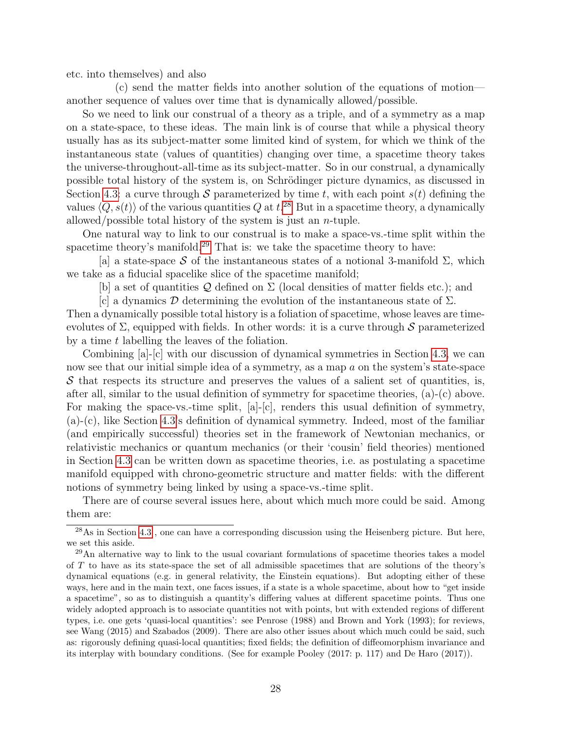etc. into themselves) and also

(c) send the matter fields into another solution of the equations of motion—another sequence of values over time that is dynamically allowed/possible.

So we need to link our construal of a theory as a triple, and of a symmetry as a map on a state-space, to these ideas. The main link is of course that while a physical theory usually has as its subject-matter some limited kind of system, for which we think of the instantaneous state (values of quantities) changing over time, a spacetime theory takes the universe-throughout-all-time as its subject-matter. So in our construal, a dynamically possible total history of the system is, on Schrödinger picture dynamics, as discussed in Section 4.3: a curve through $\mathcal{S}$ parameterized by time $t$, with each point $s(t)$ defining the values $\langle Q, s(t)\rangle$ of the various quantities $Q$ at $t$.[28] But in a spacetime theory, a dynamically allowed/possible total history of the system is just an $n$-tuple.

One natural way to link to our construal is to make a space-vs.-time split within the spacetime theory's manifold.[29] That is: we take the spacetime theory to have:

[a] a state-space $\mathcal{S}$ of the instantaneous states of a notional 3-manifold $\Sigma$, which we take as a fiducial spacelike slice of the spacetime manifold;

[b] a set of quantities $\mathcal{Q}$ defined on $\Sigma$ (local densities of matter fields etc.); and

[c] a dynamics $\mathcal{D}$ determining the evolution of the instantaneous state of $\Sigma$.

Then a dynamically possible total history is a foliation of spacetime, whose leaves are time-evolutes of $\Sigma$, equipped with fields. In other words: it is a curve through $\mathcal{S}$ parameterized by a time $t$ labelling the leaves of the foliation.

Combining [a]-[c] with our discussion of dynamical symmetries in Section 4.3, we can now see that our initial simple idea of a symmetry, as a map $a$ on the system's state-space $\mathcal{S}$ that respects its structure and preserves the values of a salient set of quantities, is, after all, similar to the usual definition of symmetry for spacetime theories, (a)-(c) above. For making the space-vs.-time split, [a]-[c], renders this usual definition of symmetry, (a)-(c), like Section 4.3's definition of dynamical symmetry. Indeed, most of the familiar (and empirically successful) theories set in the framework of Newtonian mechanics, or relativistic mechanics or quantum mechanics (or their 'cousin' field theories) mentioned in Section 4.3 can be written down as spacetime theories, i.e. as postulating a spacetime manifold equipped with chrono-geometric structure and matter fields: with the different notions of symmetry being linked by using a space-vs.-time split.

There are of course several issues here, about which much more could be said. Among them are:

---

[28] As in Section 4.3, one can have a corresponding discussion using the Heisenberg picture. But here, we set this aside.

[29] An alternative way to link to the usual covariant formulations of spacetime theories takes a model of $T$ to have as its state-space the set of all admissible spacetimes that are solutions of the theory's dynamical equations (e.g. in general relativity, the Einstein equations). But adopting either of these ways, here and in the main text, one faces issues, if a state is a whole spacetime, about how to "get inside a spacetime", so as to distinguish a quantity's differing values at different spacetime points. Thus one widely adopted approach is to associate quantities not with points, but with extended regions of different types, i.e. one gets 'quasi-local quantities': see Penrose (1988) and Brown and York (1993); for reviews, see Wang (2015) and Szabados (2009). There are also other issues about which much could be said, such as: rigorously defining quasi-local quantities; fixed fields; the definition of diffeomorphism invariance and its interplay with boundary conditions. (See for example Pooley (2017: p. 117) and De Haro (2017)).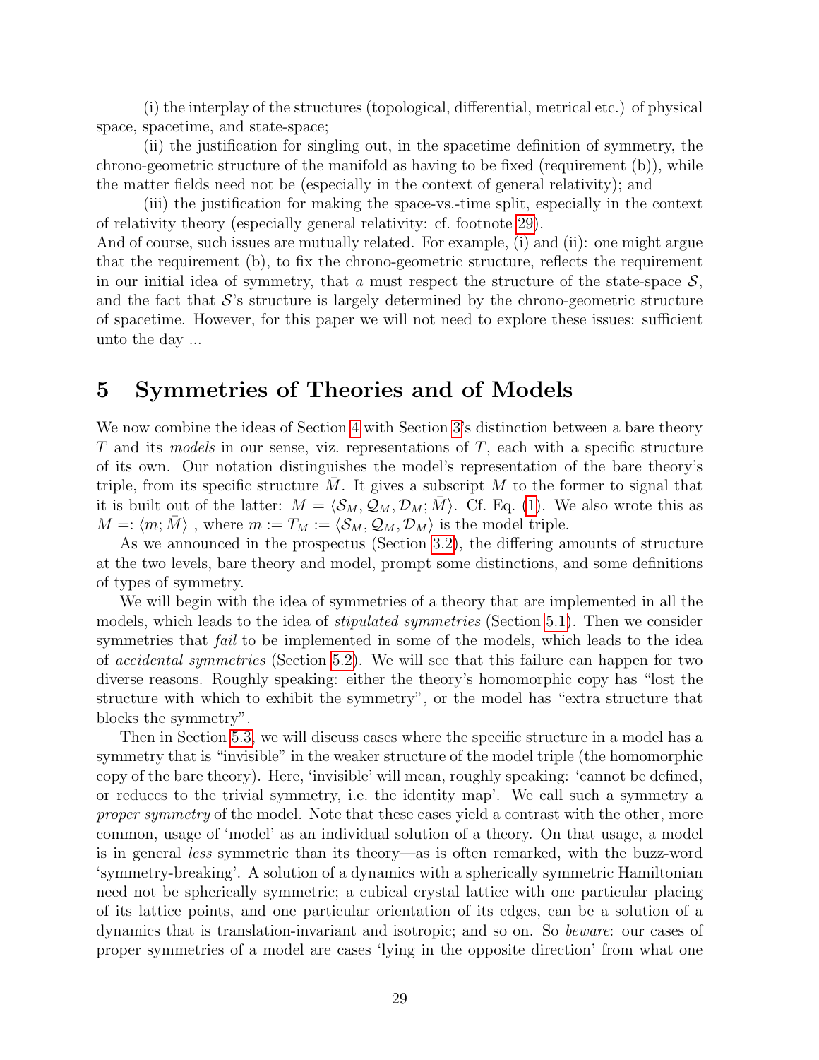(i) the interplay of the structures (topological, differential, metrical etc.) of physical space, spacetime, and state-space;

(ii) the justification for singling out, in the spacetime definition of symmetry, the chrono-geometric structure of the manifold as having to be fixed (requirement (b)), while the matter fields need not be (especially in the context of general relativity); and

(iii) the justification for making the space-vs.-time split, especially in the context of relativity theory (especially general relativity: cf. footnote 29).

And of course, such issues are mutually related. For example, (i) and (ii): one might argue that the requirement (b), to fix the chrono-geometric structure, reflects the requirement in our initial idea of symmetry, that $a$ must respect the structure of the state-space $\mathcal{S}$, and the fact that $\mathcal{S}$'s structure is largely determined by the chrono-geometric structure of spacetime. However, for this paper we will not need to explore these issues: sufficient unto the day ...

# 5 Symmetries of Theories and of Models

We now combine the ideas of Section 4 with Section 3's distinction between a bare theory $T$ and its *models* in our sense, viz. representations of $T$, each with a specific structure of its own. Our notation distinguishes the model's representation of the bare theory's triple, from its specific structure $\bar{M}$. It gives a subscript $M$ to the former to signal that it is built out of the latter: $M = \langle \mathcal{S}_M, \mathcal{Q}_M, \mathcal{D}_M; \bar{M} \rangle$. Cf. Eq. (1). We also wrote this as $M =: \langle m; \bar{M} \rangle$ , where $m := T_M := \langle \mathcal{S}_M, \mathcal{Q}_M, \mathcal{D}_M \rangle$ is the model triple.

As we announced in the prospectus (Section 3.2), the differing amounts of structure at the two levels, bare theory and model, prompt some distinctions, and some definitions of types of symmetry.

We will begin with the idea of symmetries of a theory that are implemented in all the models, which leads to the idea of *stipulated symmetries* (Section 5.1). Then we consider symmetries that *fail* to be implemented in some of the models, which leads to the idea of *accidental symmetries* (Section 5.2). We will see that this failure can happen for two diverse reasons. Roughly speaking: either the theory's homomorphic copy has "lost the structure with which to exhibit the symmetry", or the model has "extra structure that blocks the symmetry".

Then in Section 5.3, we will discuss cases where the specific structure in a model has a symmetry that is "invisible" in the weaker structure of the model triple (the homomorphic copy of the bare theory). Here, 'invisible' will mean, roughly speaking: 'cannot be defined, or reduces to the trivial symmetry, i.e. the identity map'. We call such a symmetry a *proper symmetry* of the model. Note that these cases yield a contrast with the other, more common, usage of 'model' as an individual solution of a theory. On that usage, a model is in general *less* symmetric than its theory—as is often remarked, with the buzz-word 'symmetry-breaking'. A solution of a dynamics with a spherically symmetric Hamiltonian need not be spherically symmetric; a cubical crystal lattice with one particular placing of its lattice points, and one particular orientation of its edges, can be a solution of a dynamics that is translation-invariant and isotropic; and so on. So *beware*: our cases of proper symmetries of a model are cases 'lying in the opposite direction' from what one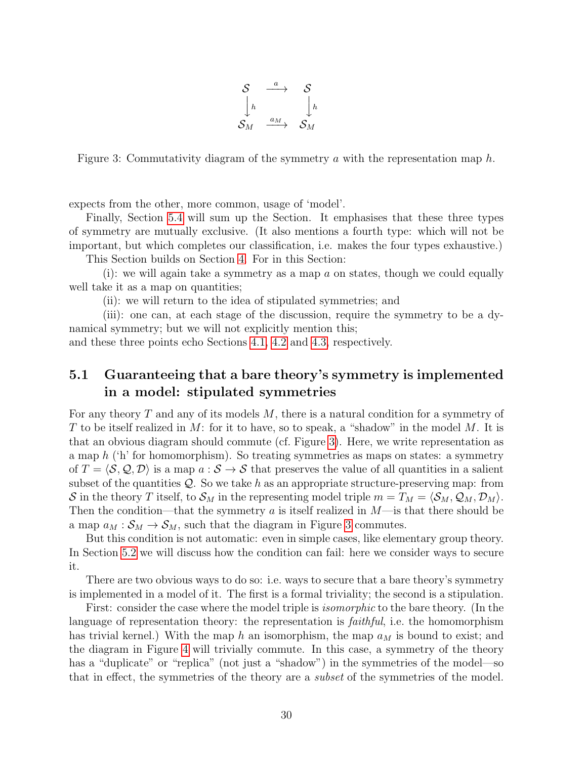$$
\begin{array}{ccc}
\mathcal{S} & \xrightarrow{a} & \mathcal{S} \\
\downarrow h & & \downarrow h \\
\mathcal{S}_M & \xrightarrow{a_M} & \mathcal{S}_M
\end{array}
$$

Figure 3: Commutativity diagram of the symmetry $a$ with the representation map $h$.

expects from the other, more common, usage of 'model'.

Finally, Section 5.4 will sum up the Section. It emphasises that these three types of symmetry are mutually exclusive. (It also mentions a fourth type: which will not be important, but which completes our classification, i.e. makes the four types exhaustive.)

This Section builds on Section 4. For in this Section:

(i): we will again take a symmetry as a map $a$ on states, though we could equally well take it as a map on quantities;

(ii): we will return to the idea of stipulated symmetries; and

(iii): one can, at each stage of the discussion, require the symmetry to be a dynamical symmetry; but we will not explicitly mention this;

and these three points echo Sections 4.1, 4.2 and 4.3, respectively.

## 5.1 Guaranteeing that a bare theory's symmetry is implemented in a model: stipulated symmetries

For any theory $T$ and any of its models $M$, there is a natural condition for a symmetry of $T$ to be itself realized in $M$: for it to have, so to speak, a "shadow" in the model $M$. It is that an obvious diagram should commute (cf. Figure 3). Here, we write representation as a map $h$ ('h' for homomorphism). So treating symmetries as maps on states: a symmetry of $T = \langle \mathcal{S}, \mathcal{Q}, \mathcal{D} \rangle$ is a map $a : \mathcal{S} \to \mathcal{S}$ that preserves the value of all quantities in a salient subset of the quantities $\mathcal{Q}$. So we take $h$ as an appropriate structure-preserving map: from $\mathcal{S}$ in the theory $T$ itself, to $\mathcal{S}_M$ in the representing model triple $m = T_M = \langle \mathcal{S}_M, \mathcal{Q}_M, \mathcal{D}_M \rangle$. Then the condition—that the symmetry $a$ is itself realized in $M$—is that there should be a map $a_M : \mathcal{S}_M \to \mathcal{S}_M$, such that the diagram in Figure 3 commutes.

But this condition is not automatic: even in simple cases, like elementary group theory. In Section 5.2 we will discuss how the condition can fail: here we consider ways to secure it.

There are two obvious ways to do so: i.e. ways to secure that a bare theory's symmetry is implemented in a model of it. The first is a formal triviality; the second is a stipulation.

First: consider the case where the model triple is *isomorphic* to the bare theory. (In the language of representation theory: the representation is *faithful*, i.e. the homomorphism has trivial kernel.) With the map $h$ an isomorphism, the map $a_M$ is bound to exist; and the diagram in Figure 4 will trivially commute. In this case, a symmetry of the theory has a "duplicate" or "replica" (not just a "shadow") in the symmetries of the model—so that in effect, the symmetries of the theory are a *subset* of the symmetries of the model.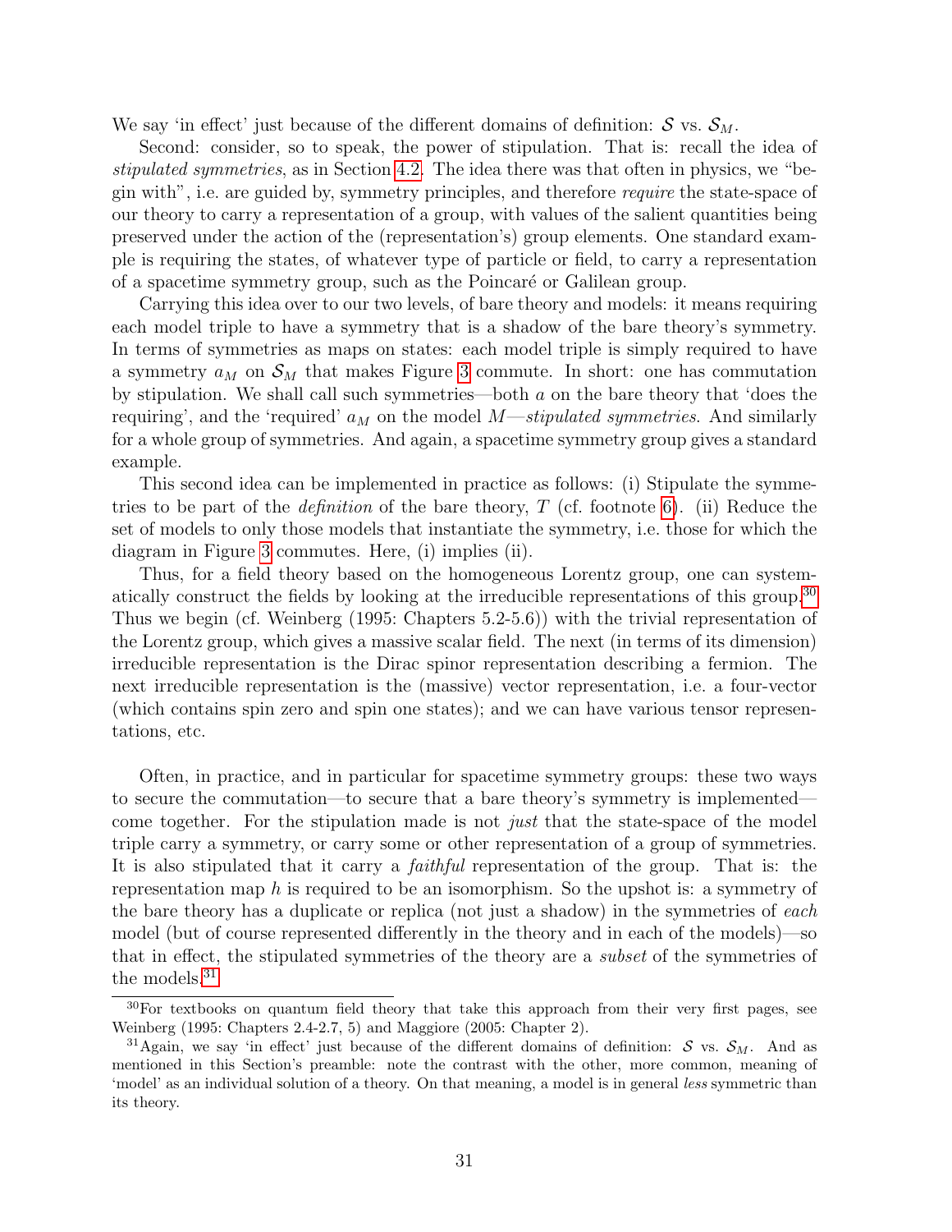We say 'in effect' just because of the different domains of definition: $\mathcal{S}$ vs. $\mathcal{S}_M$.

Second: consider, so to speak, the power of stipulation. That is: recall the idea of *stipulated symmetries*, as in Section 4.2. The idea there was that often in physics, we "begin with", i.e. are guided by, symmetry principles, and therefore *require* the state-space of our theory to carry a representation of a group, with values of the salient quantities being preserved under the action of the (representation's) group elements. One standard example is requiring the states, of whatever type of particle or field, to carry a representation of a spacetime symmetry group, such as the Poincaré or Galilean group.

Carrying this idea over to our two levels, of bare theory and models: it means requiring each model triple to have a symmetry that is a shadow of the bare theory's symmetry. In terms of symmetries as maps on states: each model triple is simply required to have a symmetry $a_M$ on $\mathcal{S}_M$ that makes Figure 3 commute. In short: one has commutation by stipulation. We shall call such symmetries—both $a$ on the bare theory that 'does the requiring', and the 'required' $a_M$ on the model $M$—*stipulated symmetries*. And similarly for a whole group of symmetries. And again, a spacetime symmetry group gives a standard example.

This second idea can be implemented in practice as follows: (i) Stipulate the symmetries to be part of the *definition* of the bare theory, $T$ (cf. footnote 6). (ii) Reduce the set of models to only those models that instantiate the symmetry, i.e. those for which the diagram in Figure 3 commutes. Here, (i) implies (ii).

Thus, for a field theory based on the homogeneous Lorentz group, one can systematically construct the fields by looking at the irreducible representations of this group.[30] Thus we begin (cf. Weinberg (1995: Chapters 5.2-5.6)) with the trivial representation of the Lorentz group, which gives a massive scalar field. The next (in terms of its dimension) irreducible representation is the Dirac spinor representation describing a fermion. The next irreducible representation is the (massive) vector representation, i.e. a four-vector (which contains spin zero and spin one states); and we can have various tensor representations, etc.

Often, in practice, and in particular for spacetime symmetry groups: these two ways to secure the commutation—to secure that a bare theory's symmetry is implemented—come together. For the stipulation made is not *just* that the state-space of the model triple carry a symmetry, or carry some or other representation of a group of symmetries. It is also stipulated that it carry a *faithful* representation of the group. That is: the representation map $h$ is required to be an isomorphism. So the upshot is: a symmetry of the bare theory has a duplicate or replica (not just a shadow) in the symmetries of *each* model (but of course represented differently in the theory and in each of the models)—so that in effect, the stipulated symmetries of the theory are a *subset* of the symmetries of the models.[31]

---

[30] For textbooks on quantum field theory that take this approach from their very first pages, see Weinberg (1995: Chapters 2.4-2.7, 5) and Maggiore (2005: Chapter 2).

[31] Again, we say 'in effect' just because of the different domains of definition: $\mathcal{S}$ vs. $\mathcal{S}_M$. And as mentioned in this Section's preamble: note the contrast with the other, more common, meaning of 'model' as an individual solution of a theory. On that meaning, a model is in general *less* symmetric than its theory.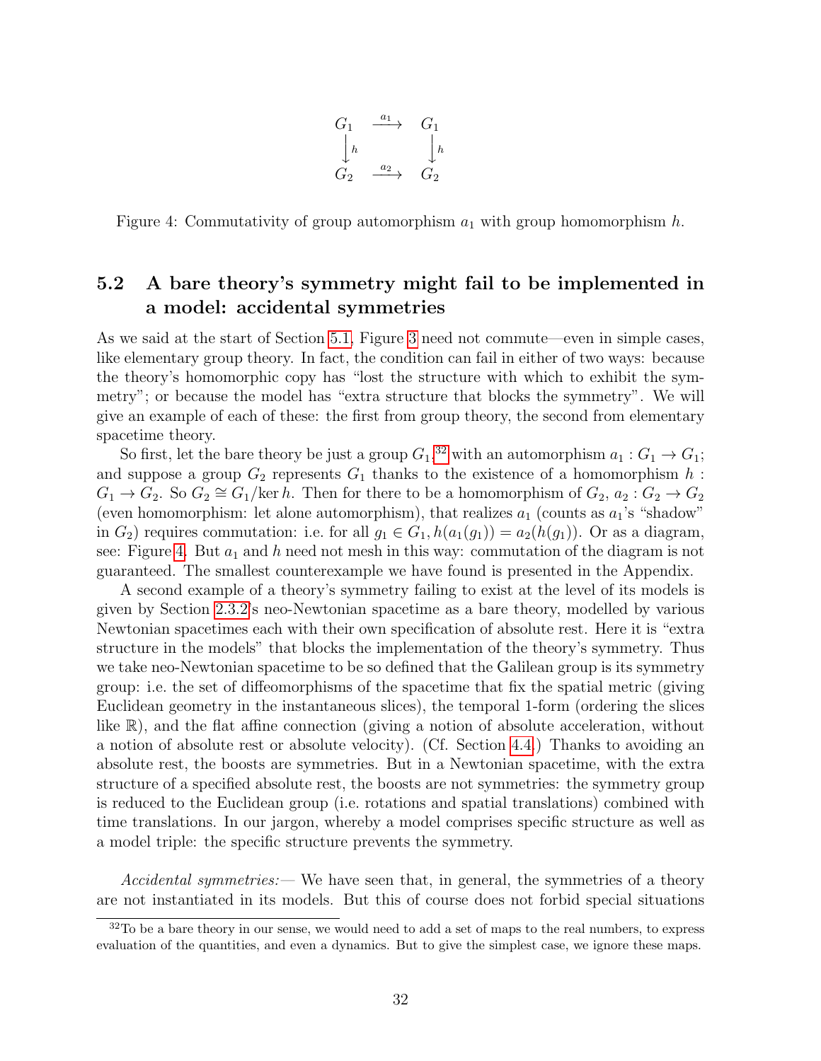$$
\begin{array}{ccc}
G_1 & \xrightarrow{a_1} & G_1 \\
\downarrow h & & \downarrow h \\
G_2 & \xrightarrow{a_2} & G_2
\end{array}
$$

Figure 4: Commutativity of group automorphism $a_1$ with group homomorphism $h$.

### 5.2 A bare theory's symmetry might fail to be implemented in a model: accidental symmetries

As we said at the start of Section 5.1, Figure 3 need not commute—even in simple cases, like elementary group theory. In fact, the condition can fail in either of two ways: because the theory's homomorphic copy has "lost the structure with which to exhibit the symmetry"; or because the model has "extra structure that blocks the symmetry". We will give an example of each of these: the first from group theory, the second from elementary spacetime theory.

So first, let the bare theory be just a group $G_1$,[32] with an automorphism $a_1 : G_1 \to G_1$; and suppose a group $G_2$ represents $G_1$ thanks to the existence of a homomorphism $h : G_1 \to G_2$. So $G_2 \cong G_1/\ker h$. Then for there to be a homomorphism of $G_2$, $a_2 : G_2 \to G_2$ (even homomorphism: let alone automorphism), that realizes $a_1$ (counts as $a_1$'s "shadow" in $G_2$) requires commutation: i.e. for all $g_1 \in G_1, h(a_1(g_1)) = a_2(h(g_1))$. Or as a diagram, see: Figure 4. But $a_1$ and $h$ need not mesh in this way: commutation of the diagram is not guaranteed. The smallest counterexample we have found is presented in the Appendix.

A second example of a theory's symmetry failing to exist at the level of its models is given by Section 2.3.2's neo-Newtonian spacetime as a bare theory, modelled by various Newtonian spacetimes each with their own specification of absolute rest. Here it is "extra structure in the models" that blocks the implementation of the theory's symmetry. Thus we take neo-Newtonian spacetime to be so defined that the Galilean group is its symmetry group: i.e. the set of diffeomorphisms of the spacetime that fix the spatial metric (giving Euclidean geometry in the instantaneous slices), the temporal 1-form (ordering the slices like $\mathbb{R}$), and the flat affine connection (giving a notion of absolute acceleration, without a notion of absolute rest or absolute velocity). (Cf. Section 4.4.) Thanks to avoiding an absolute rest, the boosts are symmetries. But in a Newtonian spacetime, with the extra structure of a specified absolute rest, the boosts are not symmetries: the symmetry group is reduced to the Euclidean group (i.e. rotations and spatial translations) combined with time translations. In our jargon, whereby a model comprises specific structure as well as a model triple: the specific structure prevents the symmetry.

*Accidental symmetries:*— We have seen that, in general, the symmetries of a theory are not instantiated in its models. But this of course does not forbid special situations

[32] To be a bare theory in our sense, we would need to add a set of maps to the real numbers, to express evaluation of the quantities, and even a dynamics. But to give the simplest case, we ignore these maps.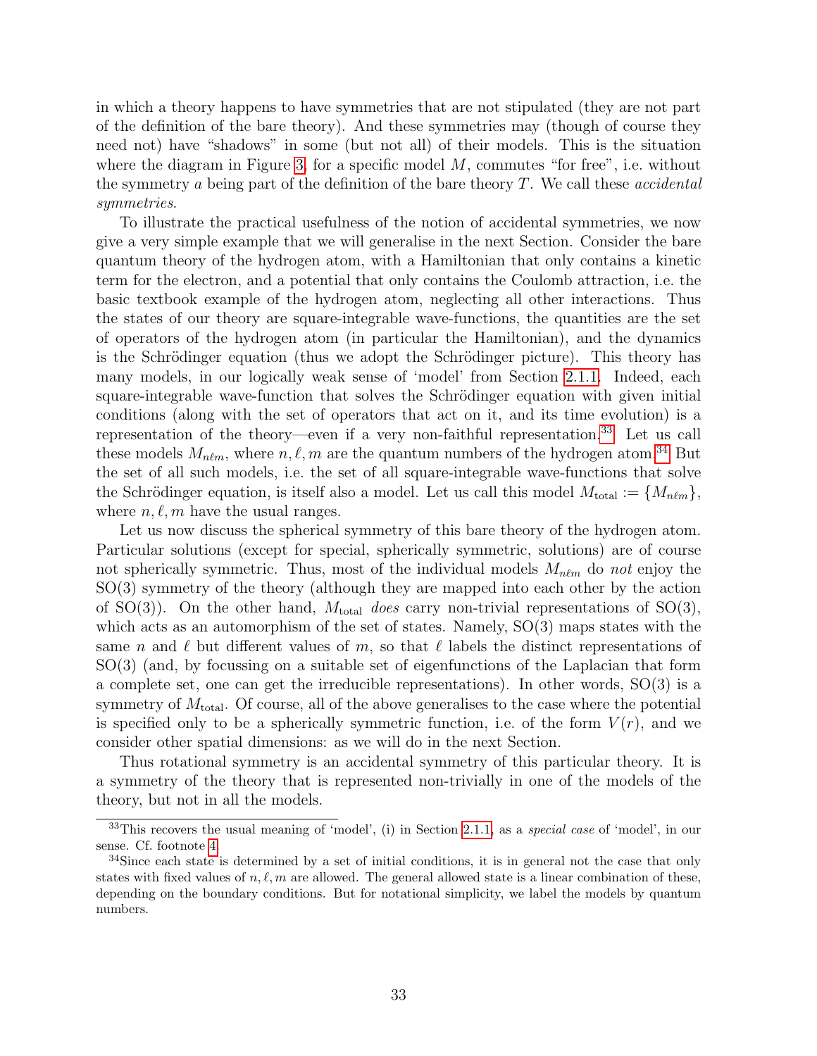in which a theory happens to have symmetries that are not stipulated (they are not part of the definition of the bare theory). And these symmetries may (though of course they need not) have "shadows" in some (but not all) of their models. This is the situation where the diagram in Figure 3, for a specific model $M$, commutes "for free", i.e. without the symmetry $a$ being part of the definition of the bare theory $T$. We call these *accidental symmetries*.

To illustrate the practical usefulness of the notion of accidental symmetries, we now give a very simple example that we will generalise in the next Section. Consider the bare quantum theory of the hydrogen atom, with a Hamiltonian that only contains a kinetic term for the electron, and a potential that only contains the Coulomb attraction, i.e. the basic textbook example of the hydrogen atom, neglecting all other interactions. Thus the states of our theory are square-integrable wave-functions, the quantities are the set of operators of the hydrogen atom (in particular the Hamiltonian), and the dynamics is the Schrödinger equation (thus we adopt the Schrödinger picture). This theory has many models, in our logically weak sense of 'model' from Section 2.1.1. Indeed, each square-integrable wave-function that solves the Schrödinger equation with given initial conditions (along with the set of operators that act on it, and its time evolution) is a representation of the theory—even if a very non-faithful representation.[33] Let us call these models $M_{n\ell m}$, where $n, \ell, m$ are the quantum numbers of the hydrogen atom.[34] But the set of all such models, i.e. the set of all square-integrable wave-functions that solve the Schrödinger equation, is itself also a model. Let us call this model $M_{\text{total}} := \{M_{n\ell m}\}$, where $n, \ell, m$ have the usual ranges.

Let us now discuss the spherical symmetry of this bare theory of the hydrogen atom. Particular solutions (except for special, spherically symmetric, solutions) are of course not spherically symmetric. Thus, most of the individual models $M_{n\ell m}$ do *not* enjoy the SO(3) symmetry of the theory (although they are mapped into each other by the action of SO(3)). On the other hand, $M_{\text{total}}$ *does* carry non-trivial representations of SO(3), which acts as an automorphism of the set of states. Namely, SO(3) maps states with the same $n$ and $\ell$ but different values of $m$, so that $\ell$ labels the distinct representations of SO(3) (and, by focussing on a suitable set of eigenfunctions of the Laplacian that form a complete set, one can get the irreducible representations). In other words, SO(3) is a symmetry of $M_{\text{total}}$. Of course, all of the above generalises to the case where the potential is specified only to be a spherically symmetric function, i.e. of the form $V(r)$, and we consider other spatial dimensions: as we will do in the next Section.

Thus rotational symmetry is an accidental symmetry of this particular theory. It is a symmetry of the theory that is represented non-trivially in one of the models of the theory, but not in all the models.

---

[33] This recovers the usual meaning of 'model', (i) in Section 2.1.1, as a *special case* of 'model', in our sense. Cf. footnote 4.

[34] Since each state is determined by a set of initial conditions, it is in general not the case that only states with fixed values of $n, \ell, m$ are allowed. The general allowed state is a linear combination of these, depending on the boundary conditions. But for notational simplicity, we label the models by quantum numbers.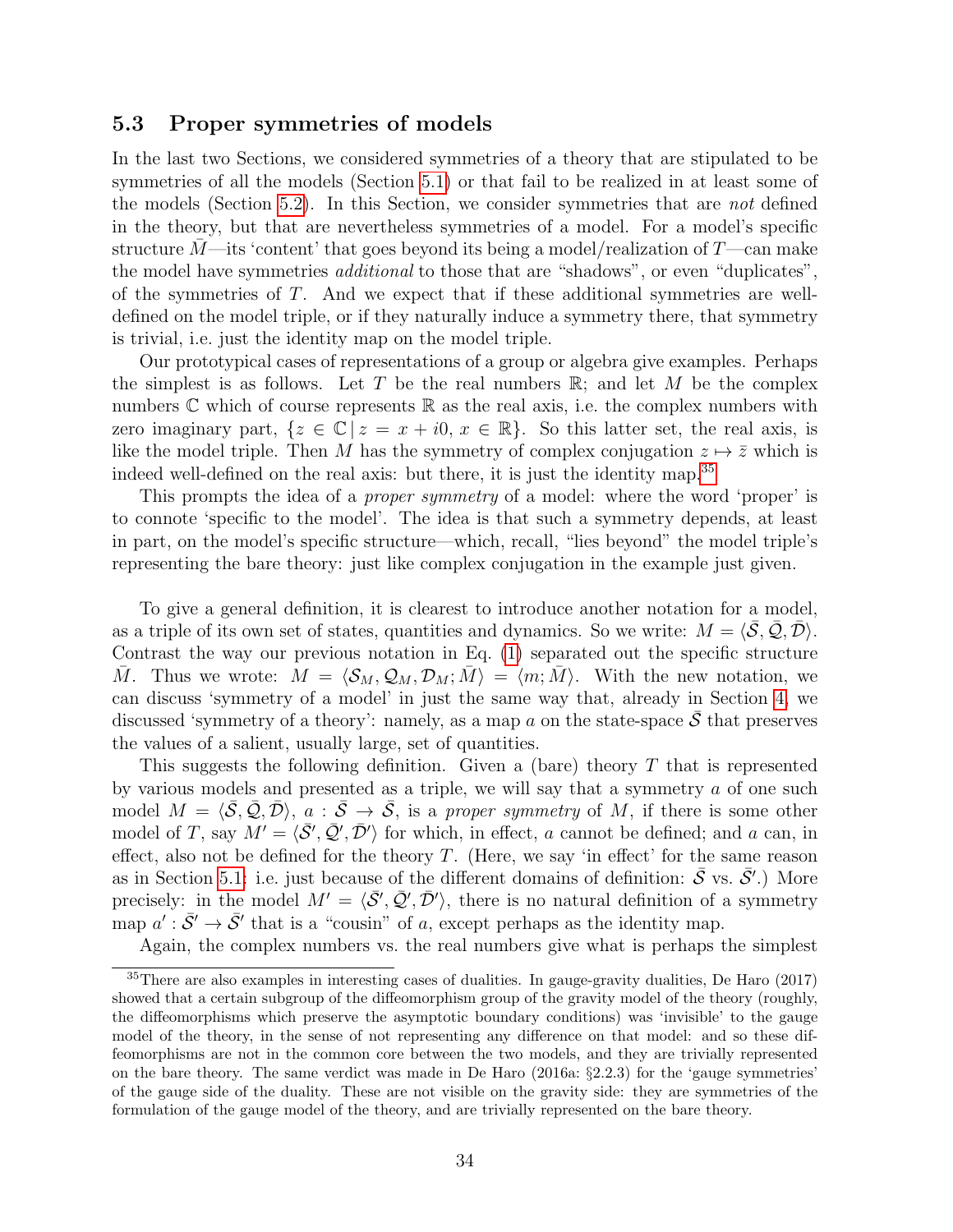### 5.3 Proper symmetries of models

In the last two Sections, we considered symmetries of a theory that are stipulated to be symmetries of all the models (Section 5.1) or that fail to be realized in at least some of the models (Section 5.2). In this Section, we consider symmetries that are *not* defined in the theory, but that are nevertheless symmetries of a model. For a model's specific structure $\bar{M}$—its 'content' that goes beyond its being a model/realization of $T$—can make the model have symmetries *additional* to those that are "shadows", or even "duplicates", of the symmetries of $T$. And we expect that if these additional symmetries are well-defined on the model triple, or if they naturally induce a symmetry there, that symmetry is trivial, i.e. just the identity map on the model triple.

Our prototypical cases of representations of a group or algebra give examples. Perhaps the simplest is as follows. Let $T$ be the real numbers $\mathbb{R}$; and let $M$ be the complex numbers $\mathbb{C}$ which of course represents $\mathbb{R}$ as the real axis, i.e. the complex numbers with zero imaginary part, $\{z \in \mathbb{C} \,|\, z = x + i0,\, x \in \mathbb{R}\}$. So this latter set, the real axis, is like the model triple. Then $M$ has the symmetry of complex conjugation $z \mapsto \bar{z}$ which is indeed well-defined on the real axis: but there, it is just the identity map.[35]

This prompts the idea of a *proper symmetry* of a model: where the word 'proper' is to connote 'specific to the model'. The idea is that such a symmetry depends, at least in part, on the model's specific structure—which, recall, "lies beyond" the model triple's representing the bare theory: just like complex conjugation in the example just given.

To give a general definition, it is clearest to introduce another notation for a model, as a triple of its own set of states, quantities and dynamics. So we write: $M = \langle \bar{\mathcal{S}}, \bar{\mathcal{Q}}, \bar{\mathcal{D}} \rangle$. Contrast the way our previous notation in Eq. (1) separated out the specific structure $\bar{M}$. Thus we wrote: $M = \langle \mathcal{S}_M, \mathcal{Q}_M, \mathcal{D}_M; \bar{M} \rangle = \langle m; \bar{M} \rangle$. With the new notation, we can discuss 'symmetry of a model' in just the same way that, already in Section 4, we discussed 'symmetry of a theory': namely, as a map $a$ on the state-space $\bar{\mathcal{S}}$ that preserves the values of a salient, usually large, set of quantities.

This suggests the following definition. Given a (bare) theory $T$ that is represented by various models and presented as a triple, we will say that a symmetry $a$ of one such model $M = \langle \bar{\mathcal{S}}, \bar{\mathcal{Q}}, \bar{\mathcal{D}} \rangle$, $a : \bar{\mathcal{S}} \to \bar{\mathcal{S}}$, is a *proper symmetry* of $M$, if there is some other model of $T$, say $M' = \langle \bar{\mathcal{S}}', \bar{\mathcal{Q}}', \bar{\mathcal{D}}' \rangle$ for which, in effect, $a$ cannot be defined; and $a$ can, in effect, also not be defined for the theory $T$. (Here, we say 'in effect' for the same reason as in Section 5.1: i.e. just because of the different domains of definition: $\bar{\mathcal{S}}$ vs. $\bar{\mathcal{S}}'$.) More precisely: in the model $M' = \langle \bar{\mathcal{S}}', \bar{\mathcal{Q}}', \bar{\mathcal{D}}' \rangle$, there is no natural definition of a symmetry map $a' : \bar{\mathcal{S}}' \to \bar{\mathcal{S}}'$ that is a "cousin" of $a$, except perhaps as the identity map.

Again, the complex numbers vs. the real numbers give what is perhaps the simplest

---

[35] There are also examples in interesting cases of dualities. In gauge-gravity dualities, De Haro (2017) showed that a certain subgroup of the diffeomorphism group of the gravity model of the theory (roughly, the diffeomorphisms which preserve the asymptotic boundary conditions) was 'invisible' to the gauge model of the theory, in the sense of not representing any difference on that model: and so these diffeomorphisms are not in the common core between the two models, and they are trivially represented on the bare theory. The same verdict was made in De Haro (2016a: §2.2.3) for the 'gauge symmetries' of the gauge side of the duality. These are not visible on the gravity side: they are symmetries of the formulation of the gauge model of the theory, and are trivially represented on the bare theory.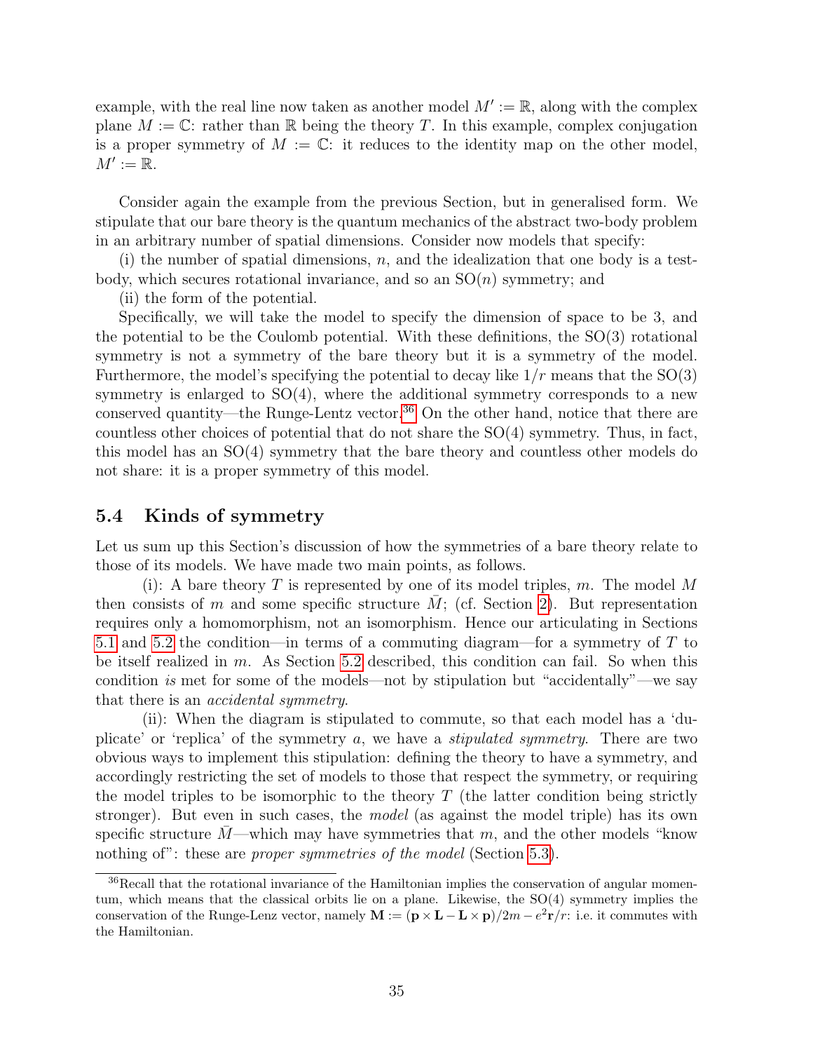example, with the real line now taken as another model $M' := \mathbb{R}$, along with the complex plane $M := \mathbb{C}$: rather than $\mathbb{R}$ being the theory $T$. In this example, complex conjugation is a proper symmetry of $M := \mathbb{C}$: it reduces to the identity map on the other model, $M' := \mathbb{R}$.

Consider again the example from the previous Section, but in generalised form. We stipulate that our bare theory is the quantum mechanics of the abstract two-body problem in an arbitrary number of spatial dimensions. Consider now models that specify:

(i) the number of spatial dimensions, $n$, and the idealization that one body is a test-body, which secures rotational invariance, and so an $\mathrm{SO}(n)$ symmetry; and

(ii) the form of the potential.

Specifically, we will take the model to specify the dimension of space to be 3, and the potential to be the Coulomb potential. With these definitions, the $\mathrm{SO}(3)$ rotational symmetry is not a symmetry of the bare theory but it is a symmetry of the model. Furthermore, the model's specifying the potential to decay like $1/r$ means that the $\mathrm{SO}(3)$ symmetry is enlarged to $\mathrm{SO}(4)$, where the additional symmetry corresponds to a new conserved quantity—the Runge-Lentz vector.[36] On the other hand, notice that there are countless other choices of potential that do not share the $\mathrm{SO}(4)$ symmetry. Thus, in fact, this model has an $\mathrm{SO}(4)$ symmetry that the bare theory and countless other models do not share: it is a proper symmetry of this model.

## 5.4 Kinds of symmetry

Let us sum up this Section's discussion of how the symmetries of a bare theory relate to those of its models. We have made two main points, as follows.

(i): A bare theory $T$ is represented by one of its model triples, $m$. The model $M$ then consists of $m$ and some specific structure $\bar{M}$; (cf. Section 2). But representation requires only a homomorphism, not an isomorphism. Hence our articulating in Sections 5.1 and 5.2 the condition—in terms of a commuting diagram—for a symmetry of $T$ to be itself realized in $m$. As Section 5.2 described, this condition can fail. So when this condition *is* met for some of the models—not by stipulation but "accidentally"—we say that there is an *accidental symmetry*.

(ii): When the diagram is stipulated to commute, so that each model has a 'duplicate' or 'replica' of the symmetry $a$, we have a *stipulated symmetry*. There are two obvious ways to implement this stipulation: defining the theory to have a symmetry, and accordingly restricting the set of models to those that respect the symmetry, or requiring the model triples to be isomorphic to the theory $T$ (the latter condition being strictly stronger). But even in such cases, the *model* (as against the model triple) has its own specific structure $\bar{M}$—which may have symmetries that $m$, and the other models "know nothing of": these are *proper symmetries of the model* (Section 5.3).

---

[36] Recall that the rotational invariance of the Hamiltonian implies the conservation of angular momentum, which means that the classical orbits lie on a plane. Likewise, the $\mathrm{SO}(4)$ symmetry implies the conservation of the Runge-Lenz vector, namely $\mathbf{M} := (\mathbf{p} \times \mathbf{L} - \mathbf{L} \times \mathbf{p})/2m - e^2\mathbf{r}/r$: i.e. it commutes with the Hamiltonian.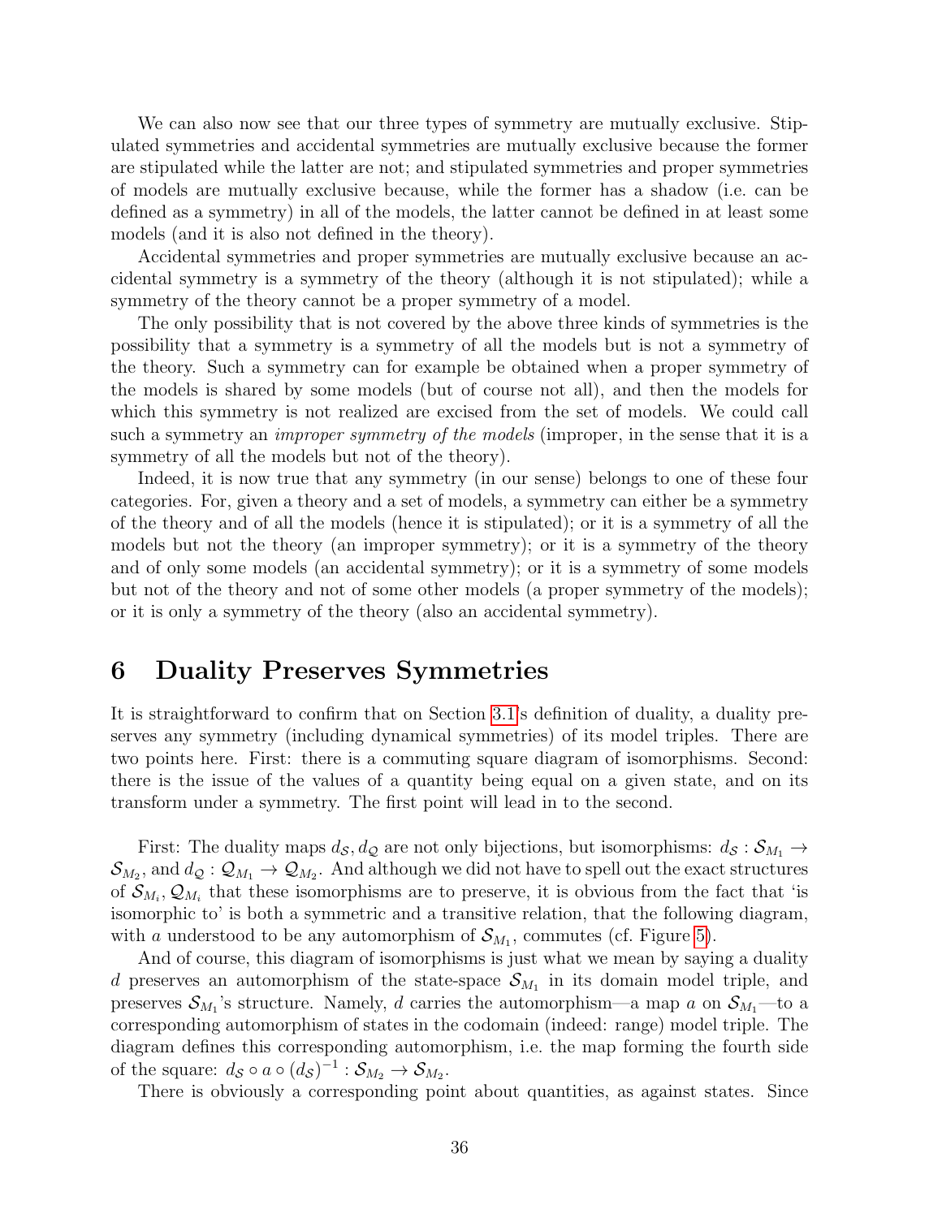We can also now see that our three types of symmetry are mutually exclusive. Stipulated symmetries and accidental symmetries are mutually exclusive because the former are stipulated while the latter are not; and stipulated symmetries and proper symmetries of models are mutually exclusive because, while the former has a shadow (i.e. can be defined as a symmetry) in all of the models, the latter cannot be defined in at least some models (and it is also not defined in the theory).

Accidental symmetries and proper symmetries are mutually exclusive because an accidental symmetry is a symmetry of the theory (although it is not stipulated); while a symmetry of the theory cannot be a proper symmetry of a model.

The only possibility that is not covered by the above three kinds of symmetries is the possibility that a symmetry is a symmetry of all the models but is not a symmetry of the theory. Such a symmetry can for example be obtained when a proper symmetry of the models is shared by some models (but of course not all), and then the models for which this symmetry is not realized are excised from the set of models. We could call such a symmetry an *improper symmetry of the models* (improper, in the sense that it is a symmetry of all the models but not of the theory).

Indeed, it is now true that any symmetry (in our sense) belongs to one of these four categories. For, given a theory and a set of models, a symmetry can either be a symmetry of the theory and of all the models (hence it is stipulated); or it is a symmetry of all the models but not the theory (an improper symmetry); or it is a symmetry of the theory and of only some models (an accidental symmetry); or it is a symmetry of some models but not of the theory and not of some other models (a proper symmetry of the models); or it is only a symmetry of the theory (also an accidental symmetry).

# 6 Duality Preserves Symmetries

It is straightforward to confirm that on Section 3.1's definition of duality, a duality preserves any symmetry (including dynamical symmetries) of its model triples. There are two points here. First: there is a commuting square diagram of isomorphisms. Second: there is the issue of the values of a quantity being equal on a given state, and on its transform under a symmetry. The first point will lead in to the second.

First: The duality maps $d_{\mathcal{S}}, d_{\mathcal{Q}}$ are not only bijections, but isomorphisms: $d_{\mathcal{S}} : \mathcal{S}_{M_1} \to \mathcal{S}_{M_2}$, and $d_{\mathcal{Q}} : \mathcal{Q}_{M_1} \to \mathcal{Q}_{M_2}$. And although we did not have to spell out the exact structures of $\mathcal{S}_{M_i}, \mathcal{Q}_{M_i}$ that these isomorphisms are to preserve, it is obvious from the fact that 'is isomorphic to' is both a symmetric and a transitive relation, that the following diagram, with $a$ understood to be any automorphism of $\mathcal{S}_{M_1}$, commutes (cf. Figure 5).

And of course, this diagram of isomorphisms is just what we mean by saying a duality $d$ preserves an automorphism of the state-space $\mathcal{S}_{M_1}$ in its domain model triple, and preserves $\mathcal{S}_{M_1}$'s structure. Namely, $d$ carries the automorphism—a map $a$ on $\mathcal{S}_{M_1}$—to a corresponding automorphism of states in the codomain (indeed: range) model triple. The diagram defines this corresponding automorphism, i.e. the map forming the fourth side of the square: $d_{\mathcal{S}} \circ a \circ (d_{\mathcal{S}})^{-1} : \mathcal{S}_{M_2} \to \mathcal{S}_{M_2}$.

There is obviously a corresponding point about quantities, as against states. Since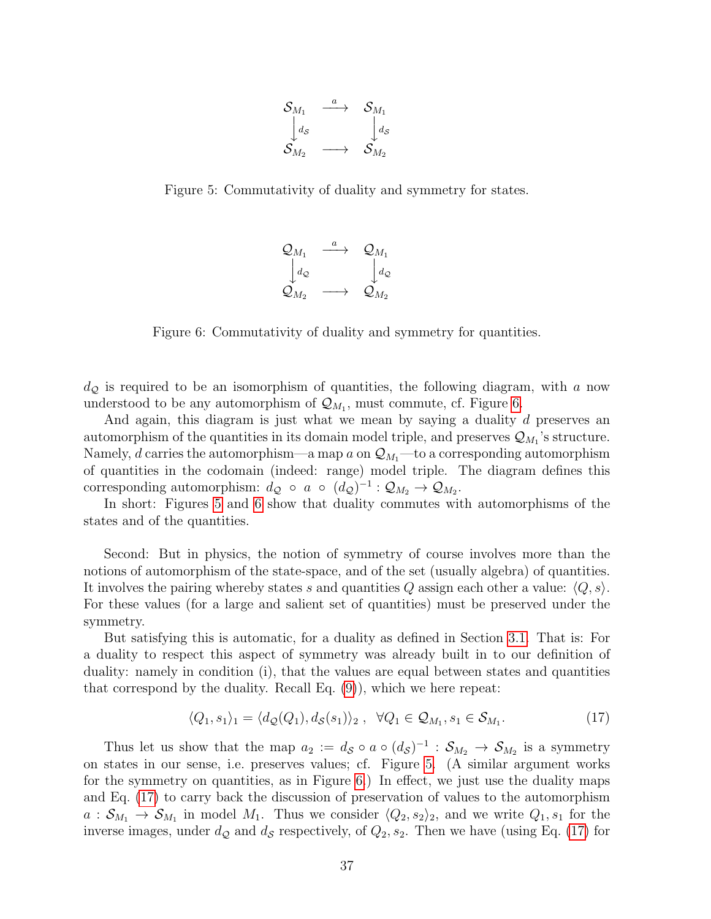$$
\begin{array}{ccc}
\mathcal{S}_{M_1} & \xrightarrow{a} & \mathcal{S}_{M_1} \\
\downarrow d_{\mathcal{S}} & & \downarrow d_{\mathcal{S}} \\
\mathcal{S}_{M_2} & \longrightarrow & \mathcal{S}_{M_2}
\end{array}
$$

Figure 5: Commutativity of duality and symmetry for states.

$$
\begin{array}{ccc}
\mathcal{Q}_{M_1} & \xrightarrow{a} & \mathcal{Q}_{M_1} \\
\downarrow d_{\mathcal{Q}} & & \downarrow d_{\mathcal{Q}} \\
\mathcal{Q}_{M_2} & \longrightarrow & \mathcal{Q}_{M_2}
\end{array}
$$

Figure 6: Commutativity of duality and symmetry for quantities.

$d_{\mathcal{Q}}$ is required to be an isomorphism of quantities, the following diagram, with $a$ now understood to be any automorphism of $\mathcal{Q}_{M_1}$, must commute, cf. Figure 6.

And again, this diagram is just what we mean by saying a duality $d$ preserves an automorphism of the quantities in its domain model triple, and preserves $\mathcal{Q}_{M_1}$'s structure. Namely, $d$ carries the automorphism—a map $a$ on $\mathcal{Q}_{M_1}$—to a corresponding automorphism of quantities in the codomain (indeed: range) model triple. The diagram defines this corresponding automorphism: $d_{\mathcal{Q}} \circ a \circ (d_{\mathcal{Q}})^{-1} : \mathcal{Q}_{M_2} \to \mathcal{Q}_{M_2}$.

In short: Figures 5 and 6 show that duality commutes with automorphisms of the states and of the quantities.

Second: But in physics, the notion of symmetry of course involves more than the notions of automorphism of the state-space, and of the set (usually algebra) of quantities. It involves the pairing whereby states $s$ and quantities $Q$ assign each other a value: $\langle Q, s\rangle$. For these values (for a large and salient set of quantities) must be preserved under the symmetry.

But satisfying this is automatic, for a duality as defined in Section 3.1. That is: For a duality to respect this aspect of symmetry was already built in to our definition of duality: namely in condition (i), that the values are equal between states and quantities that correspond by the duality. Recall Eq. (9)), which we here repeat:

$$\langle Q_1, s_1\rangle_1 = \langle d_{\mathcal{Q}}(Q_1), d_{\mathcal{S}}(s_1)\rangle_2 \;, \quad \forall Q_1 \in \mathcal{Q}_{M_1}, s_1 \in \mathcal{S}_{M_1}. \tag{17}$$

Thus let us show that the map $a_2 := d_{\mathcal{S}} \circ a \circ (d_{\mathcal{S}})^{-1} : \mathcal{S}_{M_2} \to \mathcal{S}_{M_2}$ is a symmetry on states in our sense, i.e. preserves values; cf. Figure 5. (A similar argument works for the symmetry on quantities, as in Figure 6.) In effect, we just use the duality maps and Eq. (17) to carry back the discussion of preservation of values to the automorphism $a : \mathcal{S}_{M_1} \to \mathcal{S}_{M_1}$ in model $M_1$. Thus we consider $\langle Q_2, s_2\rangle_2$, and we write $Q_1, s_1$ for the inverse images, under $d_{\mathcal{Q}}$ and $d_{\mathcal{S}}$ respectively, of $Q_2, s_2$. Then we have (using Eq. (17) for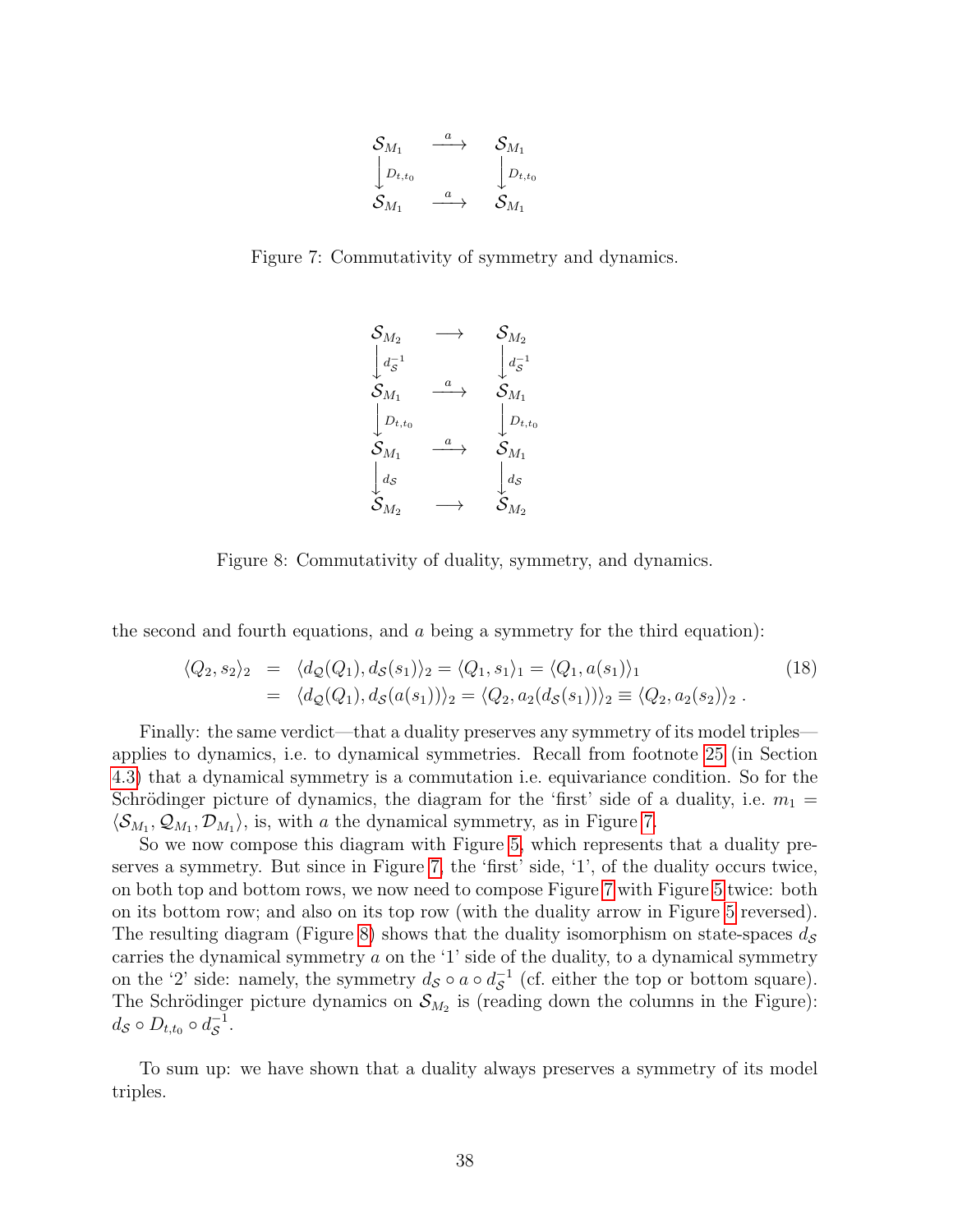$$
\begin{array}{ccc}
\mathcal{S}_{M_1} & \xrightarrow{a} & \mathcal{S}_{M_1} \\
\Big\downarrow D_{t,t_0} & & \Big\downarrow D_{t,t_0} \\
\mathcal{S}_{M_1} & \xrightarrow{a} & \mathcal{S}_{M_1}
\end{array}
$$

Figure 7: Commutativity of symmetry and dynamics.

$$
\begin{array}{ccc}
\mathcal{S}_{M_2} & \longrightarrow & \mathcal{S}_{M_2} \\
\Big\downarrow d_{\mathcal{S}}^{-1} & & \Big\downarrow d_{\mathcal{S}}^{-1} \\
\mathcal{S}_{M_1} & \xrightarrow{a} & \mathcal{S}_{M_1} \\
\Big\downarrow D_{t,t_0} & & \Big\downarrow D_{t,t_0} \\
\mathcal{S}_{M_1} & \xrightarrow{a} & \mathcal{S}_{M_1} \\
\Big\downarrow d_{\mathcal{S}} & & \Big\downarrow d_{\mathcal{S}} \\
\mathcal{S}_{M_2} & \longrightarrow & \mathcal{S}_{M_2}
\end{array}
$$

Figure 8: Commutativity of duality, symmetry, and dynamics.

the second and fourth equations, and $a$ being a symmetry for the third equation):

$$
\begin{aligned}
\langle Q_2, s_2 \rangle_2 &= \langle d_{\mathcal{Q}}(Q_1), d_{\mathcal{S}}(s_1) \rangle_2 = \langle Q_1, s_1 \rangle_1 = \langle Q_1, a(s_1) \rangle_1 \\
&= \langle d_{\mathcal{Q}}(Q_1), d_{\mathcal{S}}(a(s_1)) \rangle_2 = \langle Q_2, a_2(d_{\mathcal{S}}(s_1)) \rangle_2 \equiv \langle Q_2, a_2(s_2) \rangle_2 \,.
\end{aligned} \tag{18}
$$

Finally: the same verdict—that a duality preserves any symmetry of its model triples—applies to dynamics, i.e. to dynamical symmetries. Recall from footnote 25 (in Section 4.3) that a dynamical symmetry is a commutation i.e. equivariance condition. So for the Schrödinger picture of dynamics, the diagram for the 'first' side of a duality, i.e. $m_1 = \langle \mathcal{S}_{M_1}, \mathcal{Q}_{M_1}, \mathcal{D}_{M_1} \rangle$, is, with $a$ the dynamical symmetry, as in Figure 7.

So we now compose this diagram with Figure 5, which represents that a duality preserves a symmetry. But since in Figure 7, the 'first' side, '1', of the duality occurs twice, on both top and bottom rows, we now need to compose Figure 7 with Figure 5 twice: both on its bottom row; and also on its top row (with the duality arrow in Figure 5 reversed). The resulting diagram (Figure 8) shows that the duality isomorphism on state-spaces $d_{\mathcal{S}}$ carries the dynamical symmetry $a$ on the '1' side of the duality, to a dynamical symmetry on the '2' side: namely, the symmetry $d_{\mathcal{S}} \circ a \circ d_{\mathcal{S}}^{-1}$ (cf. either the top or bottom square). The Schrödinger picture dynamics on $\mathcal{S}_{M_2}$ is (reading down the columns in the Figure): $d_{\mathcal{S}} \circ D_{t,t_0} \circ d_{\mathcal{S}}^{-1}$.

To sum up: we have shown that a duality always preserves a symmetry of its model triples.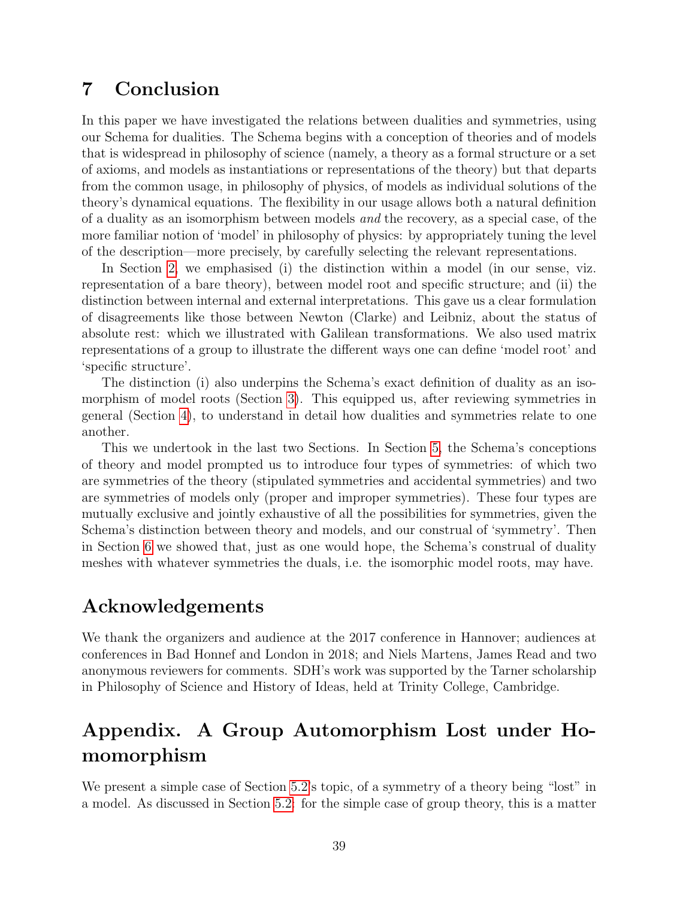## 7 Conclusion

In this paper we have investigated the relations between dualities and symmetries, using our Schema for dualities. The Schema begins with a conception of theories and of models that is widespread in philosophy of science (namely, a theory as a formal structure or a set of axioms, and models as instantiations or representations of the theory) but that departs from the common usage, in philosophy of physics, of models as individual solutions of the theory's dynamical equations. The flexibility in our usage allows both a natural definition of a duality as an isomorphism between models *and* the recovery, as a special case, of the more familiar notion of 'model' in philosophy of physics: by appropriately tuning the level of the description—more precisely, by carefully selecting the relevant representations.

In Section 2, we emphasised (i) the distinction within a model (in our sense, viz. representation of a bare theory), between model root and specific structure; and (ii) the distinction between internal and external interpretations. This gave us a clear formulation of disagreements like those between Newton (Clarke) and Leibniz, about the status of absolute rest: which we illustrated with Galilean transformations. We also used matrix representations of a group to illustrate the different ways one can define 'model root' and 'specific structure'.

The distinction (i) also underpins the Schema's exact definition of duality as an isomorphism of model roots (Section 3). This equipped us, after reviewing symmetries in general (Section 4), to understand in detail how dualities and symmetries relate to one another.

This we undertook in the last two Sections. In Section 5, the Schema's conceptions of theory and model prompted us to introduce four types of symmetries: of which two are symmetries of the theory (stipulated symmetries and accidental symmetries) and two are symmetries of models only (proper and improper symmetries). These four types are mutually exclusive and jointly exhaustive of all the possibilities for symmetries, given the Schema's distinction between theory and models, and our construal of 'symmetry'. Then in Section 6 we showed that, just as one would hope, the Schema's construal of duality meshes with whatever symmetries the duals, i.e. the isomorphic model roots, may have.

## Acknowledgements

We thank the organizers and audience at the 2017 conference in Hannover; audiences at conferences in Bad Honnef and London in 2018; and Niels Martens, James Read and two anonymous reviewers for comments. SDH's work was supported by the Tarner scholarship in Philosophy of Science and History of Ideas, held at Trinity College, Cambridge.

## Appendix. A Group Automorphism Lost under Homomorphism

We present a simple case of Section 5.2's topic, of a symmetry of a theory being "lost" in a model. As discussed in Section 5.2: for the simple case of group theory, this is a matter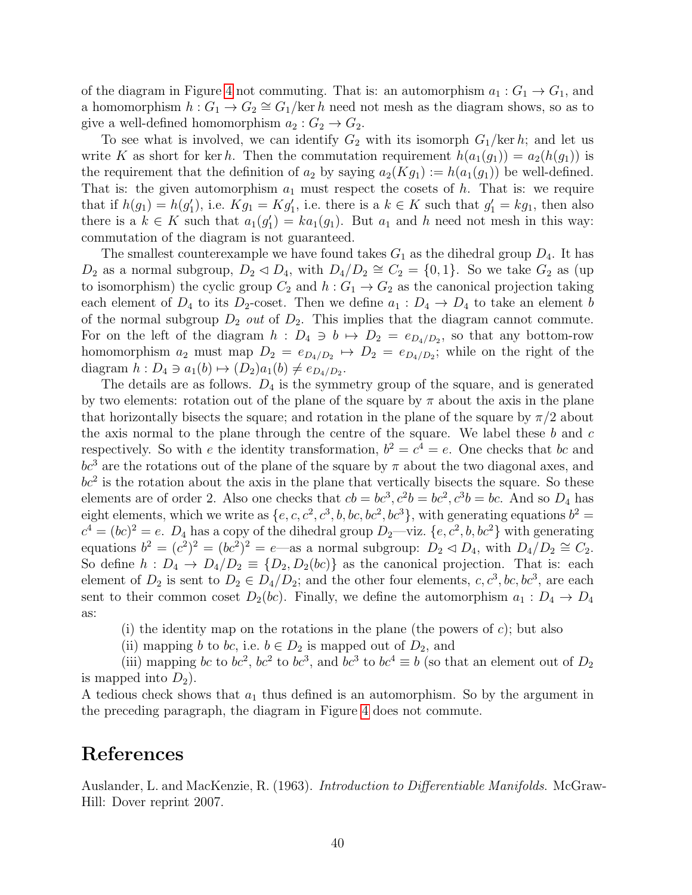of the diagram in Figure 4 not commuting. That is: an automorphism $a_1 : G_1 \to G_1$, and a homomorphism $h : G_1 \to G_2 \cong G_1/\ker h$ need not mesh as the diagram shows, so as to give a well-defined homomorphism $a_2 : G_2 \to G_2$.

To see what is involved, we can identify $G_2$ with its isomorph $G_1/\ker h$; and let us write $K$ as short for $\ker h$. Then the commutation requirement $h(a_1(g_1)) = a_2(h(g_1))$ is the requirement that the definition of $a_2$ by saying $a_2(Kg_1) := h(a_1(g_1))$ be well-defined. That is: the given automorphism $a_1$ must respect the cosets of $h$. That is: we require that if $h(g_1) = h(g_1')$, i.e. $Kg_1 = Kg_1'$, i.e. there is a $k \in K$ such that $g_1' = kg_1$, then also there is a $k \in K$ such that $a_1(g_1') = ka_1(g_1)$. But $a_1$ and $h$ need not mesh in this way: commutation of the diagram is not guaranteed.

The smallest counterexample we have found takes $G_1$ as the dihedral group $D_4$. It has $D_2$ as a normal subgroup, $D_2 \lhd D_4$, with $D_4/D_2 \cong C_2 = \{0, 1\}$. So we take $G_2$ as (up to isomorphism) the cyclic group $C_2$ and $h : G_1 \to G_2$ as the canonical projection taking each element of $D_4$ to its $D_2$-coset. Then we define $a_1 : D_4 \to D_4$ to take an element $b$ of the normal subgroup $D_2$ *out* of $D_2$. This implies that the diagram cannot commute. For on the left of the diagram $h : D_4 \ni b \mapsto D_2 = e_{D_4/D_2}$, so that any bottom-row homomorphism $a_2$ must map $D_2 = e_{D_4/D_2} \mapsto D_2 = e_{D_4/D_2}$; while on the right of the diagram $h : D_4 \ni a_1(b) \mapsto (D_2)a_1(b) \neq e_{D_4/D_2}$.

The details are as follows. $D_4$ is the symmetry group of the square, and is generated by two elements: rotation out of the plane of the square by $\pi$ about the axis in the plane that horizontally bisects the square; and rotation in the plane of the square by $\pi/2$ about the axis normal to the plane through the centre of the square. We label these $b$ and $c$ respectively. So with $e$ the identity transformation, $b^2 = c^4 = e$. One checks that $bc$ and $bc^3$ are the rotations out of the plane of the square by $\pi$ about the two diagonal axes, and $bc^2$ is the rotation about the axis in the plane that vertically bisects the square. So these elements are of order 2. Also one checks that $cb = bc^3, c^2b = bc^2, c^3b = bc$. And so $D_4$ has eight elements, which we write as $\{e, c, c^2, c^3, b, bc, bc^2, bc^3\}$, with generating equations $b^2 = c^4 = (bc)^2 = e$. $D_4$ has a copy of the dihedral group $D_2$—viz. $\{e, c^2, b, bc^2\}$ with generating equations $b^2 = (c^2)^2 = (bc^2)^2 = e$—as a normal subgroup: $D_2 \lhd D_4$, with $D_4/D_2 \cong C_2$. So define $h : D_4 \to D_4/D_2 \equiv \{D_2, D_2(bc)\}$ as the canonical projection. That is: each element of $D_2$ is sent to $D_2 \in D_4/D_2$; and the other four elements, $c, c^3, bc, bc^3$, are each sent to their common coset $D_2(bc)$. Finally, we define the automorphism $a_1 : D_4 \to D_4$ as:

(i) the identity map on the rotations in the plane (the powers of $c$); but also

(ii) mapping $b$ to $bc$, i.e. $b \in D_2$ is mapped out of $D_2$, and

(iii) mapping $bc$ to $bc^2$, $bc^2$ to $bc^3$, and $bc^3$ to $bc^4 \equiv b$ (so that an element out of $D_2$ is mapped into $D_2$).

A tedious check shows that $a_1$ thus defined is an automorphism. So by the argument in the preceding paragraph, the diagram in Figure 4 does not commute.

# References

Auslander, L. and MacKenzie, R. (1963). *Introduction to Differentiable Manifolds*. McGraw-Hill: Dover reprint 2007.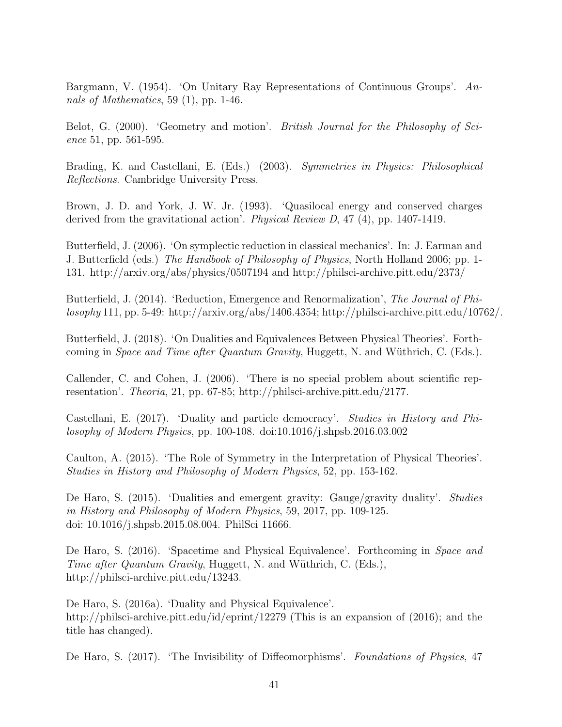Bargmann, V. (1954). 'On Unitary Ray Representations of Continuous Groups'. *Annals of Mathematics*, 59 (1), pp. 1-46.

Belot, G. (2000). 'Geometry and motion'. *British Journal for the Philosophy of Science* 51, pp. 561-595.

Brading, K. and Castellani, E. (Eds.) (2003). *Symmetries in Physics: Philosophical Reflections*. Cambridge University Press.

Brown, J. D. and York, J. W. Jr. (1993). 'Quasilocal energy and conserved charges derived from the gravitational action'. *Physical Review D*, 47 (4), pp. 1407-1419.

Butterfield, J. (2006). 'On symplectic reduction in classical mechanics'. In: J. Earman and J. Butterfield (eds.) *The Handbook of Philosophy of Physics*, North Holland 2006; pp. 1-131. http://arxiv.org/abs/physics/0507194 and http://philsci-archive.pitt.edu/2373/

Butterfield, J. (2014). 'Reduction, Emergence and Renormalization', *The Journal of Philosophy* 111, pp. 5-49: http://arxiv.org/abs/1406.4354; http://philsci-archive.pitt.edu/10762/.

Butterfield, J. (2018). 'On Dualities and Equivalences Between Physical Theories'. Forthcoming in *Space and Time after Quantum Gravity*, Huggett, N. and Wüthrich, C. (Eds.).

Callender, C. and Cohen, J. (2006). 'There is no special problem about scientific representation'. *Theoria*, 21, pp. 67-85; http://philsci-archive.pitt.edu/2177.

Castellani, E. (2017). 'Duality and particle democracy'. *Studies in History and Philosophy of Modern Physics*, pp. 100-108. doi:10.1016/j.shpsb.2016.03.002

Caulton, A. (2015). 'The Role of Symmetry in the Interpretation of Physical Theories'. *Studies in History and Philosophy of Modern Physics*, 52, pp. 153-162.

De Haro, S. (2015). 'Dualities and emergent gravity: Gauge/gravity duality'. *Studies in History and Philosophy of Modern Physics*, 59, 2017, pp. 109-125. doi: 10.1016/j.shpsb.2015.08.004. PhilSci 11666.

De Haro, S. (2016). 'Spacetime and Physical Equivalence'. Forthcoming in *Space and Time after Quantum Gravity*, Huggett, N. and Wüthrich, C. (Eds.), http://philsci-archive.pitt.edu/13243.

De Haro, S. (2016a). 'Duality and Physical Equivalence'. http://philsci-archive.pitt.edu/id/eprint/12279 (This is an expansion of (2016); and the title has changed).

De Haro, S. (2017). 'The Invisibility of Diffeomorphisms'. *Foundations of Physics*, 47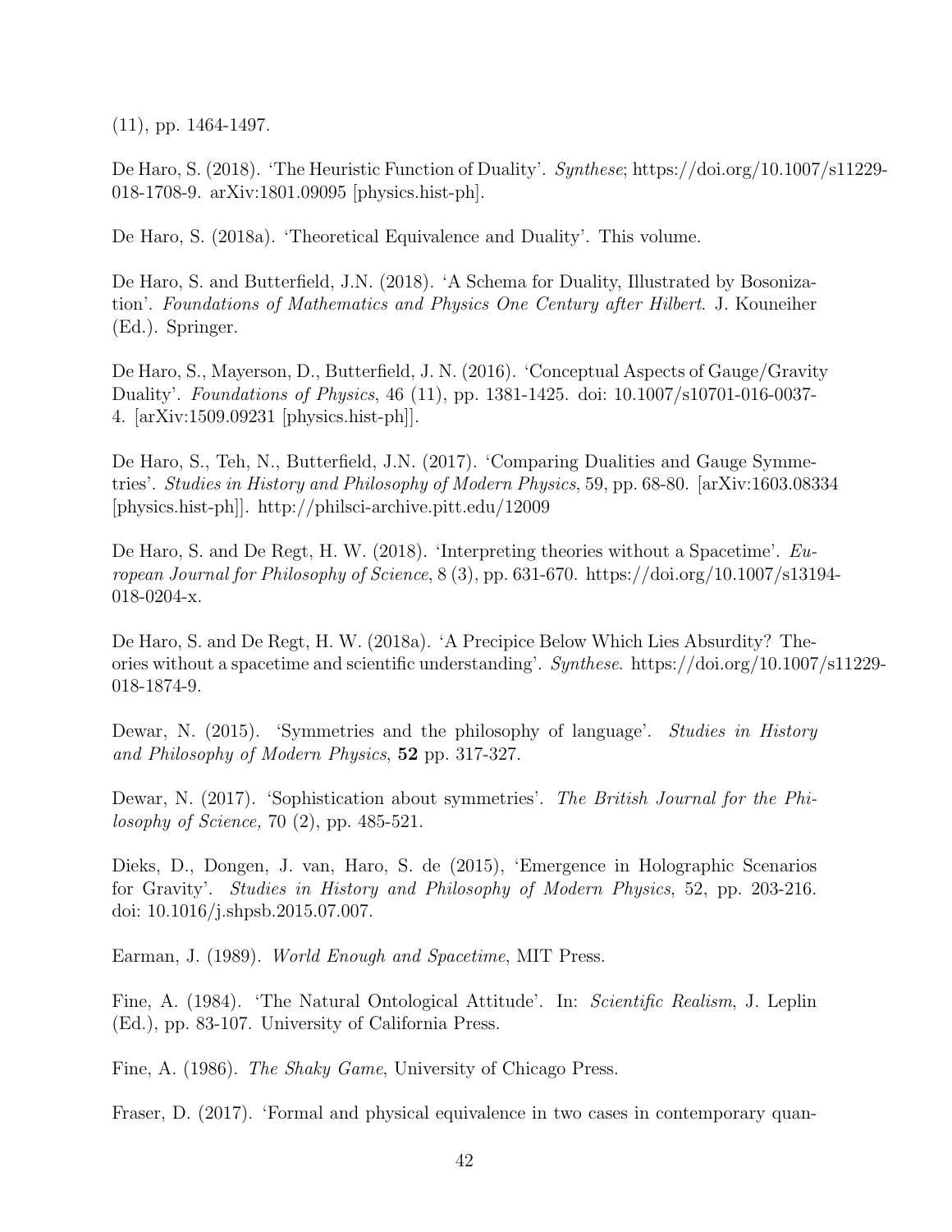(11), pp. 1464-1497.

De Haro, S. (2018). 'The Heuristic Function of Duality'. *Synthese*; https://doi.org/10.1007/s11229-018-1708-9. arXiv:1801.09095 [physics.hist-ph].

De Haro, S. (2018a). 'Theoretical Equivalence and Duality'. This volume.

De Haro, S. and Butterfield, J.N. (2018). 'A Schema for Duality, Illustrated by Bosonization'. *Foundations of Mathematics and Physics One Century after Hilbert*. J. Kouneiher (Ed.). Springer.

De Haro, S., Mayerson, D., Butterfield, J. N. (2016). 'Conceptual Aspects of Gauge/Gravity Duality'. *Foundations of Physics*, 46 (11), pp. 1381-1425. doi: 10.1007/s10701-016-0037-4. [arXiv:1509.09231 [physics.hist-ph]].

De Haro, S., Teh, N., Butterfield, J.N. (2017). 'Comparing Dualities and Gauge Symmetries'. *Studies in History and Philosophy of Modern Physics*, 59, pp. 68-80. [arXiv:1603.08334 [physics.hist-ph]]. http://philsci-archive.pitt.edu/12009

De Haro, S. and De Regt, H. W. (2018). 'Interpreting theories without a Spacetime'. *European Journal for Philosophy of Science*, 8 (3), pp. 631-670. https://doi.org/10.1007/s13194-018-0204-x.

De Haro, S. and De Regt, H. W. (2018a). 'A Precipice Below Which Lies Absurdity? Theories without a spacetime and scientific understanding'. *Synthese*. https://doi.org/10.1007/s11229-018-1874-9.

Dewar, N. (2015). 'Symmetries and the philosophy of language'. *Studies in History and Philosophy of Modern Physics*, **52** pp. 317-327.

Dewar, N. (2017). 'Sophistication about symmetries'. *The British Journal for the Philosophy of Science,* 70 (2), pp. 485-521.

Dieks, D., Dongen, J. van, Haro, S. de (2015), 'Emergence in Holographic Scenarios for Gravity'. *Studies in History and Philosophy of Modern Physics*, 52, pp. 203-216. doi: 10.1016/j.shpsb.2015.07.007.

Earman, J. (1989). *World Enough and Spacetime*, MIT Press.

Fine, A. (1984). 'The Natural Ontological Attitude'. In: *Scientific Realism*, J. Leplin (Ed.), pp. 83-107. University of California Press.

Fine, A. (1986). *The Shaky Game*, University of Chicago Press.

Fraser, D. (2017). 'Formal and physical equivalence in two cases in contemporary quan-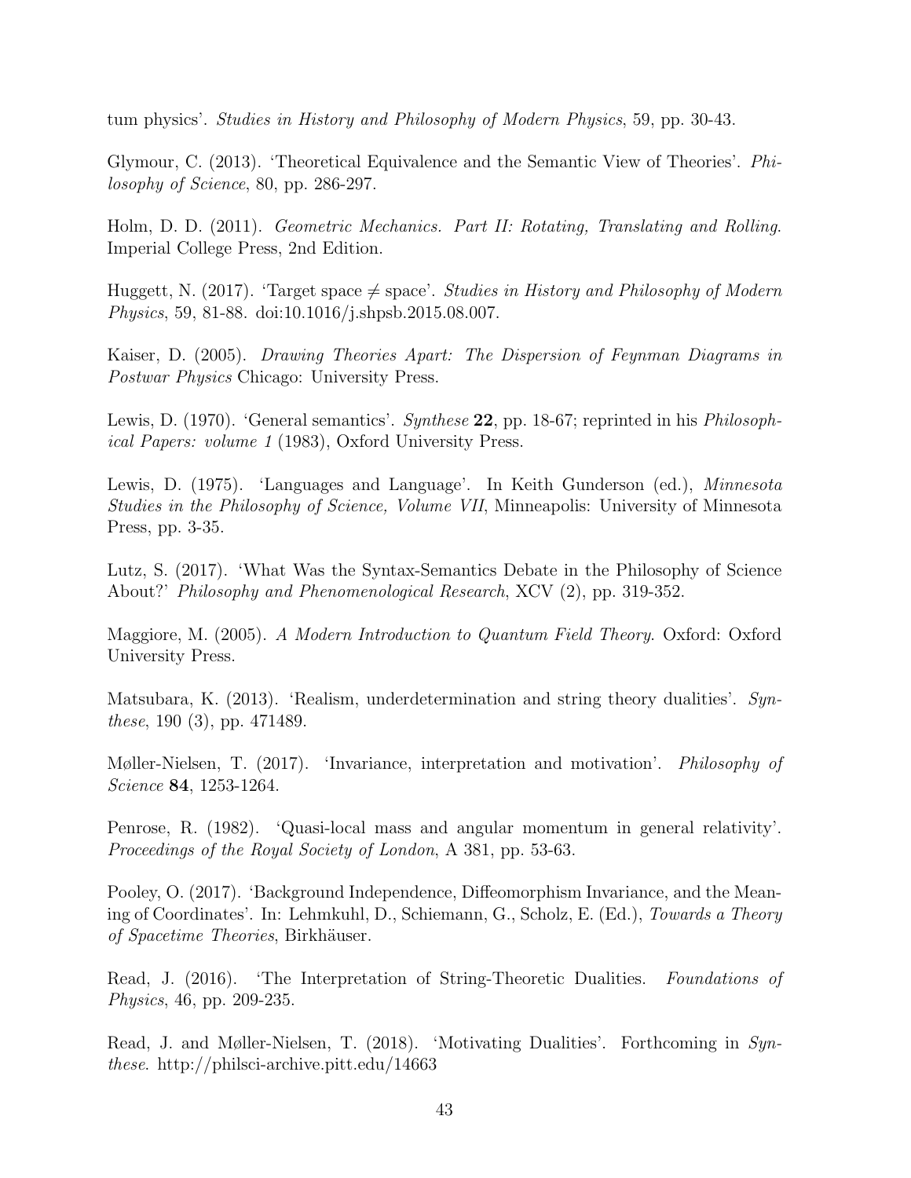tum physics'. *Studies in History and Philosophy of Modern Physics*, 59, pp. 30-43.

Glymour, C. (2013). 'Theoretical Equivalence and the Semantic View of Theories'. *Philosophy of Science*, 80, pp. 286-297.

Holm, D. D. (2011). *Geometric Mechanics. Part II: Rotating, Translating and Rolling*. Imperial College Press, 2nd Edition.

Huggett, N. (2017). 'Target space $\neq$ space'. *Studies in History and Philosophy of Modern Physics*, 59, 81-88. doi:10.1016/j.shpsb.2015.08.007.

Kaiser, D. (2005). *Drawing Theories Apart: The Dispersion of Feynman Diagrams in Postwar Physics* Chicago: University Press.

Lewis, D. (1970). 'General semantics'. *Synthese* **22**, pp. 18-67; reprinted in his *Philosophical Papers: volume 1* (1983), Oxford University Press.

Lewis, D. (1975). 'Languages and Language'. In Keith Gunderson (ed.), *Minnesota Studies in the Philosophy of Science, Volume VII*, Minneapolis: University of Minnesota Press, pp. 3-35.

Lutz, S. (2017). 'What Was the Syntax-Semantics Debate in the Philosophy of Science About?' *Philosophy and Phenomenological Research*, XCV (2), pp. 319-352.

Maggiore, M. (2005). *A Modern Introduction to Quantum Field Theory*. Oxford: Oxford University Press.

Matsubara, K. (2013). 'Realism, underdetermination and string theory dualities'. *Synthese*, 190 (3), pp. 471489.

Møller-Nielsen, T. (2017). 'Invariance, interpretation and motivation'. *Philosophy of Science* **84**, 1253-1264.

Penrose, R. (1982). 'Quasi-local mass and angular momentum in general relativity'. *Proceedings of the Royal Society of London*, A 381, pp. 53-63.

Pooley, O. (2017). 'Background Independence, Diffeomorphism Invariance, and the Meaning of Coordinates'. In: Lehmkuhl, D., Schiemann, G., Scholz, E. (Ed.), *Towards a Theory of Spacetime Theories*, Birkhäuser.

Read, J. (2016). 'The Interpretation of String-Theoretic Dualities. *Foundations of Physics*, 46, pp. 209-235.

Read, J. and Møller-Nielsen, T. (2018). 'Motivating Dualities'. Forthcoming in *Synthese*. http://philsci-archive.pitt.edu/14663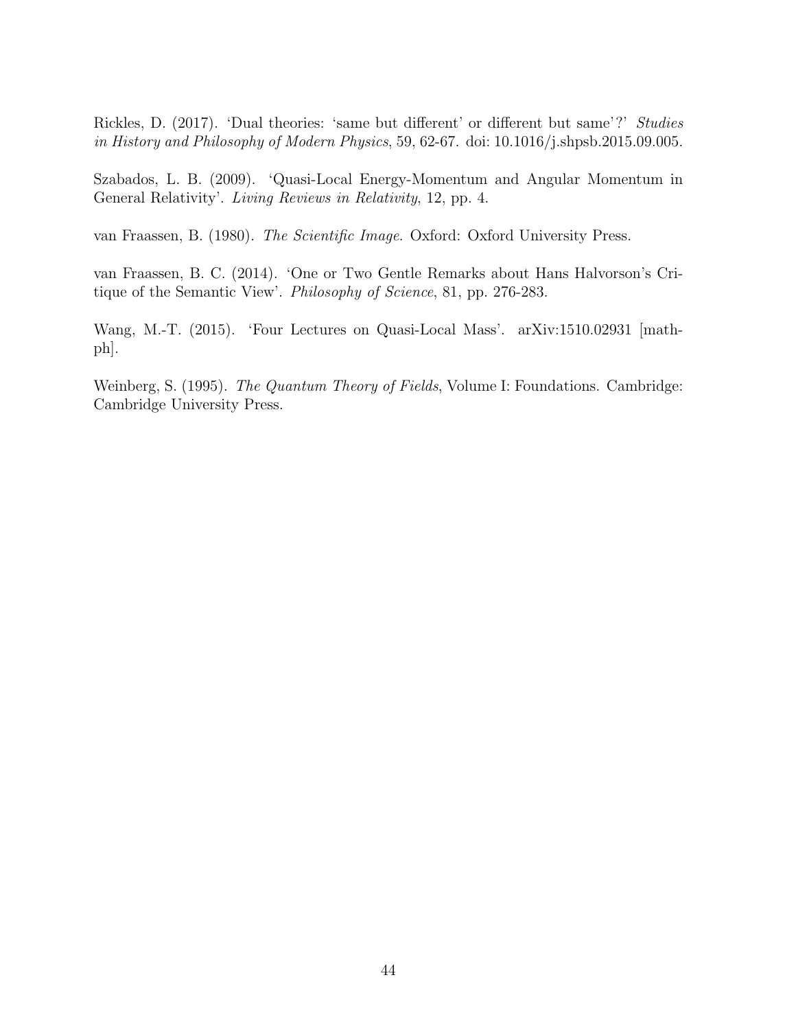Rickles, D. (2017). 'Dual theories: 'same but different' or different but same'?' *Studies in History and Philosophy of Modern Physics*, 59, 62-67. doi: 10.1016/j.shpsb.2015.09.005.

Szabados, L. B. (2009). 'Quasi-Local Energy-Momentum and Angular Momentum in General Relativity'. *Living Reviews in Relativity*, 12, pp. 4.

van Fraassen, B. (1980). *The Scientific Image*. Oxford: Oxford University Press.

van Fraassen, B. C. (2014). 'One or Two Gentle Remarks about Hans Halvorson's Critique of the Semantic View'. *Philosophy of Science*, 81, pp. 276-283.

Wang, M.-T. (2015). 'Four Lectures on Quasi-Local Mass'. arXiv:1510.02931 [math-ph].

Weinberg, S. (1995). *The Quantum Theory of Fields*, Volume I: Foundations. Cambridge: Cambridge University Press.